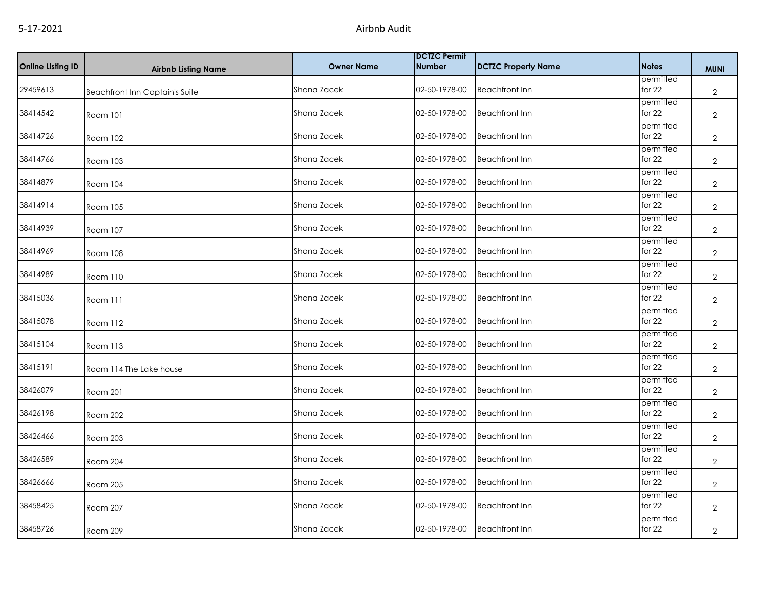| Online Listing ID | Airbnb Listing Name | Owner Name | DCTZC Permit Number | DCTZC Property Name | Notes | MUNI |
|---|---|---|---|---|---|---|
| 29459613 | Beachfront Inn Captain's Suite | Shana Zacek | 02-50-1978-00 | Beachfront Inn | permitted for 22 | 2 |
| 38414542 | Room 101 | Shana Zacek | 02-50-1978-00 | Beachfront Inn | permitted for 22 | 2 |
| 38414726 | Room 102 | Shana Zacek | 02-50-1978-00 | Beachfront Inn | permitted for 22 | 2 |
| 38414766 | Room 103 | Shana Zacek | 02-50-1978-00 | Beachfront Inn | permitted for 22 | 2 |
| 38414879 | Room 104 | Shana Zacek | 02-50-1978-00 | Beachfront Inn | permitted for 22 | 2 |
| 38414914 | Room 105 | Shana Zacek | 02-50-1978-00 | Beachfront Inn | permitted for 22 | 2 |
| 38414939 | Room 107 | Shana Zacek | 02-50-1978-00 | Beachfront Inn | permitted for 22 | 2 |
| 38414969 | Room 108 | Shana Zacek | 02-50-1978-00 | Beachfront Inn | permitted for 22 | 2 |
| 38414989 | Room 110 | Shana Zacek | 02-50-1978-00 | Beachfront Inn | permitted for 22 | 2 |
| 38415036 | Room 111 | Shana Zacek | 02-50-1978-00 | Beachfront Inn | permitted for 22 | 2 |
| 38415078 | Room 112 | Shana Zacek | 02-50-1978-00 | Beachfront Inn | permitted for 22 | 2 |
| 38415104 | Room 113 | Shana Zacek | 02-50-1978-00 | Beachfront Inn | permitted for 22 | 2 |
| 38415191 | Room 114 The Lake house | Shana Zacek | 02-50-1978-00 | Beachfront Inn | permitted for 22 | 2 |
| 38426079 | Room 201 | Shana Zacek | 02-50-1978-00 | Beachfront Inn | permitted for 22 | 2 |
| 38426198 | Room 202 | Shana Zacek | 02-50-1978-00 | Beachfront Inn | permitted for 22 | 2 |
| 38426466 | Room 203 | Shana Zacek | 02-50-1978-00 | Beachfront Inn | permitted for 22 | 2 |
| 38426589 | Room 204 | Shana Zacek | 02-50-1978-00 | Beachfront Inn | permitted for 22 | 2 |
| 38426666 | Room 205 | Shana Zacek | 02-50-1978-00 | Beachfront Inn | permitted for 22 | 2 |
| 38458425 | Room 207 | Shana Zacek | 02-50-1978-00 | Beachfront Inn | permitted for 22 | 2 |
| 38458726 | Room 209 | Shana Zacek | 02-50-1978-00 | Beachfront Inn | permitted for 22 | 2 |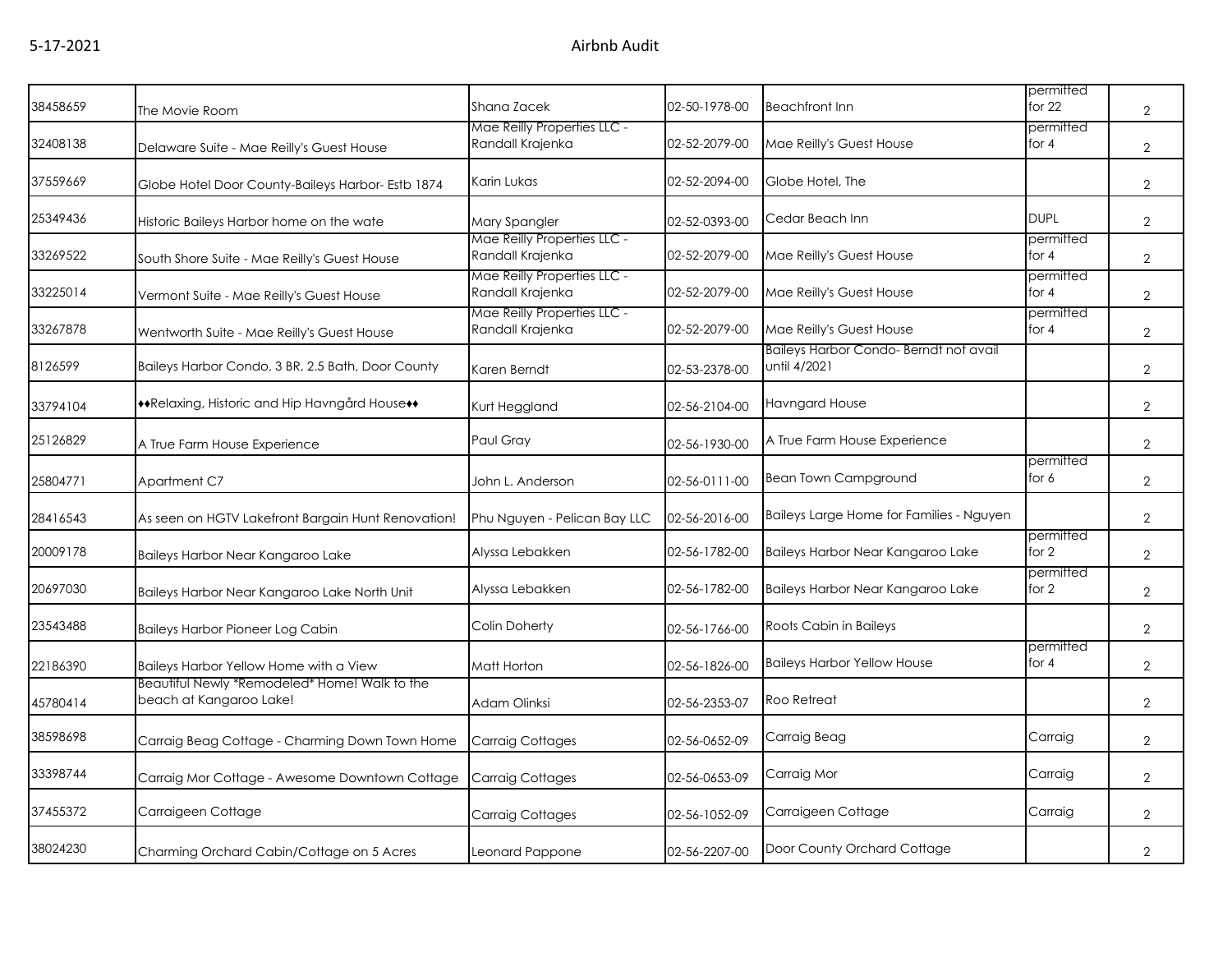| | | | | | | |
|---|---|---|---|---|---|---|
| 38458659 | The Movie Room | Shana Zacek | 02-50-1978-00 | Beachfront Inn | permitted for 22 | 2 |
| 32408138 | Delaware Suite - Mae Reilly's Guest House | Mae Reilly Properties LLC - Randall Krajenka | 02-52-2079-00 | Mae Reilly's Guest House | permitted for 4 | 2 |
| 37559669 | Globe Hotel Door County-Baileys Harbor- Estb 1874 | Karin Lukas | 02-52-2094-00 | Globe Hotel, The | | 2 |
| 25349436 | Historic Baileys Harbor home on the wate | Mary Spangler | 02-52-0393-00 | Cedar Beach Inn | DUPL | 2 |
| 33269522 | South Shore Suite - Mae Reilly's Guest House | Mae Reilly Properties LLC - Randall Krajenka | 02-52-2079-00 | Mae Reilly's Guest House | permitted for 4 | 2 |
| 33225014 | Vermont Suite - Mae Reilly's Guest House | Mae Reilly Properties LLC - Randall Krajenka | 02-52-2079-00 | Mae Reilly's Guest House | permitted for 4 | 2 |
| 33267878 | Wentworth Suite - Mae Reilly's Guest House | Mae Reilly Properties LLC - Randall Krajenka | 02-52-2079-00 | Mae Reilly's Guest House | permitted for 4 | 2 |
| 8126599 | Baileys Harbor Condo, 3 BR, 2.5 Bath, Door County | Karen Berndt | 02-53-2378-00 | Baileys Harbor Condo- Berndt not avail until 4/2021 | | 2 |
| 33794104 | ♦♦Relaxing, Historic and Hip Havngård House♦♦ | Kurt Heggland | 02-56-2104-00 | Havngard House | | 2 |
| 25126829 | A True Farm House Experience | Paul Gray | 02-56-1930-00 | A True Farm House Experience | | 2 |
| 25804771 | Apartment C7 | John L. Anderson | 02-56-0111-00 | Bean Town Campground | permitted for 6 | 2 |
| 28416543 | As seen on HGTV Lakefront Bargain Hunt Renovation! | Phu Nguyen - Pelican Bay LLC | 02-56-2016-00 | Baileys Large Home for Families - Nguyen | | 2 |
| 20009178 | Baileys Harbor Near Kangaroo Lake | Alyssa Lebakken | 02-56-1782-00 | Baileys Harbor Near Kangaroo Lake | permitted for 2 | 2 |
| 20697030 | Baileys Harbor Near Kangaroo Lake North Unit | Alyssa Lebakken | 02-56-1782-00 | Baileys Harbor Near Kangaroo Lake | permitted for 2 | 2 |
| 23543488 | Baileys Harbor Pioneer Log Cabin | Colin Doherty | 02-56-1766-00 | Roots Cabin in Baileys | | 2 |
| 22186390 | Baileys Harbor Yellow Home with a View | Matt Horton | 02-56-1826-00 | Baileys Harbor Yellow House | permitted for 4 | 2 |
| 45780414 | Beautiful Newly *Remodeled* Home! Walk to the beach at Kangaroo Lake! | Adam Olinksi | 02-56-2353-07 | Roo Retreat | | 2 |
| 38598698 | Carraig Beag Cottage - Charming Down Town Home | Carraig Cottages | 02-56-0652-09 | Carraig Beag | Carraig | 2 |
| 33398744 | Carraig Mor Cottage - Awesome Downtown Cottage | Carraig Cottages | 02-56-0653-09 | Carraig Mor | Carraig | 2 |
| 37455372 | Carraigeen Cottage | Carraig Cottages | 02-56-1052-09 | Carraigeen Cottage | Carraig | 2 |
| 38024230 | Charming Orchard Cabin/Cottage on 5 Acres | Leonard Pappone | 02-56-2207-00 | Door County Orchard Cottage | | 2 |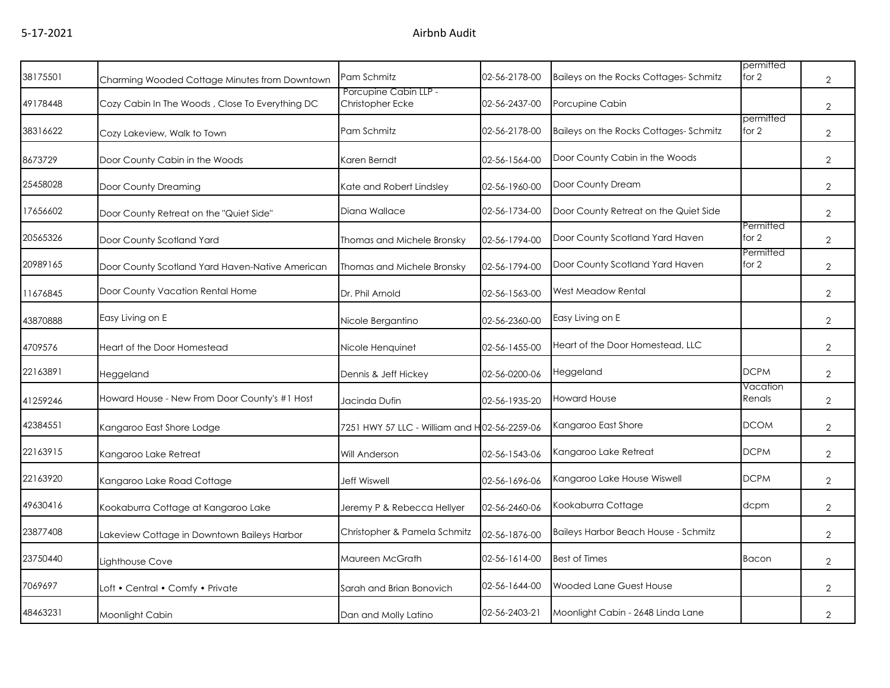| | | | | | | |
|---|---|---|---|---|---|---|
| 38175501 | Charming Wooded Cottage Minutes from Downtown | Pam Schmitz | 02-56-2178-00 | Baileys on the Rocks Cottages- Schmitz | permitted for 2 | 2 |
| 49178448 | Cozy Cabin In The Woods , Close To Everything DC | Porcupine Cabin LLP - Christopher Ecke | 02-56-2437-00 | Porcupine Cabin | | 2 |
| 38316622 | Cozy Lakeview, Walk to Town | Pam Schmitz | 02-56-2178-00 | Baileys on the Rocks Cottages- Schmitz | permitted for 2 | 2 |
| 8673729 | Door County Cabin in the Woods | Karen Berndt | 02-56-1564-00 | Door County Cabin in the Woods | | 2 |
| 25458028 | Door County Dreaming | Kate and Robert Lindsley | 02-56-1960-00 | Door County Dream | | 2 |
| 17656602 | Door County Retreat on the "Quiet Side" | Diana Wallace | 02-56-1734-00 | Door County Retreat on the Quiet Side | | 2 |
| 20565326 | Door County Scotland Yard | Thomas and Michele Bronsky | 02-56-1794-00 | Door County Scotland Yard Haven | Permitted for 2 | 2 |
| 20989165 | Door County Scotland Yard Haven-Native American | Thomas and Michele Bronsky | 02-56-1794-00 | Door County Scotland Yard Haven | Permitted for 2 | 2 |
| 11676845 | Door County Vacation Rental Home | Dr. Phil Arnold | 02-56-1563-00 | West Meadow Rental | | 2 |
| 43870888 | Easy Living on E | Nicole Bergantino | 02-56-2360-00 | Easy Living on E | | 2 |
| 4709576 | Heart of the Door Homestead | Nicole Henquinet | 02-56-1455-00 | Heart of the Door Homestead, LLC | | 2 |
| 22163891 | Heggeland | Dennis & Jeff Hickey | 02-56-0200-06 | Heggeland | DCPM | 2 |
| 41259246 | Howard House - New From Door County's #1 Host | Jacinda Dufin | 02-56-1935-20 | Howard House | Vacation Renals | 2 |
| 42384551 | Kangaroo East Shore Lodge | 7251 HWY 57 LLC - William and H | 02-56-2259-06 | Kangaroo East Shore | DCOM | 2 |
| 22163915 | Kangaroo Lake Retreat | Will Anderson | 02-56-1543-06 | Kangaroo Lake Retreat | DCPM | 2 |
| 22163920 | Kangaroo Lake Road Cottage | Jeff Wiswell | 02-56-1696-06 | Kangaroo Lake House Wiswell | DCPM | 2 |
| 49630416 | Kookaburra Cottage at Kangaroo Lake | Jeremy P & Rebecca Hellyer | 02-56-2460-06 | Kookaburra Cottage | dcpm | 2 |
| 23877408 | Lakeview Cottage in Downtown Baileys Harbor | Christopher & Pamela Schmitz | 02-56-1876-00 | Baileys Harbor Beach House - Schmitz | | 2 |
| 23750440 | Lighthouse Cove | Maureen McGrath | 02-56-1614-00 | Best of Times | Bacon | 2 |
| 7069697 | Loft • Central • Comfy • Private | Sarah and Brian Bonovich | 02-56-1644-00 | Wooded Lane Guest House | | 2 |
| 48463231 | Moonlight Cabin | Dan and Molly Latino | 02-56-2403-21 | Moonlight Cabin - 2648 Linda Lane | | 2 |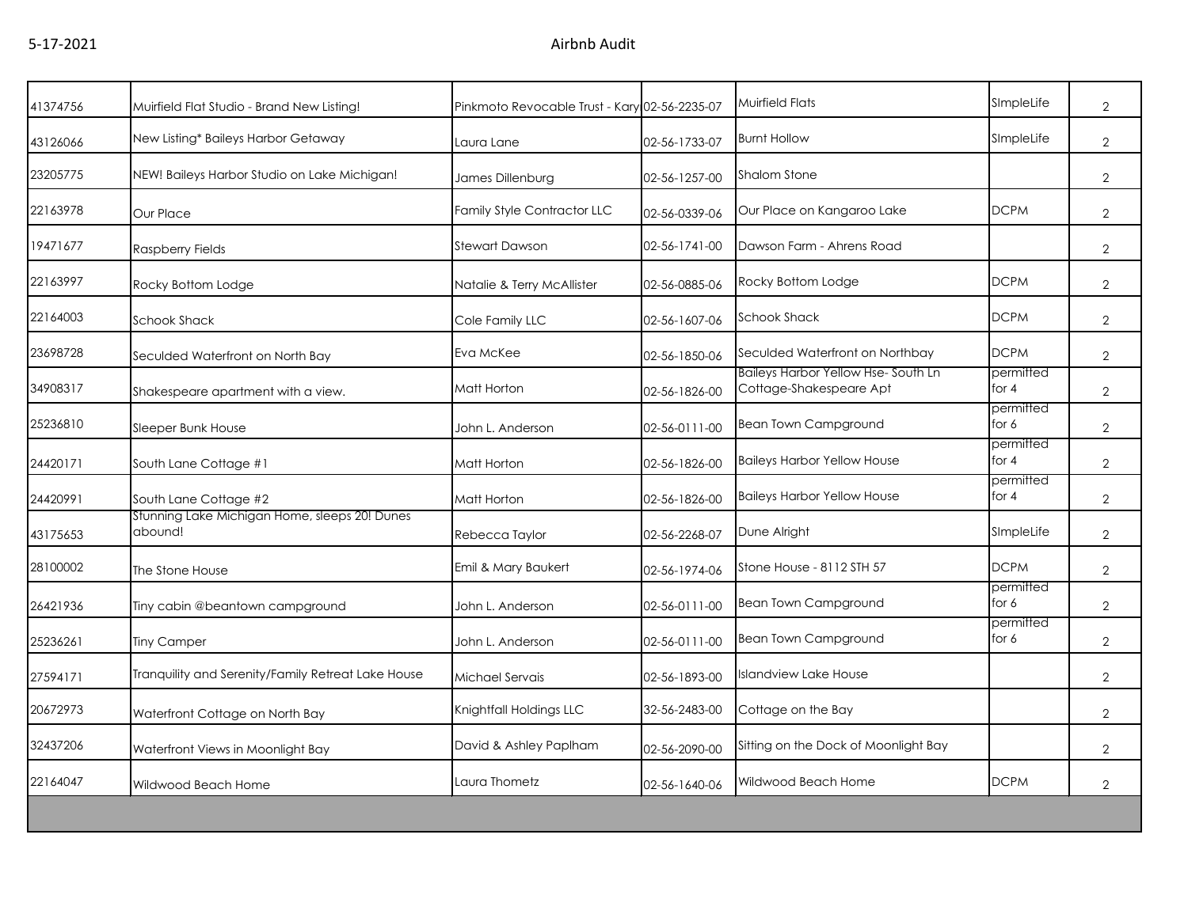| | | | | | | |
|---|---|---|---|---|---|---|
| 41374756 | Muirfield Flat Studio - Brand New Listing! | Pinkmoto Revocable Trust - Kary | 02-56-2235-07 | Muirfield Flats | SImpleLife | 2 |
| 43126066 | New Listing* Baileys Harbor Getaway | Laura Lane | 02-56-1733-07 | Burnt Hollow | SImpleLife | 2 |
| 23205775 | NEW! Baileys Harbor Studio on Lake Michigan! | James Dillenburg | 02-56-1257-00 | Shalom Stone | | 2 |
| 22163978 | Our Place | Family Style Contractor LLC | 02-56-0339-06 | Our Place on Kangaroo Lake | DCPM | 2 |
| 19471677 | Raspberry Fields | Stewart Dawson | 02-56-1741-00 | Dawson Farm - Ahrens Road | | 2 |
| 22163997 | Rocky Bottom Lodge | Natalie & Terry McAllister | 02-56-0885-06 | Rocky Bottom Lodge | DCPM | 2 |
| 22164003 | Schook Shack | Cole Family LLC | 02-56-1607-06 | Schook Shack | DCPM | 2 |
| 23698728 | Seculded Waterfront on North Bay | Eva McKee | 02-56-1850-06 | Seculded Waterfront on Northbay | DCPM | 2 |
| 34908317 | Shakespeare apartment with a view. | Matt Horton | 02-56-1826-00 | Baileys Harbor Yellow Hse- South Ln Cottage-Shakespeare Apt | permitted for 4 | 2 |
| 25236810 | Sleeper Bunk House | John L. Anderson | 02-56-0111-00 | Bean Town Campground | permitted for 6 | 2 |
| 24420171 | South Lane Cottage #1 | Matt Horton | 02-56-1826-00 | Baileys Harbor Yellow House | permitted for 4 | 2 |
| 24420991 | South Lane Cottage #2 | Matt Horton | 02-56-1826-00 | Baileys Harbor Yellow House | permitted for 4 | 2 |
| 43175653 | Stunning Lake Michigan Home, sleeps 20! Dunes abound! | Rebecca Taylor | 02-56-2268-07 | Dune Alright | SImpleLife | 2 |
| 28100002 | The Stone House | Emil & Mary Baukert | 02-56-1974-06 | Stone House - 8112 STH 57 | DCPM | 2 |
| 26421936 | Tiny cabin @beantown campground | John L. Anderson | 02-56-0111-00 | Bean Town Campground | permitted for 6 | 2 |
| 25236261 | Tiny Camper | John L. Anderson | 02-56-0111-00 | Bean Town Campground | permitted for 6 | 2 |
| 27594171 | Tranquility and Serenity/Family Retreat Lake House | Michael Servais | 02-56-1893-00 | Islandview Lake House | | 2 |
| 20672973 | Waterfront Cottage on North Bay | Knightfall Holdings LLC | 32-56-2483-00 | Cottage on the Bay | | 2 |
| 32437206 | Waterfront Views in Moonlight Bay | David & Ashley Paplham | 02-56-2090-00 | Sitting on the Dock of Moonlight Bay | | 2 |
| 22164047 | Wildwood Beach Home | Laura Thometz | 02-56-1640-06 | Wildwood Beach Home | DCPM | 2 |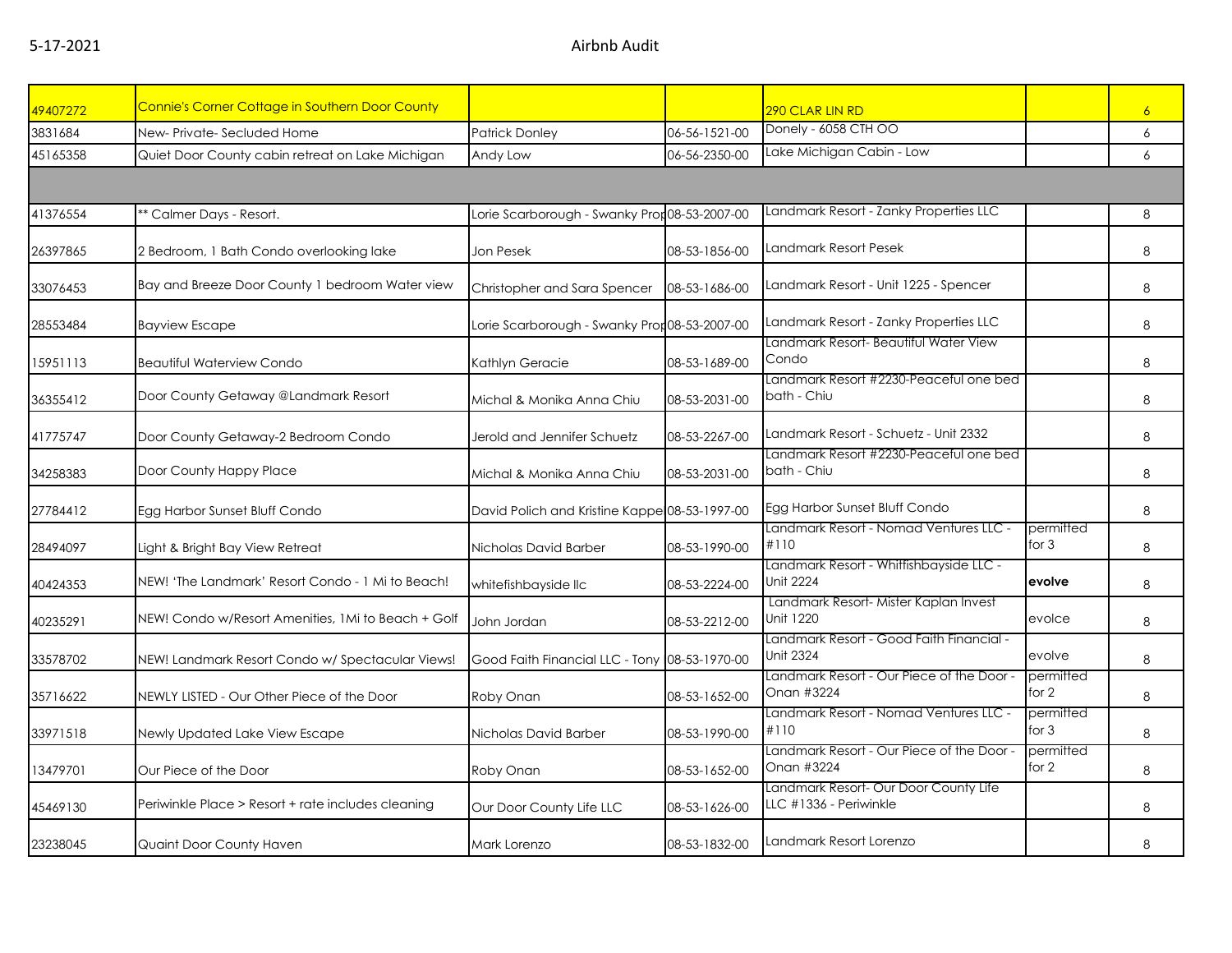| | | | | | | |
|---|---|---|---|---|---|---|
| 49407272 | Connie's Corner Cottage in Southern Door County | | | 290 CLAR LIN RD | | 6 |
| 3831684 | New- Private- Secluded Home | Patrick Donley | 06-56-1521-00 | Donely - 6058 CTH OO | | 6 |
| 45165358 | Quiet Door County cabin retreat on Lake Michigan | Andy Low | 06-56-2350-00 | Lake Michigan Cabin - Low | | 6 |
| | | | | | | |
| 41376554 | ** Calmer Days - Resort. | Lorie Scarborough - Swanky Prop | 08-53-2007-00 | Landmark Resort - Zanky Properties LLC | | 8 |
| 26397865 | 2 Bedroom, 1 Bath Condo overlooking lake | Jon Pesek | 08-53-1856-00 | Landmark Resort Pesek | | 8 |
| 33076453 | Bay and Breeze Door County 1 bedroom Water view | Christopher and Sara Spencer | 08-53-1686-00 | Landmark Resort - Unit 1225 - Spencer | | 8 |
| 28553484 | Bayview Escape | Lorie Scarborough - Swanky Prop | 08-53-2007-00 | Landmark Resort - Zanky Properties LLC | | 8 |
| 15951113 | Beautiful Waterview Condo | Kathlyn Geracie | 08-53-1689-00 | Landmark Resort- Beautiful Water View Condo | | 8 |
| 36355412 | Door County Getaway @Landmark Resort | Michal & Monika Anna Chiu | 08-53-2031-00 | Landmark Resort #2230-Peaceful one bed bath - Chiu | | 8 |
| 41775747 | Door County Getaway-2 Bedroom Condo | Jerold and Jennifer Schuetz | 08-53-2267-00 | Landmark Resort - Schuetz - Unit 2332 | | 8 |
| 34258383 | Door County Happy Place | Michal & Monika Anna Chiu | 08-53-2031-00 | Landmark Resort #2230-Peaceful one bed bath - Chiu | | 8 |
| 27784412 | Egg Harbor Sunset Bluff Condo | David Polich and Kristine Kappe | 08-53-1997-00 | Egg Harbor Sunset Bluff Condo | | 8 |
| 28494097 | Light & Bright Bay View Retreat | Nicholas David Barber | 08-53-1990-00 | Landmark Resort - Nomad Ventures LLC - #110 | permitted for 3 | 8 |
| 40424353 | NEW! 'The Landmark' Resort Condo - 1 Mi to Beach! | whitefishbayside llc | 08-53-2224-00 | Landmark Resort - Whitfishbayside LLC - Unit 2224 | **evolve** | 8 |
| 40235291 | NEW! Condo w/Resort Amenities, 1Mi to Beach + Golf | John Jordan | 08-53-2212-00 | Landmark Resort- Mister Kaplan Invest Unit 1220 | evolce | 8 |
| 33578702 | NEW! Landmark Resort Condo w/ Spectacular Views! | Good Faith Financial LLC - Tony | 08-53-1970-00 | Landmark Resort - Good Faith Financial - Unit 2324 | evolve | 8 |
| 35716622 | NEWLY LISTED - Our Other Piece of the Door | Roby Onan | 08-53-1652-00 | Landmark Resort - Our Piece of the Door - Onan #3224 | permitted for 2 | 8 |
| 33971518 | Newly Updated Lake View Escape | Nicholas David Barber | 08-53-1990-00 | Landmark Resort - Nomad Ventures LLC - #110 | permitted for 3 | 8 |
| 13479701 | Our Piece of the Door | Roby Onan | 08-53-1652-00 | Landmark Resort - Our Piece of the Door - Onan #3224 | permitted for 2 | 8 |
| 45469130 | Periwinkle Place > Resort + rate includes cleaning | Our Door County Life LLC | 08-53-1626-00 | Landmark Resort- Our Door County Life LLC #1336 - Periwinkle | | 8 |
| 23238045 | Quaint Door County Haven | Mark Lorenzo | 08-53-1832-00 | Landmark Resort Lorenzo | | 8 |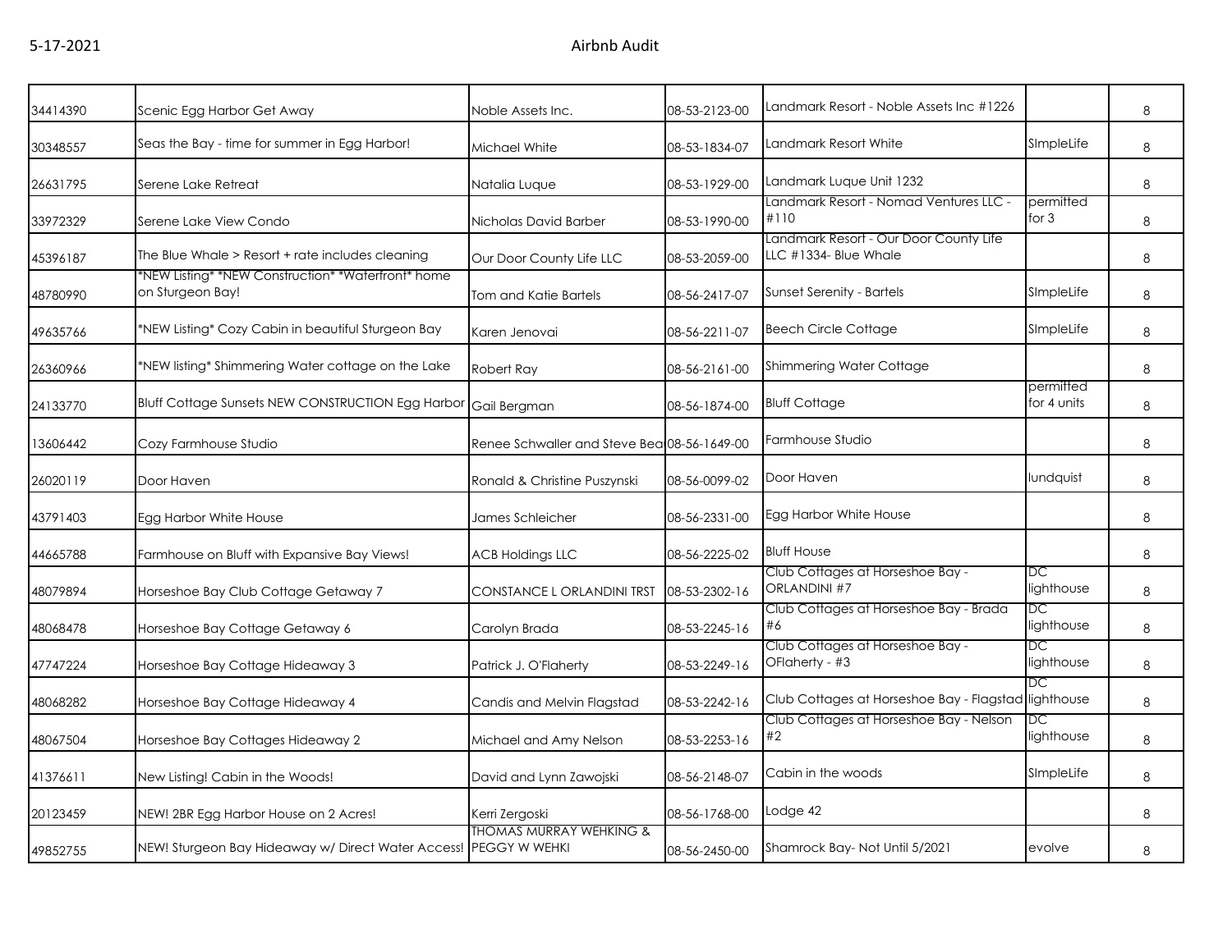| 34414390 | Scenic Egg Harbor Get Away | Noble Assets Inc. | 08-53-2123-00 | Landmark Resort - Noble Assets Inc #1226 | | 8 |
|---|---|---|---|---|---|---|
| 30348557 | Seas the Bay - time for summer in Egg Harbor! | Michael White | 08-53-1834-07 | Landmark Resort White | SImpleLife | 8 |
| 26631795 | Serene Lake Retreat | Natalia Luque | 08-53-1929-00 | Landmark Luque Unit 1232 | | 8 |
| 33972329 | Serene Lake View Condo | Nicholas David Barber | 08-53-1990-00 | Landmark Resort - Nomad Ventures LLC - #110 | permitted for 3 | 8 |
| 45396187 | The Blue Whale > Resort + rate includes cleaning | Our Door County Life LLC | 08-53-2059-00 | Landmark Resort - Our Door County Life LLC #1334- Blue Whale | | 8 |
| 48780990 | *NEW Listing* *NEW Construction* *Waterfront* home on Sturgeon Bay! | Tom and Katie Bartels | 08-56-2417-07 | Sunset Serenity - Bartels | SImpleLife | 8 |
| 49635766 | *NEW Listing* Cozy Cabin in beautiful Sturgeon Bay | Karen Jenovai | 08-56-2211-07 | Beech Circle Cottage | SImpleLife | 8 |
| 26360966 | *NEW listing* Shimmering Water cottage on the Lake | Robert Ray | 08-56-2161-00 | Shimmering Water Cottage | | 8 |
| 24133770 | Bluff Cottage Sunsets NEW CONSTRUCTION Egg Harbor | Gail Bergman | 08-56-1874-00 | Bluff Cottage | permitted for 4 units | 8 |
| 13606442 | Cozy Farmhouse Studio | Renee Schwaller and Steve Bea | 08-56-1649-00 | Farmhouse Studio | | 8 |
| 26020119 | Door Haven | Ronald & Christine Puszynski | 08-56-0099-02 | Door Haven | lundquist | 8 |
| 43791403 | Egg Harbor White House | James Schleicher | 08-56-2331-00 | Egg Harbor White House | | 8 |
| 44665788 | Farmhouse on Bluff with Expansive Bay Views! | ACB Holdings LLC | 08-56-2225-02 | Bluff House | | 8 |
| 48079894 | Horseshoe Bay Club Cottage Getaway 7 | CONSTANCE L ORLANDINI TRST | 08-53-2302-16 | Club Cottages at Horseshoe Bay - ORLANDINI #7 | DC lighthouse | 8 |
| 48068478 | Horseshoe Bay Cottage Getaway 6 | Carolyn Brada | 08-53-2245-16 | Club Cottages at Horseshoe Bay - Brada #6 | DC lighthouse | 8 |
| 47747224 | Horseshoe Bay Cottage Hideaway 3 | Patrick J. O'Flaherty | 08-53-2249-16 | Club Cottages at Horseshoe Bay - OFlaherty - #3 | DC lighthouse | 8 |
| 48068282 | Horseshoe Bay Cottage Hideaway 4 | Candis and Melvin Flagstad | 08-53-2242-16 | Club Cottages at Horseshoe Bay - Flagstad | DC lighthouse | 8 |
| 48067504 | Horseshoe Bay Cottages Hideaway 2 | Michael and Amy Nelson | 08-53-2253-16 | Club Cottages at Horseshoe Bay - Nelson #2 | DC lighthouse | 8 |
| 41376611 | New Listing! Cabin in the Woods! | David and Lynn Zawojski | 08-56-2148-07 | Cabin in the woods | SImpleLife | 8 |
| 20123459 | NEW! 2BR Egg Harbor House on 2 Acres! | Kerri Zergoski | 08-56-1768-00 | Lodge 42 | | 8 |
| 49852755 | NEW! Sturgeon Bay Hideaway w/ Direct Water Access! | THOMAS MURRAY WEHKING & PEGGY W WEHKI | 08-56-2450-00 | Shamrock Bay- Not Until 5/2021 | evolve | 8 |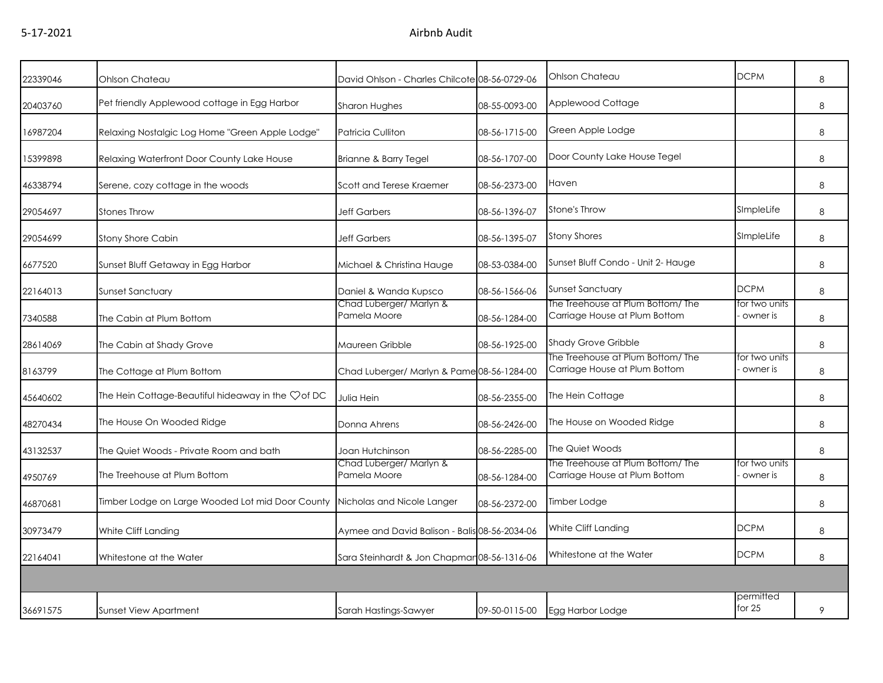| | | | | | | |
|---|---|---|---|---|---|---|
| 22339046 | Ohlson Chateau | David Ohlson - Charles Chilcote | 08-56-0729-06 | Ohlson Chateau | DCPM | 8 |
| 20403760 | Pet friendly Applewood cottage in Egg Harbor | Sharon Hughes | 08-55-0093-00 | Applewood Cottage | | 8 |
| 16987204 | Relaxing Nostalgic Log Home "Green Apple Lodge" | Patricia Culliton | 08-56-1715-00 | Green Apple Lodge | | 8 |
| 15399898 | Relaxing Waterfront Door County Lake House | Brianne & Barry Tegel | 08-56-1707-00 | Door County Lake House Tegel | | 8 |
| 46338794 | Serene, cozy cottage in the woods | Scott and Terese Kraemer | 08-56-2373-00 | Haven | | 8 |
| 29054697 | Stones Throw | Jeff Garbers | 08-56-1396-07 | Stone's Throw | SImpleLife | 8 |
| 29054699 | Stony Shore Cabin | Jeff Garbers | 08-56-1395-07 | Stony Shores | SImpleLife | 8 |
| 6677520 | Sunset Bluff Getaway in Egg Harbor | Michael & Christina Hauge | 08-53-0384-00 | Sunset Bluff Condo - Unit 2- Hauge | | 8 |
| 22164013 | Sunset Sanctuary | Daniel & Wanda Kupsco | 08-56-1566-06 | Sunset Sanctuary | DCPM | 8 |
| 7340588 | The Cabin at Plum Bottom | Chad Luberger/ Marlyn & Pamela Moore | 08-56-1284-00 | The Treehouse at Plum Bottom/ The Carriage House at Plum Bottom | for two units - owner is | 8 |
| 28614069 | The Cabin at Shady Grove | Maureen Gribble | 08-56-1925-00 | Shady Grove Gribble | | 8 |
| 8163799 | The Cottage at Plum Bottom | Chad Luberger/ Marlyn & Pame | 08-56-1284-00 | The Treehouse at Plum Bottom/ The Carriage House at Plum Bottom | for two units - owner is | 8 |
| 45640602 | The Hein Cottage-Beautiful hideaway in the ♡of DC | Julia Hein | 08-56-2355-00 | The Hein Cottage | | 8 |
| 48270434 | The House On Wooded Ridge | Donna Ahrens | 08-56-2426-00 | The House on Wooded Ridge | | 8 |
| 43132537 | The Quiet Woods - Private Room and bath | Joan Hutchinson | 08-56-2285-00 | The Quiet Woods | | 8 |
| 4950769 | The Treehouse at Plum Bottom | Chad Luberger/ Marlyn & Pamela Moore | 08-56-1284-00 | The Treehouse at Plum Bottom/ The Carriage House at Plum Bottom | for two units - owner is | 8 |
| 46870681 | Timber Lodge on Large Wooded Lot mid Door County | Nicholas and Nicole Langer | 08-56-2372-00 | Timber Lodge | | 8 |
| 30973479 | White Cliff Landing | Aymee and David Balison - Balis | 08-56-2034-06 | White Cliff Landing | DCPM | 8 |
| 22164041 | Whitestone at the Water | Sara Steinhardt & Jon Chapman | 08-56-1316-06 | Whitestone at the Water | DCPM | 8 |
| | | | | | | |
| 36691575 | Sunset View Apartment | Sarah Hastings-Sawyer | 09-50-0115-00 | Egg Harbor Lodge | permitted for 25 | 9 |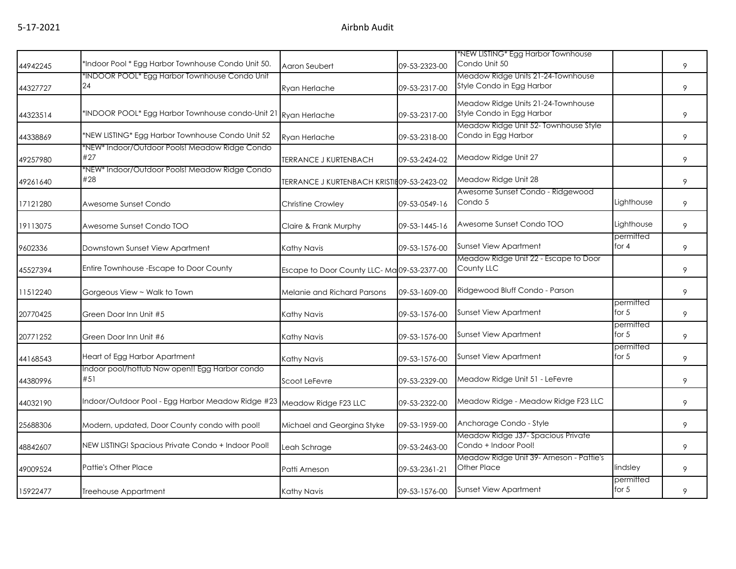| | | | | | | |
|---|---|---|---|---|---|---|
| 44942245 | *Indoor Pool * Egg Harbor Townhouse Condo Unit 50. | Aaron Seubert | 09-53-2323-00 | *NEW LISTING* Egg Harbor Townhouse Condo Unit 50 | | 9 |
| 44327727 | *INDOOR POOL* Egg Harbor Townhouse Condo Unit 24 | Ryan Herlache | 09-53-2317-00 | Meadow Ridge Units 21-24-Townhouse Style Condo in Egg Harbor | | 9 |
| 44323514 | *INDOOR POOL* Egg Harbor Townhouse condo-Unit 21 | Ryan Herlache | 09-53-2317-00 | Meadow Ridge Units 21-24-Townhouse Style Condo in Egg Harbor | | 9 |
| 44338869 | *NEW LISTING* Egg Harbor Townhouse Condo Unit 52 | Ryan Herlache | 09-53-2318-00 | Meadow Ridge Unit 52- Townhouse Style Condo in Egg Harbor | | 9 |
| 49257980 | *NEW* Indoor/Outdoor Pools! Meadow Ridge Condo #27 | TERRANCE J KURTENBACH | 09-53-2424-02 | Meadow Ridge Unit 27 | | 9 |
| 49261640 | *NEW* Indoor/Outdoor Pools! Meadow Ridge Condo #28 | TERRANCE J KURTENBACH KRISTI | 09-53-2423-02 | Meadow Ridge Unit 28 | | 9 |
| 17121280 | Awesome Sunset Condo | Christine Crowley | 09-53-0549-16 | Awesome Sunset Condo - Ridgewood Condo 5 | Lighthouse | 9 |
| 19113075 | Awesome Sunset Condo TOO | Claire & Frank Murphy | 09-53-1445-16 | Awesome Sunset Condo TOO | Lighthouse | 9 |
| 9602336 | Downstown Sunset View Apartment | Kathy Navis | 09-53-1576-00 | Sunset View Apartment | permitted for 4 | 9 |
| 45527394 | Entire Townhouse -Escape to Door County | Escape to Door County LLC- Ma | 09-53-2377-00 | Meadow Ridge Unit 22 - Escape to Door County LLC | | 9 |
| 11512240 | Gorgeous View ~ Walk to Town | Melanie and Richard Parsons | 09-53-1609-00 | Ridgewood Bluff Condo - Parson | | 9 |
| 20770425 | Green Door Inn Unit #5 | Kathy Navis | 09-53-1576-00 | Sunset View Apartment | permitted for 5 | 9 |
| 20771252 | Green Door Inn Unit #6 | Kathy Navis | 09-53-1576-00 | Sunset View Apartment | permitted for 5 | 9 |
| 44168543 | Heart of Egg Harbor Apartment | Kathy Navis | 09-53-1576-00 | Sunset View Apartment | permitted for 5 | 9 |
| 44380996 | Indoor pool/hottub Now open!! Egg Harbor condo #51 | Scoot LeFevre | 09-53-2329-00 | Meadow Ridge Unit 51 - LeFevre | | 9 |
| 44032190 | Indoor/Outdoor Pool - Egg Harbor Meadow Ridge #23 | Meadow Ridge F23 LLC | 09-53-2322-00 | Meadow Ridge - Meadow Ridge F23 LLC | | 9 |
| 25688306 | Modern, updated, Door County condo with pool! | Michael and Georgina Styke | 09-53-1959-00 | Anchorage Condo - Style | | 9 |
| 48842607 | NEW LISTING! Spacious Private Condo + Indoor Pool! | Leah Schrage | 09-53-2463-00 | Meadow Ridge J37- Spacious Private Condo + Indoor Pool! | | 9 |
| 49009524 | Pattie's Other Place | Patti Arneson | 09-53-2361-21 | Meadow Ridge Unit 39- Arneson - Pattie's Other Place | lindsley | 9 |
| 15922477 | Treehouse Appartment | Kathy Navis | 09-53-1576-00 | Sunset View Apartment | permitted for 5 | 9 |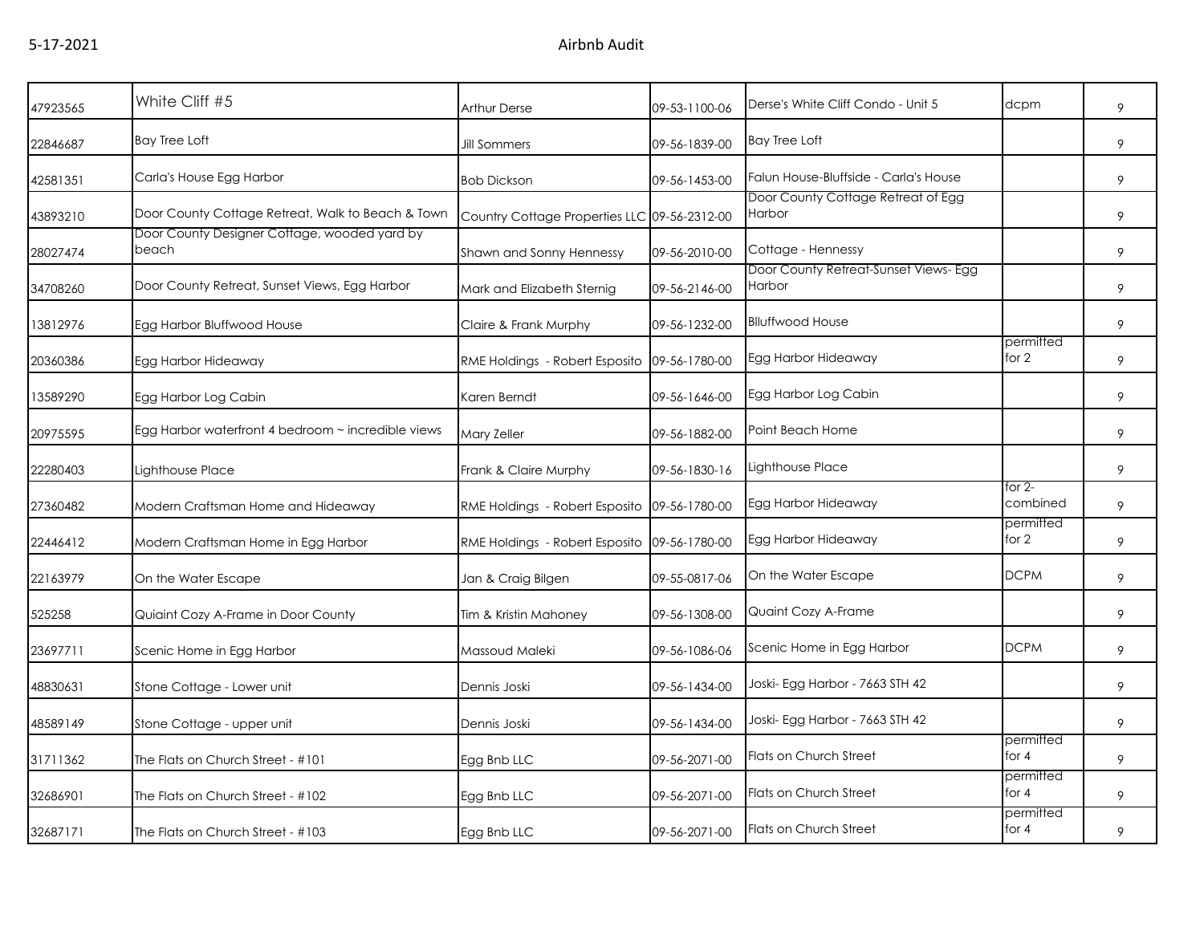| | | | | | | |
|---|---|---|---|---|---|---|
| 47923565 | White Cliff #5 | Arthur Derse | 09-53-1100-06 | Derse's White Cliff Condo - Unit 5 | dcpm | 9 |
| 22846687 | Bay Tree Loft | Jill Sommers | 09-56-1839-00 | Bay Tree Loft | | 9 |
| 42581351 | Carla's House Egg Harbor | Bob Dickson | 09-56-1453-00 | Falun House-Bluffside - Carla's House | | 9 |
| 43893210 | Door County Cottage Retreat, Walk to Beach & Town | Country Cottage Properties LLC | 09-56-2312-00 | Door County Cottage Retreat of Egg Harbor | | 9 |
| 28027474 | Door County Designer Cottage, wooded yard by beach | Shawn and Sonny Hennessy | 09-56-2010-00 | Cottage - Hennessy | | 9 |
| 34708260 | Door County Retreat, Sunset Views, Egg Harbor | Mark and Elizabeth Sternig | 09-56-2146-00 | Door County Retreat-Sunset Views- Egg Harbor | | 9 |
| 13812976 | Egg Harbor Bluffwood House | Claire & Frank Murphy | 09-56-1232-00 | Blluffwood House | | 9 |
| 20360386 | Egg Harbor Hideaway | RME Holdings - Robert Esposito | 09-56-1780-00 | Egg Harbor Hideaway | permitted for 2 | 9 |
| 13589290 | Egg Harbor Log Cabin | Karen Berndt | 09-56-1646-00 | Egg Harbor Log Cabin | | 9 |
| 20975595 | Egg Harbor waterfront 4 bedroom ~ incredible views | Mary Zeller | 09-56-1882-00 | Point Beach Home | | 9 |
| 22280403 | Lighthouse Place | Frank & Claire Murphy | 09-56-1830-16 | Lighthouse Place | | 9 |
| 27360482 | Modern Craftsman Home and Hideaway | RME Holdings - Robert Esposito | 09-56-1780-00 | Egg Harbor Hideaway | for 2- combined | 9 |
| 22446412 | Modern Craftsman Home in Egg Harbor | RME Holdings - Robert Esposito | 09-56-1780-00 | Egg Harbor Hideaway | permitted for 2 | 9 |
| 22163979 | On the Water Escape | Jan & Craig Bilgen | 09-55-0817-06 | On the Water Escape | DCPM | 9 |
| 525258 | Quiaint Cozy A-Frame in Door County | Tim & Kristin Mahoney | 09-56-1308-00 | Quaint Cozy A-Frame | | 9 |
| 23697711 | Scenic Home in Egg Harbor | Massoud Maleki | 09-56-1086-06 | Scenic Home in Egg Harbor | DCPM | 9 |
| 48830631 | Stone Cottage - Lower unit | Dennis Joski | 09-56-1434-00 | Joski- Egg Harbor - 7663 STH 42 | | 9 |
| 48589149 | Stone Cottage - upper unit | Dennis Joski | 09-56-1434-00 | Joski- Egg Harbor - 7663 STH 42 | | 9 |
| 31711362 | The Flats on Church Street - #101 | Egg Bnb LLC | 09-56-2071-00 | Flats on Church Street | permitted for 4 | 9 |
| 32686901 | The Flats on Church Street - #102 | Egg Bnb LLC | 09-56-2071-00 | Flats on Church Street | permitted for 4 | 9 |
| 32687171 | The Flats on Church Street - #103 | Egg Bnb LLC | 09-56-2071-00 | Flats on Church Street | permitted for 4 | 9 |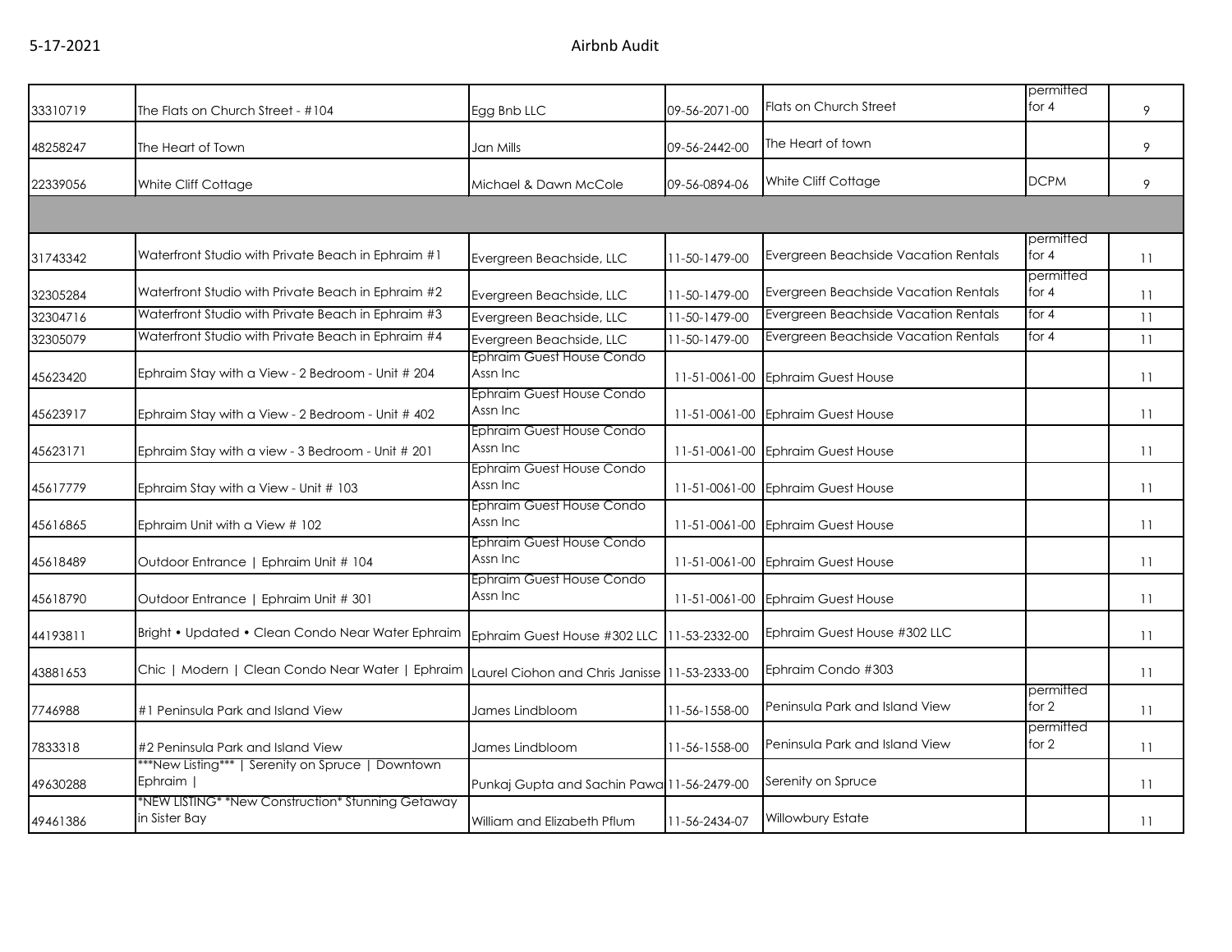| | | | | | | |
|---|---|---|---|---|---|---|
| 33310719 | The Flats on Church Street - #104 | Egg Bnb LLC | 09-56-2071-00 | Flats on Church Street | permitted for 4 | 9 |
| 48258247 | The Heart of Town | Jan Mills | 09-56-2442-00 | The Heart of town | | 9 |
| 22339056 | White Cliff Cottage | Michael & Dawn McCole | 09-56-0894-06 | White Cliff Cottage | DCPM | 9 |
| | | | | | | |
| 31743342 | Waterfront Studio with Private Beach in Ephraim #1 | Evergreen Beachside, LLC | 11-50-1479-00 | Evergreen Beachside Vacation Rentals | permitted for 4 | 11 |
| 32305284 | Waterfront Studio with Private Beach in Ephraim #2 | Evergreen Beachside, LLC | 11-50-1479-00 | Evergreen Beachside Vacation Rentals | permitted for 4 | 11 |
| 32304716 | Waterfront Studio with Private Beach in Ephraim #3 | Evergreen Beachside, LLC | 11-50-1479-00 | Evergreen Beachside Vacation Rentals | for 4 | 11 |
| 32305079 | Waterfront Studio with Private Beach in Ephraim #4 | Evergreen Beachside, LLC | 11-50-1479-00 | Evergreen Beachside Vacation Rentals | for 4 | 11 |
| 45623420 | Ephraim Stay with a View - 2 Bedroom - Unit # 204 | Ephraim Guest House Condo Assn Inc | 11-51-0061-00 | Ephraim Guest House | | 11 |
| 45623917 | Ephraim Stay with a View - 2 Bedroom - Unit # 402 | Ephraim Guest House Condo Assn Inc | 11-51-0061-00 | Ephraim Guest House | | 11 |
| 45623171 | Ephraim Stay with a view - 3 Bedroom - Unit # 201 | Ephraim Guest House Condo Assn Inc | 11-51-0061-00 | Ephraim Guest House | | 11 |
| 45617779 | Ephraim Stay with a View - Unit # 103 | Ephraim Guest House Condo Assn Inc | 11-51-0061-00 | Ephraim Guest House | | 11 |
| 45616865 | Ephraim Unit with a View # 102 | Ephraim Guest House Condo Assn Inc | 11-51-0061-00 | Ephraim Guest House | | 11 |
| 45618489 | Outdoor Entrance \| Ephraim Unit # 104 | Ephraim Guest House Condo Assn Inc | 11-51-0061-00 | Ephraim Guest House | | 11 |
| 45618790 | Outdoor Entrance \| Ephraim Unit # 301 | Ephraim Guest House Condo Assn Inc | 11-51-0061-00 | Ephraim Guest House | | 11 |
| 44193811 | Bright • Updated • Clean Condo Near Water Ephraim | Ephraim Guest House #302 LLC | 11-53-2332-00 | Ephraim Guest House #302 LLC | | 11 |
| 43881653 | Chic \| Modern \| Clean Condo Near Water \| Ephraim | Laurel Ciohon and Chris Janisse | 11-53-2333-00 | Ephraim Condo #303 | | 11 |
| 7746988 | #1 Peninsula Park and Island View | James Lindbloom | 11-56-1558-00 | Peninsula Park and Island View | permitted for 2 | 11 |
| 7833318 | #2 Peninsula Park and Island View | James Lindbloom | 11-56-1558-00 | Peninsula Park and Island View | permitted for 2 | 11 |
| 49630288 | ***New Listing*** \| Serenity on Spruce \| Downtown Ephraim \| | Punkaj Gupta and Sachin Pawa | 11-56-2479-00 | Serenity on Spruce | | 11 |
| 49461386 | *NEW LISTING* *New Construction* Stunning Getaway in Sister Bay | William and Elizabeth Pflum | 11-56-2434-07 | Willowbury Estate | | 11 |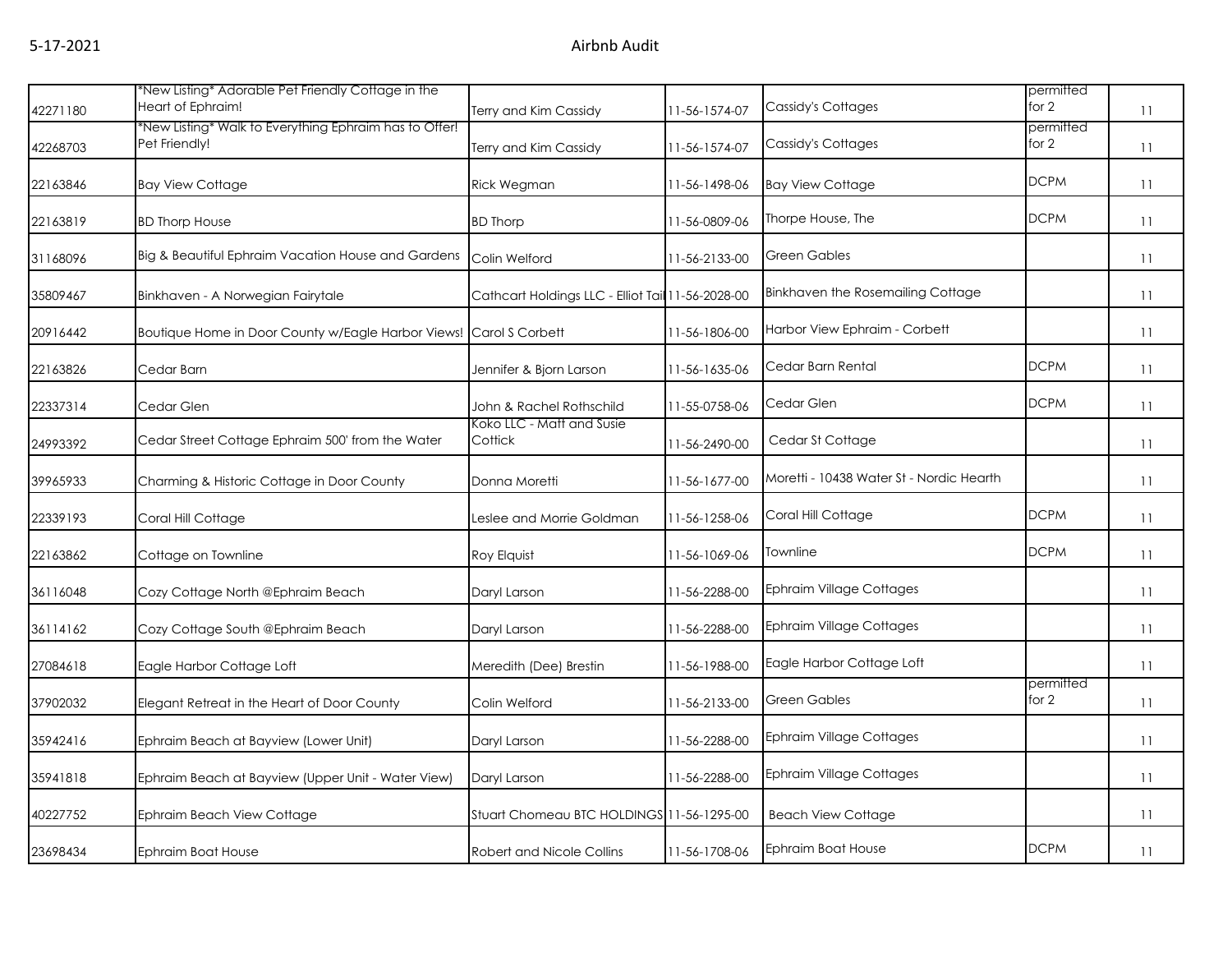| | | | | | | |
|---|---|---|---|---|---|---|
| 42271180 | *New Listing* Adorable Pet Friendly Cottage in the Heart of Ephraim! | Terry and Kim Cassidy | 11-56-1574-07 | Cassidy's Cottages | permitted for 2 | 11 |
| 42268703 | *New Listing* Walk to Everything Ephraim has to Offer! Pet Friendly! | Terry and Kim Cassidy | 11-56-1574-07 | Cassidy's Cottages | permitted for 2 | 11 |
| 22163846 | Bay View Cottage | Rick Wegman | 11-56-1498-06 | Bay View Cottage | DCPM | 11 |
| 22163819 | BD Thorp House | BD Thorp | 11-56-0809-06 | Thorpe House, The | DCPM | 11 |
| 31168096 | Big & Beautiful Ephraim Vacation House and Gardens | Colin Welford | 11-56-2133-00 | Green Gables | | 11 |
| 35809467 | Binkhaven - A Norwegian Fairytale | Cathcart Holdings LLC - Elliot Tail | 11-56-2028-00 | Binkhaven the Rosemailing Cottage | | 11 |
| 20916442 | Boutique Home in Door County w/Eagle Harbor Views! | Carol S Corbett | 11-56-1806-00 | Harbor View Ephraim - Corbett | | 11 |
| 22163826 | Cedar Barn | Jennifer & Bjorn Larson | 11-56-1635-06 | Cedar Barn Rental | DCPM | 11 |
| 22337314 | Cedar Glen | John & Rachel Rothschild | 11-55-0758-06 | Cedar Glen | DCPM | 11 |
| 24993392 | Cedar Street Cottage Ephraim 500' from the Water | Koko LLC - Matt and Susie Cottick | 11-56-2490-00 | Cedar St Cottage | | 11 |
| 39965933 | Charming & Historic Cottage in Door County | Donna Moretti | 11-56-1677-00 | Moretti - 10438 Water St - Nordic Hearth | | 11 |
| 22339193 | Coral Hill Cottage | Leslee and Morrie Goldman | 11-56-1258-06 | Coral Hill Cottage | DCPM | 11 |
| 22163862 | Cottage on Townline | Roy Elquist | 11-56-1069-06 | Townline | DCPM | 11 |
| 36116048 | Cozy Cottage North @Ephraim Beach | Daryl Larson | 11-56-2288-00 | Ephraim Village Cottages | | 11 |
| 36114162 | Cozy Cottage South @Ephraim Beach | Daryl Larson | 11-56-2288-00 | Ephraim Village Cottages | | 11 |
| 27084618 | Eagle Harbor Cottage Loft | Meredith (Dee) Brestin | 11-56-1988-00 | Eagle Harbor Cottage Loft | | 11 |
| 37902032 | Elegant Retreat in the Heart of Door County | Colin Welford | 11-56-2133-00 | Green Gables | permitted for 2 | 11 |
| 35942416 | Ephraim Beach at Bayview (Lower Unit) | Daryl Larson | 11-56-2288-00 | Ephraim Village Cottages | | 11 |
| 35941818 | Ephraim Beach at Bayview (Upper Unit - Water View) | Daryl Larson | 11-56-2288-00 | Ephraim Village Cottages | | 11 |
| 40227752 | Ephraim Beach View Cottage | Stuart Chomeau BTC HOLDINGS | 11-56-1295-00 | Beach View Cottage | | 11 |
| 23698434 | Ephraim Boat House | Robert and Nicole Collins | 11-56-1708-06 | Ephraim Boat House | DCPM | 11 |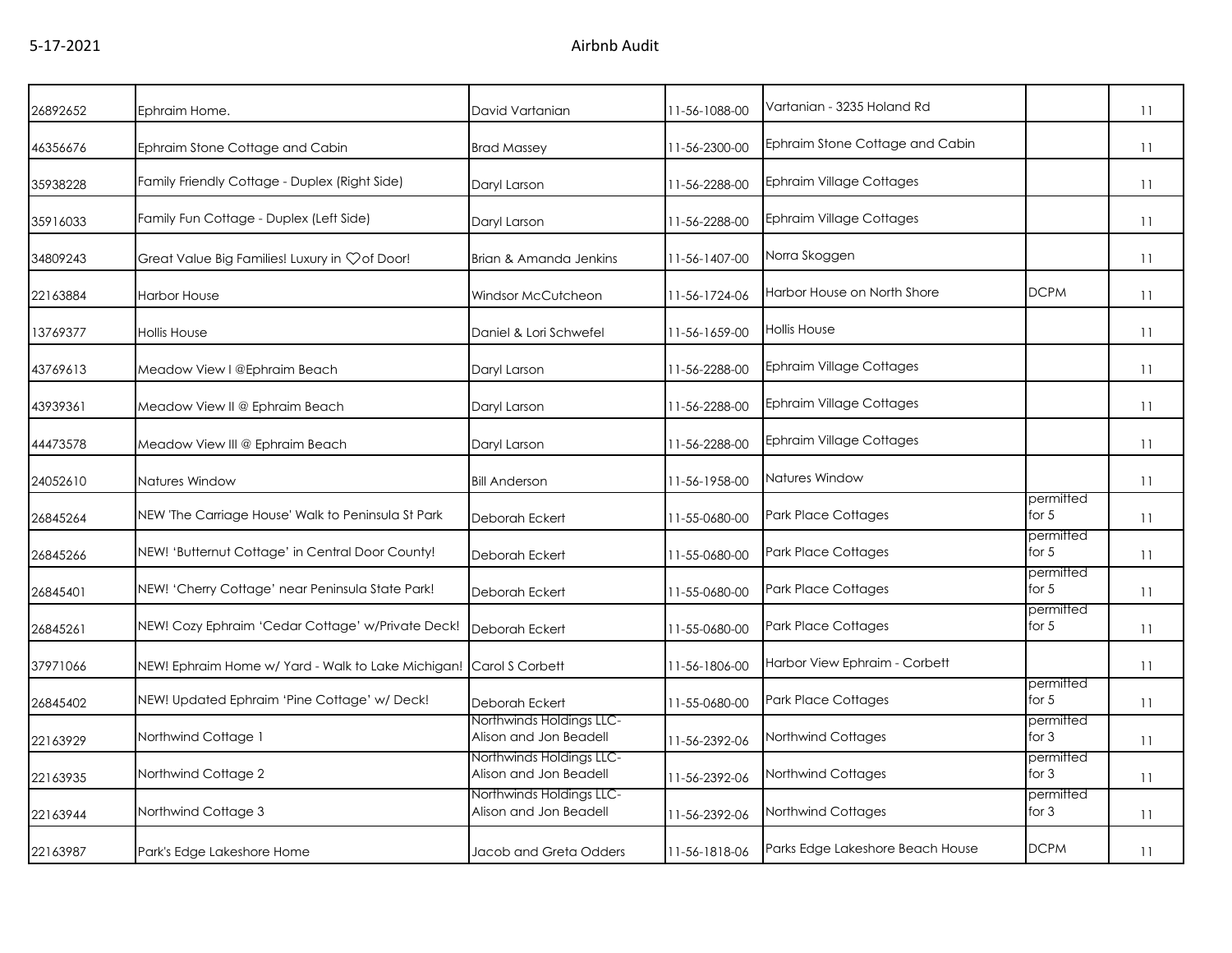| | | | | | | |
|---|---|---|---|---|---|---|
| 26892652 | Ephraim Home. | David Vartanian | 11-56-1088-00 | Vartanian - 3235 Holand Rd | | 11 |
| 46356676 | Ephraim Stone Cottage and Cabin | Brad Massey | 11-56-2300-00 | Ephraim Stone Cottage and Cabin | | 11 |
| 35938228 | Family Friendly Cottage - Duplex (Right Side) | Daryl Larson | 11-56-2288-00 | Ephraim Village Cottages | | 11 |
| 35916033 | Family Fun Cottage - Duplex (Left Side) | Daryl Larson | 11-56-2288-00 | Ephraim Village Cottages | | 11 |
| 34809243 | Great Value Big Families! Luxury in ♡of Door! | Brian & Amanda Jenkins | 11-56-1407-00 | Norra Skoggen | | 11 |
| 22163884 | Harbor House | Windsor McCutcheon | 11-56-1724-06 | Harbor House on North Shore | DCPM | 11 |
| 13769377 | Hollis House | Daniel & Lori Schwefel | 11-56-1659-00 | Hollis House | | 11 |
| 43769613 | Meadow View I @Ephraim Beach | Daryl Larson | 11-56-2288-00 | Ephraim Village Cottages | | 11 |
| 43939361 | Meadow View II @ Ephraim Beach | Daryl Larson | 11-56-2288-00 | Ephraim Village Cottages | | 11 |
| 44473578 | Meadow View III @ Ephraim Beach | Daryl Larson | 11-56-2288-00 | Ephraim Village Cottages | | 11 |
| 24052610 | Natures Window | Bill Anderson | 11-56-1958-00 | Natures Window | | 11 |
| 26845264 | NEW 'The Carriage House' Walk to Peninsula St Park | Deborah Eckert | 11-55-0680-00 | Park Place Cottages | permitted for 5 | 11 |
| 26845266 | NEW! 'Butternut Cottage' in Central Door County! | Deborah Eckert | 11-55-0680-00 | Park Place Cottages | permitted for 5 | 11 |
| 26845401 | NEW! 'Cherry Cottage' near Peninsula State Park! | Deborah Eckert | 11-55-0680-00 | Park Place Cottages | permitted for 5 | 11 |
| 26845261 | NEW! Cozy Ephraim 'Cedar Cottage' w/Private Deck! | Deborah Eckert | 11-55-0680-00 | Park Place Cottages | permitted for 5 | 11 |
| 37971066 | NEW! Ephraim Home w/ Yard - Walk to Lake Michigan! | Carol S Corbett | 11-56-1806-00 | Harbor View Ephraim - Corbett | | 11 |
| 26845402 | NEW! Updated Ephraim 'Pine Cottage' w/ Deck! | Deborah Eckert | 11-55-0680-00 | Park Place Cottages | permitted for 5 | 11 |
| 22163929 | Northwind Cottage 1 | Northwinds Holdings LLC- Alison and Jon Beadell | 11-56-2392-06 | Northwind Cottages | permitted for 3 | 11 |
| 22163935 | Northwind Cottage 2 | Northwinds Holdings LLC- Alison and Jon Beadell | 11-56-2392-06 | Northwind Cottages | permitted for 3 | 11 |
| 22163944 | Northwind Cottage 3 | Northwinds Holdings LLC- Alison and Jon Beadell | 11-56-2392-06 | Northwind Cottages | permitted for 3 | 11 |
| 22163987 | Park's Edge Lakeshore Home | Jacob and Greta Odders | 11-56-1818-06 | Parks Edge Lakeshore Beach House | DCPM | 11 |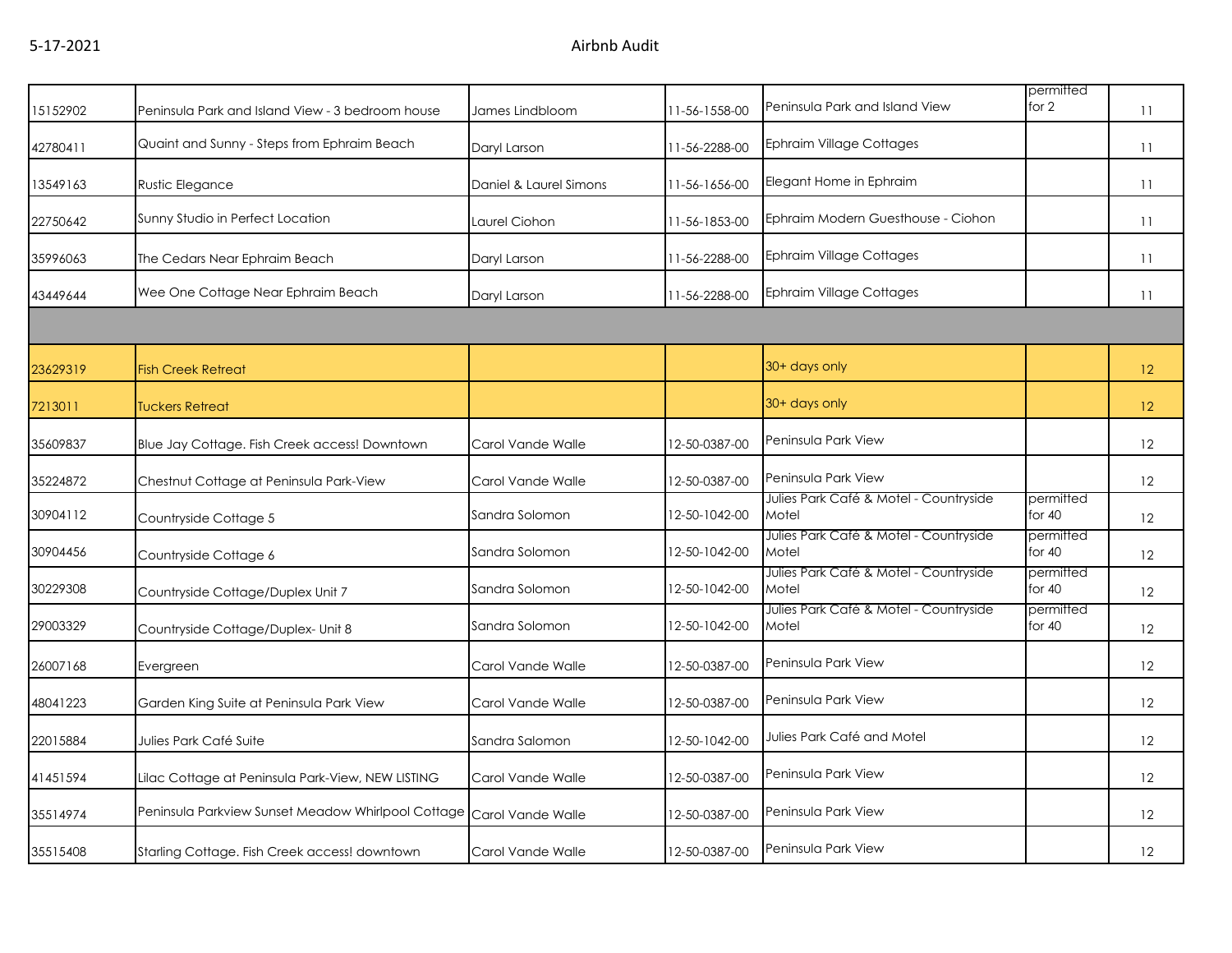| | | | | | | |
|---|---|---|---|---|---|---|
| 15152902 | Peninsula Park and Island View - 3 bedroom house | James Lindbloom | 11-56-1558-00 | Peninsula Park and Island View | permitted for 2 | 11 |
| 42780411 | Quaint and Sunny - Steps from Ephraim Beach | Daryl Larson | 11-56-2288-00 | Ephraim Village Cottages | | 11 |
| 13549163 | Rustic Elegance | Daniel & Laurel Simons | 11-56-1656-00 | Elegant Home in Ephraim | | 11 |
| 22750642 | Sunny Studio in Perfect Location | Laurel Ciohon | 11-56-1853-00 | Ephraim Modern Guesthouse - Ciohon | | 11 |
| 35996063 | The Cedars Near Ephraim Beach | Daryl Larson | 11-56-2288-00 | Ephraim Village Cottages | | 11 |
| 43449644 | Wee One Cottage Near Ephraim Beach | Daryl Larson | 11-56-2288-00 | Ephraim Village Cottages | | 11 |
| | | | | | | |
| 23629319 | Fish Creek Retreat | | | 30+ days only | | 12 |
| 7213011 | Tuckers Retreat | | | 30+ days only | | 12 |
| 35609837 | Blue Jay Cottage. Fish Creek access! Downtown | Carol Vande Walle | 12-50-0387-00 | Peninsula Park View | | 12 |
| 35224872 | Chestnut Cottage at Peninsula Park-View | Carol Vande Walle | 12-50-0387-00 | Peninsula Park View | | 12 |
| 30904112 | Countryside Cottage 5 | Sandra Solomon | 12-50-1042-00 | Julies Park Café & Motel - Countryside Motel | permitted for 40 | 12 |
| 30904456 | Countryside Cottage 6 | Sandra Solomon | 12-50-1042-00 | Julies Park Café & Motel - Countryside Motel | permitted for 40 | 12 |
| 30229308 | Countryside Cottage/Duplex Unit 7 | Sandra Solomon | 12-50-1042-00 | Julies Park Café & Motel - Countryside Motel | permitted for 40 | 12 |
| 29003329 | Countryside Cottage/Duplex- Unit 8 | Sandra Solomon | 12-50-1042-00 | Julies Park Café & Motel - Countryside Motel | permitted for 40 | 12 |
| 26007168 | Evergreen | Carol Vande Walle | 12-50-0387-00 | Peninsula Park View | | 12 |
| 48041223 | Garden King Suite at Peninsula Park View | Carol Vande Walle | 12-50-0387-00 | Peninsula Park View | | 12 |
| 22015884 | Julies Park Café Suite | Sandra Salomon | 12-50-1042-00 | Julies Park Café and Motel | | 12 |
| 41451594 | Lilac Cottage at Peninsula Park-View, NEW LISTING | Carol Vande Walle | 12-50-0387-00 | Peninsula Park View | | 12 |
| 35514974 | Peninsula Parkview Sunset Meadow Whirlpool Cottage | Carol Vande Walle | 12-50-0387-00 | Peninsula Park View | | 12 |
| 35515408 | Starling Cottage. Fish Creek access! downtown | Carol Vande Walle | 12-50-0387-00 | Peninsula Park View | | 12 |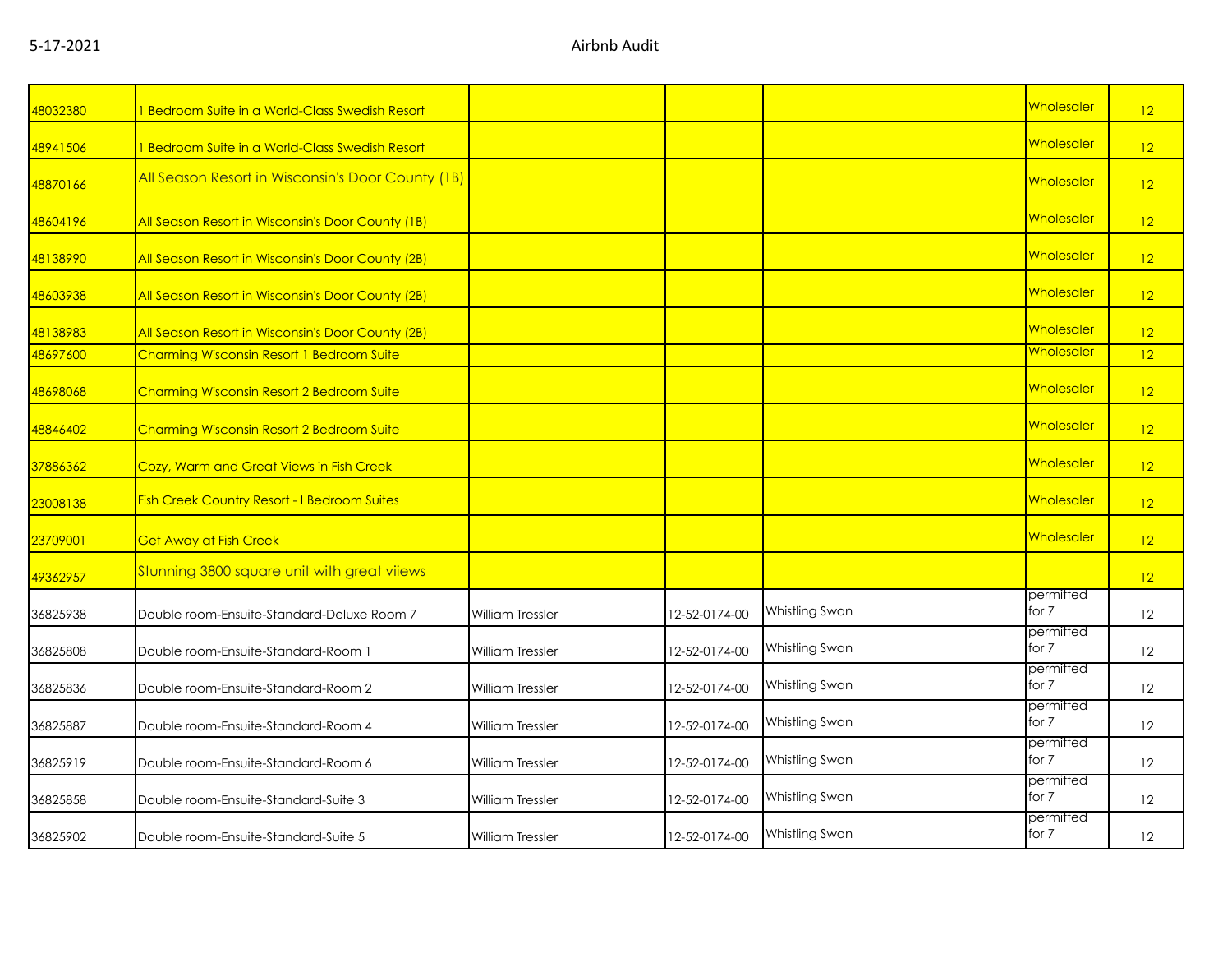| | | | | | | |
|---|---|---|---|---|---|---|
| 48032380 | 1 Bedroom Suite in a World-Class Swedish Resort | | | | Wholesaler | 12 |
| 48941506 | 1 Bedroom Suite in a World-Class Swedish Resort | | | | Wholesaler | 12 |
| 48870166 | All Season Resort in Wisconsin's Door County (1B) | | | | Wholesaler | 12 |
| 48604196 | All Season Resort in Wisconsin's Door County (1B) | | | | Wholesaler | 12 |
| 48138990 | All Season Resort in Wisconsin's Door County (2B) | | | | Wholesaler | 12 |
| 48603938 | All Season Resort in Wisconsin's Door County (2B) | | | | Wholesaler | 12 |
| 48138983 | All Season Resort in Wisconsin's Door County (2B) | | | | Wholesaler | 12 |
| 48697600 | Charming Wisconsin Resort 1 Bedroom Suite | | | | Wholesaler | 12 |
| 48698068 | Charming Wisconsin Resort 2 Bedroom Suite | | | | Wholesaler | 12 |
| 48846402 | Charming Wisconsin Resort 2 Bedroom Suite | | | | Wholesaler | 12 |
| 37886362 | Cozy, Warm and Great Views in Fish Creek | | | | Wholesaler | 12 |
| 23008138 | Fish Creek Country Resort - I Bedroom Suites | | | | Wholesaler | 12 |
| 23709001 | Get Away at Fish Creek | | | | Wholesaler | 12 |
| 49362957 | Stunning 3800 square unit with great viiews | | | | | 12 |
| 36825938 | Double room-Ensuite-Standard-Deluxe Room 7 | William Tressler | 12-52-0174-00 | Whistling Swan | permitted for 7 | 12 |
| 36825808 | Double room-Ensuite-Standard-Room 1 | William Tressler | 12-52-0174-00 | Whistling Swan | permitted for 7 | 12 |
| 36825836 | Double room-Ensuite-Standard-Room 2 | William Tressler | 12-52-0174-00 | Whistling Swan | permitted for 7 | 12 |
| 36825887 | Double room-Ensuite-Standard-Room 4 | William Tressler | 12-52-0174-00 | Whistling Swan | permitted for 7 | 12 |
| 36825919 | Double room-Ensuite-Standard-Room 6 | William Tressler | 12-52-0174-00 | Whistling Swan | permitted for 7 | 12 |
| 36825858 | Double room-Ensuite-Standard-Suite 3 | William Tressler | 12-52-0174-00 | Whistling Swan | permitted for 7 | 12 |
| 36825902 | Double room-Ensuite-Standard-Suite 5 | William Tressler | 12-52-0174-00 | Whistling Swan | permitted for 7 | 12 |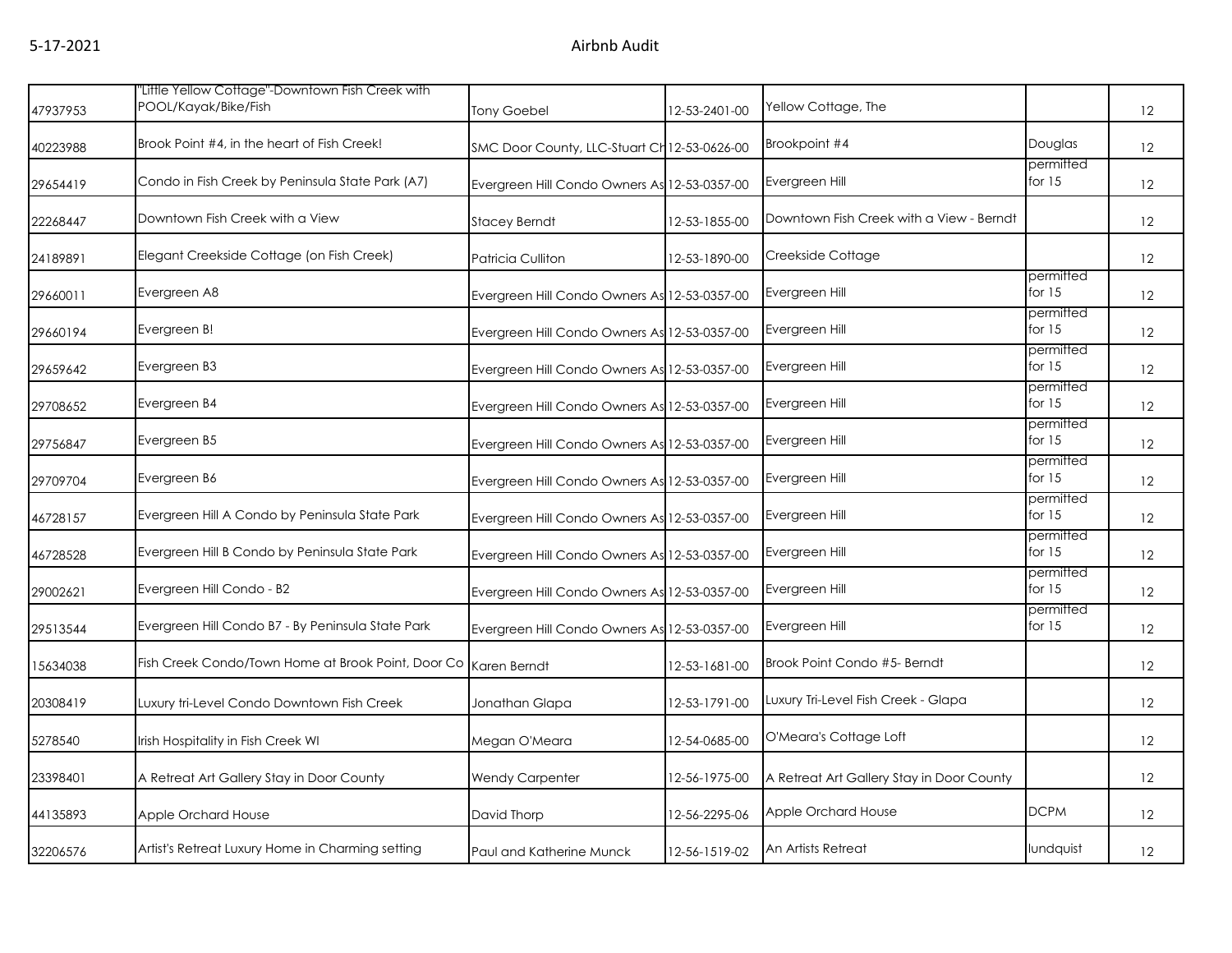| | | | | | | |
|---|---|---|---|---|---|---|
| 47937953 | "Little Yellow Cottage"-Downtown Fish Creek with POOL/Kayak/Bike/Fish | Tony Goebel | 12-53-2401-00 | Yellow Cottage, The | | 12 |
| 40223988 | Brook Point #4, in the heart of Fish Creek! | SMC Door County, LLC-Stuart Ch | 12-53-0626-00 | Brookpoint #4 | Douglas | 12 |
| 29654419 | Condo in Fish Creek by Peninsula State Park (A7) | Evergreen Hill Condo Owners As | 12-53-0357-00 | Evergreen Hill | permitted for 15 | 12 |
| 22268447 | Downtown Fish Creek with a View | Stacey Berndt | 12-53-1855-00 | Downtown Fish Creek with a View - Berndt | | 12 |
| 24189891 | Elegant Creekside Cottage (on Fish Creek) | Patricia Culliton | 12-53-1890-00 | Creekside Cottage | | 12 |
| 29660011 | Evergreen A8 | Evergreen Hill Condo Owners As | 12-53-0357-00 | Evergreen Hill | permitted for 15 | 12 |
| 29660194 | Evergreen B! | Evergreen Hill Condo Owners As | 12-53-0357-00 | Evergreen Hill | permitted for 15 | 12 |
| 29659642 | Evergreen B3 | Evergreen Hill Condo Owners As | 12-53-0357-00 | Evergreen Hill | permitted for 15 | 12 |
| 29708652 | Evergreen B4 | Evergreen Hill Condo Owners As | 12-53-0357-00 | Evergreen Hill | permitted for 15 | 12 |
| 29756847 | Evergreen B5 | Evergreen Hill Condo Owners As | 12-53-0357-00 | Evergreen Hill | permitted for 15 | 12 |
| 29709704 | Evergreen B6 | Evergreen Hill Condo Owners As | 12-53-0357-00 | Evergreen Hill | permitted for 15 | 12 |
| 46728157 | Evergreen Hill A Condo by Peninsula State Park | Evergreen Hill Condo Owners As | 12-53-0357-00 | Evergreen Hill | permitted for 15 | 12 |
| 46728528 | Evergreen Hill B Condo by Peninsula State Park | Evergreen Hill Condo Owners As | 12-53-0357-00 | Evergreen Hill | permitted for 15 | 12 |
| 29002621 | Evergreen Hill Condo - B2 | Evergreen Hill Condo Owners As | 12-53-0357-00 | Evergreen Hill | permitted for 15 | 12 |
| 29513544 | Evergreen Hill Condo B7 - By Peninsula State Park | Evergreen Hill Condo Owners As | 12-53-0357-00 | Evergreen Hill | permitted for 15 | 12 |
| 15634038 | Fish Creek Condo/Town Home at Brook Point, Door Co | Karen Berndt | 12-53-1681-00 | Brook Point Condo #5- Berndt | | 12 |
| 20308419 | Luxury tri-Level Condo Downtown Fish Creek | Jonathan Glapa | 12-53-1791-00 | Luxury Tri-Level Fish Creek - Glapa | | 12 |
| 5278540 | Irish Hospitality in Fish Creek WI | Megan O'Meara | 12-54-0685-00 | O'Meara's Cottage Loft | | 12 |
| 23398401 | A Retreat Art Gallery Stay in Door County | Wendy Carpenter | 12-56-1975-00 | A Retreat Art Gallery Stay in Door County | | 12 |
| 44135893 | Apple Orchard House | David Thorp | 12-56-2295-06 | Apple Orchard House | DCPM | 12 |
| 32206576 | Artist's Retreat Luxury Home in Charming setting | Paul and Katherine Munck | 12-56-1519-02 | An Artists Retreat | lundquist | 12 |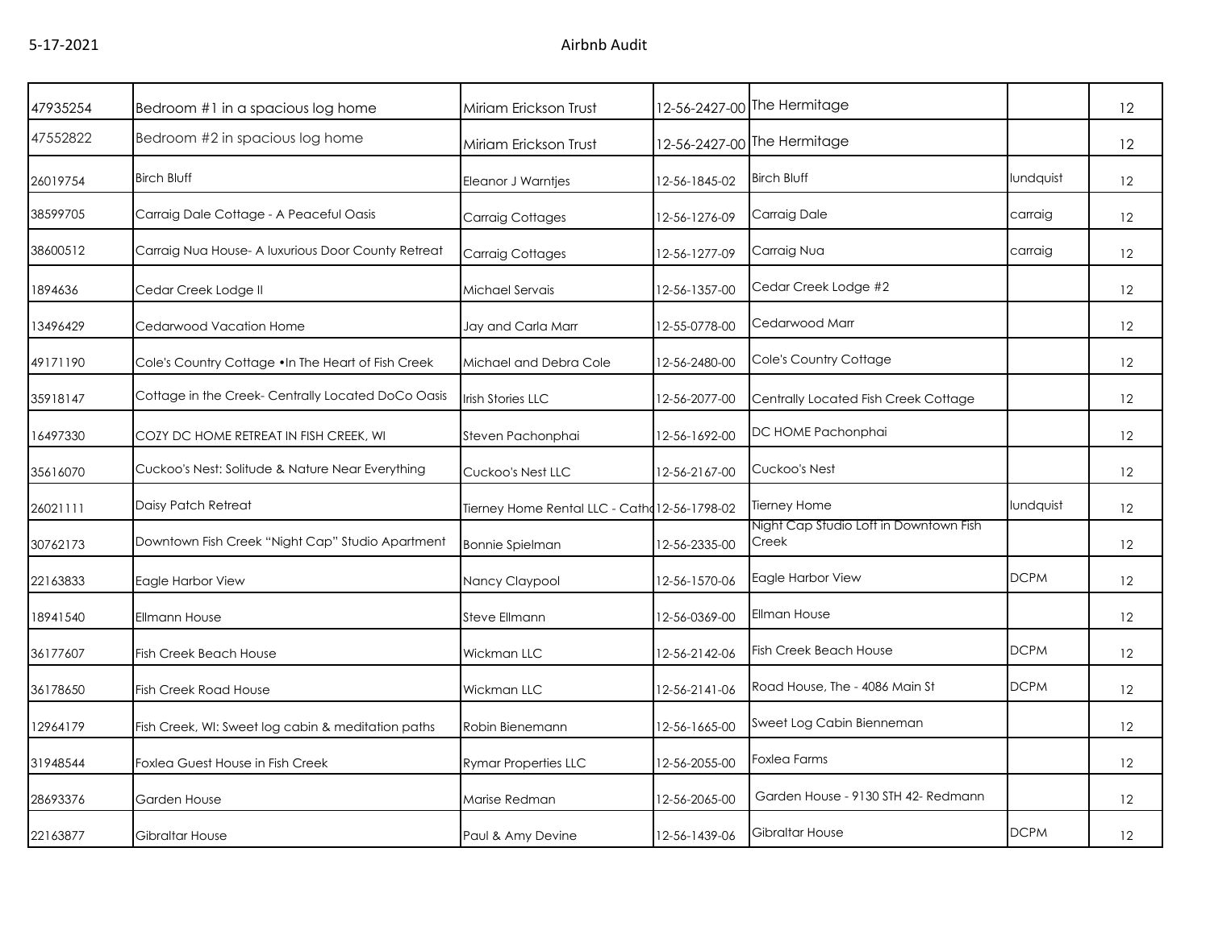| | | | | | | |
|---|---|---|---|---|---|---|
| 47935254 | Bedroom #1 in a spacious log home | Miriam Erickson Trust | 12-56-2427-00 | The Hermitage | | 12 |
| 47552822 | Bedroom #2 in spacious log home | Miriam Erickson Trust | 12-56-2427-00 | The Hermitage | | 12 |
| 26019754 | Birch Bluff | Eleanor J Warntjes | 12-56-1845-02 | Birch Bluff | lundquist | 12 |
| 38599705 | Carraig Dale Cottage - A Peaceful Oasis | Carraig Cottages | 12-56-1276-09 | Carraig Dale | carraig | 12 |
| 38600512 | Carraig Nua House- A luxurious Door County Retreat | Carraig Cottages | 12-56-1277-09 | Carraig Nua | carraig | 12 |
| 1894636 | Cedar Creek Lodge II | Michael Servais | 12-56-1357-00 | Cedar Creek Lodge #2 | | 12 |
| 13496429 | Cedarwood Vacation Home | Jay and Carla Marr | 12-55-0778-00 | Cedarwood Marr | | 12 |
| 49171190 | Cole's Country Cottage •In The Heart of Fish Creek | Michael and Debra Cole | 12-56-2480-00 | Cole's Country Cottage | | 12 |
| 35918147 | Cottage in the Creek- Centrally Located DoCo Oasis | Irish Stories LLC | 12-56-2077-00 | Centrally Located Fish Creek Cottage | | 12 |
| 16497330 | COZY DC HOME RETREAT IN FISH CREEK, WI | Steven Pachonphai | 12-56-1692-00 | DC HOME Pachonphai | | 12 |
| 35616070 | Cuckoo's Nest: Solitude & Nature Near Everything | Cuckoo's Nest LLC | 12-56-2167-00 | Cuckoo's Nest | | 12 |
| 26021111 | Daisy Patch Retreat | Tierney Home Rental LLC - Catho | 12-56-1798-02 | Tierney Home | lundquist | 12 |
| 30762173 | Downtown Fish Creek "Night Cap" Studio Apartment | Bonnie Spielman | 12-56-2335-00 | Night Cap Studio Loft in Downtown Fish Creek | | 12 |
| 22163833 | Eagle Harbor View | Nancy Claypool | 12-56-1570-06 | Eagle Harbor View | DCPM | 12 |
| 18941540 | Ellmann House | Steve Ellmann | 12-56-0369-00 | Ellman House | | 12 |
| 36177607 | Fish Creek Beach House | Wickman LLC | 12-56-2142-06 | Fish Creek Beach House | DCPM | 12 |
| 36178650 | Fish Creek Road House | Wickman LLC | 12-56-2141-06 | Road House, The - 4086 Main St | DCPM | 12 |
| 12964179 | Fish Creek, WI: Sweet log cabin & meditation paths | Robin Bienemann | 12-56-1665-00 | Sweet Log Cabin Bienneman | | 12 |
| 31948544 | Foxlea Guest House in Fish Creek | Rymar Properties LLC | 12-56-2055-00 | Foxlea Farms | | 12 |
| 28693376 | Garden House | Marise Redman | 12-56-2065-00 | Garden House - 9130 STH 42- Redmann | | 12 |
| 22163877 | Gibraltar House | Paul & Amy Devine | 12-56-1439-06 | Gibraltar House | DCPM | 12 |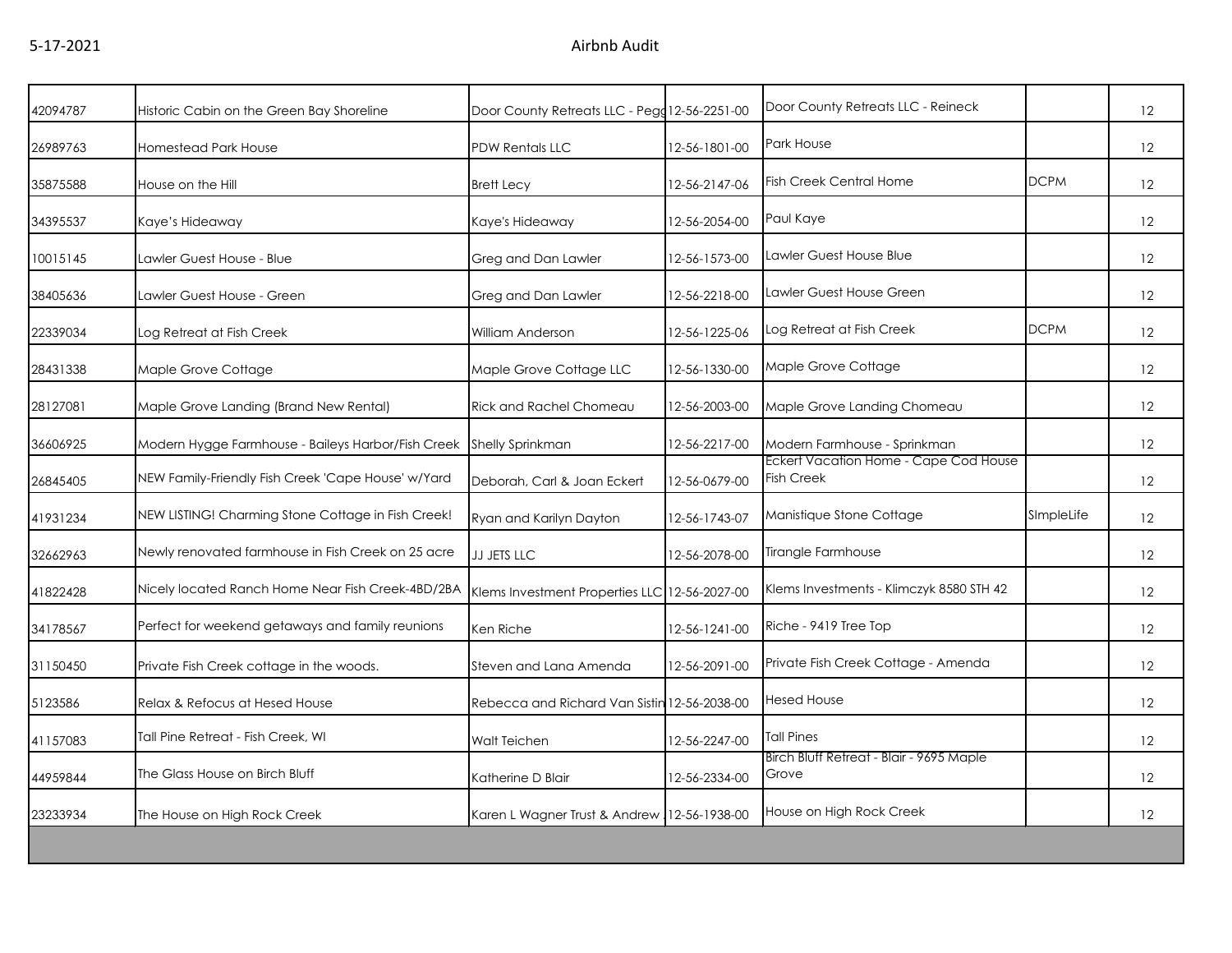| | | | | | | |
|---|---|---|---|---|---|---|
| 42094787 | Historic Cabin on the Green Bay Shoreline | Door County Retreats LLC - Pegg | 12-56-2251-00 | Door County Retreats LLC - Reineck | | 12 |
| 26989763 | Homestead Park House | PDW Rentals LLC | 12-56-1801-00 | Park House | | 12 |
| 35875588 | House on the Hill | Brett Lecy | 12-56-2147-06 | Fish Creek Central Home | DCPM | 12 |
| 34395537 | Kaye's Hideaway | Kaye's Hideaway | 12-56-2054-00 | Paul Kaye | | 12 |
| 10015145 | Lawler Guest House - Blue | Greg and Dan Lawler | 12-56-1573-00 | Lawler Guest House Blue | | 12 |
| 38405636 | Lawler Guest House - Green | Greg and Dan Lawler | 12-56-2218-00 | Lawler Guest House Green | | 12 |
| 22339034 | Log Retreat at Fish Creek | William Anderson | 12-56-1225-06 | Log Retreat at Fish Creek | DCPM | 12 |
| 28431338 | Maple Grove Cottage | Maple Grove Cottage LLC | 12-56-1330-00 | Maple Grove Cottage | | 12 |
| 28127081 | Maple Grove Landing (Brand New Rental) | Rick and Rachel Chomeau | 12-56-2003-00 | Maple Grove Landing Chomeau | | 12 |
| 36606925 | Modern Hygge Farmhouse - Baileys Harbor/Fish Creek | Shelly Sprinkman | 12-56-2217-00 | Modern Farmhouse - Sprinkman | | 12 |
| 26845405 | NEW Family-Friendly Fish Creek 'Cape House' w/Yard | Deborah, Carl & Joan Eckert | 12-56-0679-00 | Eckert Vacation Home - Cape Cod House Fish Creek | | 12 |
| 41931234 | NEW LISTING! Charming Stone Cottage in Fish Creek! | Ryan and Karilyn Dayton | 12-56-1743-07 | Manistique Stone Cottage | SImpleLife | 12 |
| 32662963 | Newly renovated farmhouse in Fish Creek on 25 acre | JJ JETS LLC | 12-56-2078-00 | Tirangle Farmhouse | | 12 |
| 41822428 | Nicely located Ranch Home Near Fish Creek-4BD/2BA | Klems Investment Properties LLC | 12-56-2027-00 | Klems Investments - Klimczyk 8580 STH 42 | | 12 |
| 34178567 | Perfect for weekend getaways and family reunions | Ken Riche | 12-56-1241-00 | Riche - 9419 Tree Top | | 12 |
| 31150450 | Private Fish Creek cottage in the woods. | Steven and Lana Amenda | 12-56-2091-00 | Private Fish Creek Cottage - Amenda | | 12 |
| 5123586 | Relax & Refocus at Hesed House | Rebecca and Richard Van Sistin | 12-56-2038-00 | Hesed House | | 12 |
| 41157083 | Tall Pine Retreat - Fish Creek, WI | Walt Teichen | 12-56-2247-00 | Tall Pines | | 12 |
| 44959844 | The Glass House on Birch Bluff | Katherine D Blair | 12-56-2334-00 | Birch Bluff Retreat - Blair - 9695 Maple Grove | | 12 |
| 23233934 | The House on High Rock Creek | Karen L Wagner Trust & Andrew | 12-56-1938-00 | House on High Rock Creek | | 12 |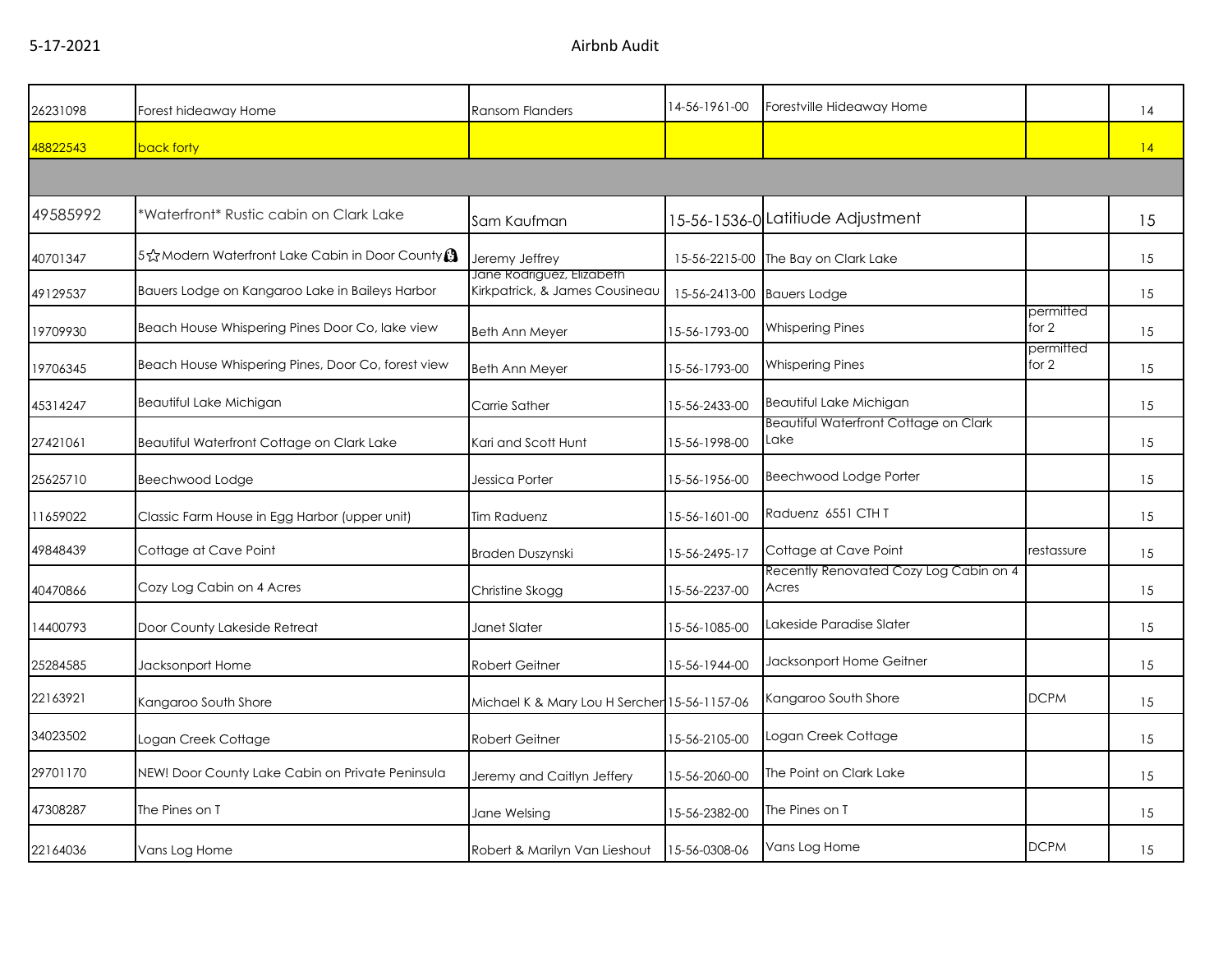| | | | | | | |
|---|---|---|---|---|---|---|
| 26231098 | Forest hideaway Home | Ransom Flanders | 14-56-1961-00 | Forestville Hideaway Home | | 14 |
| 48822543 | back forty | | | | | 14 |
| | | | | | | |
| 49585992 | *Waterfront* Rustic cabin on Clark Lake | Sam Kaufman | 15-56-1536-0 | Latitiude Adjustment | | 15 |
| 40701347 | 5☆Modern Waterfront Lake Cabin in Door County | Jeremy Jeffrey | 15-56-2215-00 | The Bay on Clark Lake | | 15 |
| 49129537 | Bauers Lodge on Kangaroo Lake in Baileys Harbor | Jane Rodriguez, Elizabeth Kirkpatrick, & James Cousineau | 15-56-2413-00 | Bauers Lodge | | 15 |
| 19709930 | Beach House Whispering Pines Door Co, lake view | Beth Ann Meyer | 15-56-1793-00 | Whispering Pines | permitted for 2 | 15 |
| 19706345 | Beach House Whispering Pines, Door Co, forest view | Beth Ann Meyer | 15-56-1793-00 | Whispering Pines | permitted for 2 | 15 |
| 45314247 | Beautiful Lake Michigan | Carrie Sather | 15-56-2433-00 | Beautiful Lake Michigan | | 15 |
| 27421061 | Beautiful Waterfront Cottage on Clark Lake | Kari and Scott Hunt | 15-56-1998-00 | Beautiful Waterfront Cottage on Clark Lake | | 15 |
| 25625710 | Beechwood Lodge | Jessica Porter | 15-56-1956-00 | Beechwood Lodge Porter | | 15 |
| 11659022 | Classic Farm House in Egg Harbor (upper unit) | Tim Raduenz | 15-56-1601-00 | Raduenz 6551 CTH T | | 15 |
| 49848439 | Cottage at Cave Point | Braden Duszynski | 15-56-2495-17 | Cottage at Cave Point | restassure | 15 |
| 40470866 | Cozy Log Cabin on 4 Acres | Christine Skogg | 15-56-2237-00 | Recently Renovated Cozy Log Cabin on 4 Acres | | 15 |
| 14400793 | Door County Lakeside Retreat | Janet Slater | 15-56-1085-00 | Lakeside Paradise Slater | | 15 |
| 25284585 | Jacksonport Home | Robert Geitner | 15-56-1944-00 | Jacksonport Home Geitner | | 15 |
| 22163921 | Kangaroo South Shore | Michael K & Mary Lou H Sercher | 15-56-1157-06 | Kangaroo South Shore | DCPM | 15 |
| 34023502 | Logan Creek Cottage | Robert Geitner | 15-56-2105-00 | Logan Creek Cottage | | 15 |
| 29701170 | NEW! Door County Lake Cabin on Private Peninsula | Jeremy and Caitlyn Jeffery | 15-56-2060-00 | The Point on Clark Lake | | 15 |
| 47308287 | The Pines on T | Jane Welsing | 15-56-2382-00 | The Pines on T | | 15 |
| 22164036 | Vans Log Home | Robert & Marilyn Van Lieshout | 15-56-0308-06 | Vans Log Home | DCPM | 15 |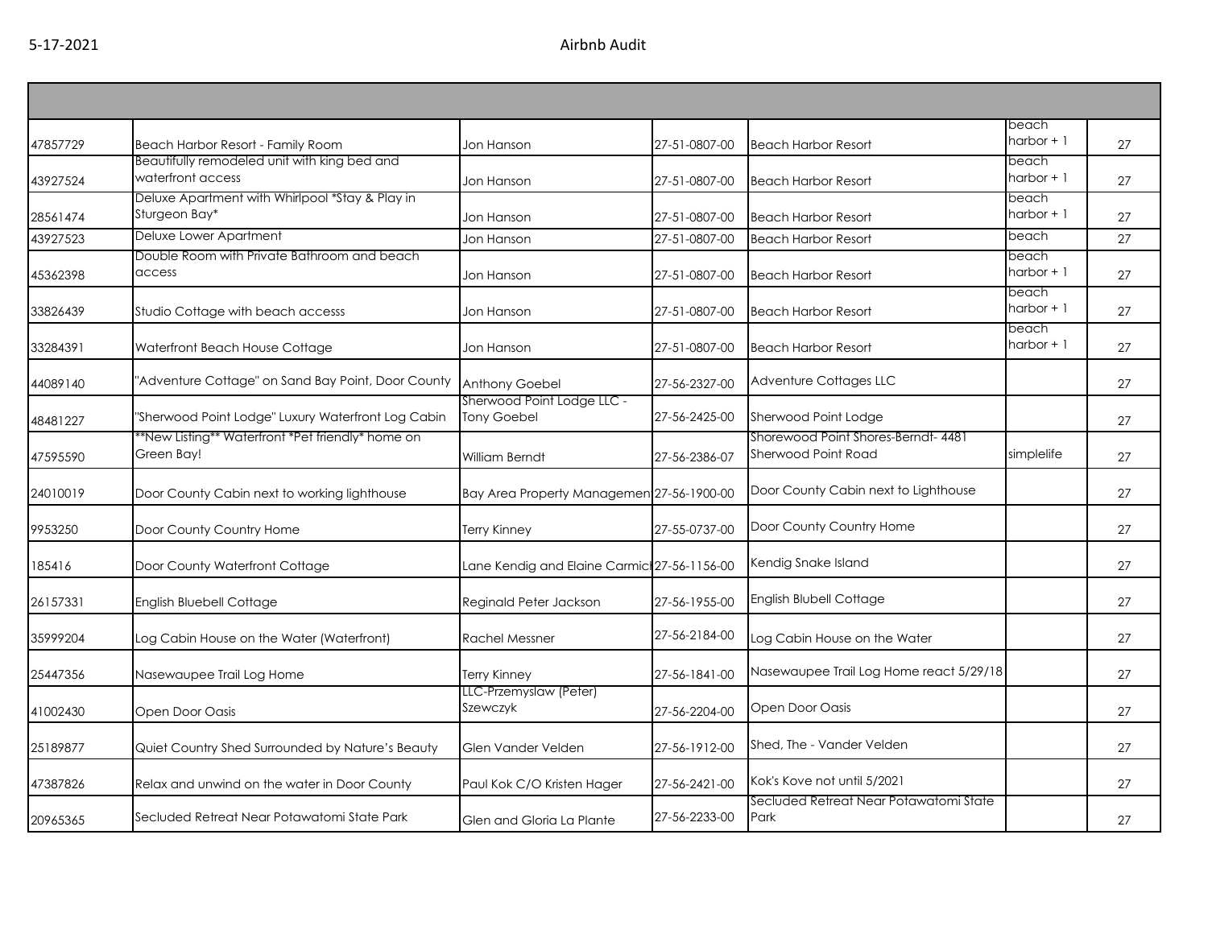| | | | | | | |
|---|---|---|---|---|---|---|
| 47857729 | Beach Harbor Resort - Family Room | Jon Hanson | 27-51-0807-00 | Beach Harbor Resort | beach harbor + 1 | 27 |
| 43927524 | Beautifully remodeled unit with king bed and waterfront access | Jon Hanson | 27-51-0807-00 | Beach Harbor Resort | beach harbor + 1 | 27 |
| 28561474 | Deluxe Apartment with Whirlpool *Stay & Play in Sturgeon Bay* | Jon Hanson | 27-51-0807-00 | Beach Harbor Resort | beach harbor + 1 | 27 |
| 43927523 | Deluxe Lower Apartment | Jon Hanson | 27-51-0807-00 | Beach Harbor Resort | beach | 27 |
| 45362398 | Double Room with Private Bathroom and beach access | Jon Hanson | 27-51-0807-00 | Beach Harbor Resort | beach harbor + 1 | 27 |
| 33826439 | Studio Cottage with beach accesss | Jon Hanson | 27-51-0807-00 | Beach Harbor Resort | beach harbor + 1 | 27 |
| 33284391 | Waterfront Beach House Cottage | Jon Hanson | 27-51-0807-00 | Beach Harbor Resort | beach harbor + 1 | 27 |
| 44089140 | "Adventure Cottage" on Sand Bay Point, Door County | Anthony Goebel | 27-56-2327-00 | Adventure Cottages LLC | | 27 |
| 48481227 | "Sherwood Point Lodge" Luxury Waterfront Log Cabin | Sherwood Point Lodge LLC - Tony Goebel | 27-56-2425-00 | Sherwood Point Lodge | | 27 |
| 47595590 | **New Listing** Waterfront *Pet friendly* home on Green Bay! | William Berndt | 27-56-2386-07 | Shorewood Point Shores-Berndt- 4481 Sherwood Point Road | simplelife | 27 |
| 24010019 | Door County Cabin next to working lighthouse | Bay Area Property Managemen | 27-56-1900-00 | Door County Cabin next to Lighthouse | | 27 |
| 9953250 | Door County Country Home | Terry Kinney | 27-55-0737-00 | Door County Country Home | | 27 |
| 185416 | Door County Waterfront Cottage | Lane Kendig and Elaine Carmicl | 27-56-1156-00 | Kendig Snake Island | | 27 |
| 26157331 | English Bluebell Cottage | Reginald Peter Jackson | 27-56-1955-00 | English Blubell Cottage | | 27 |
| 35999204 | Log Cabin House on the Water (Waterfront) | Rachel Messner | 27-56-2184-00 | Log Cabin House on the Water | | 27 |
| 25447356 | Nasewaupee Trail Log Home | Terry Kinney | 27-56-1841-00 | Nasewaupee Trail Log Home react 5/29/18 | | 27 |
| 41002430 | Open Door Oasis | LLC-Przemyslaw (Peter) Szewczyk | 27-56-2204-00 | Open Door Oasis | | 27 |
| 25189877 | Quiet Country Shed Surrounded by Nature's Beauty | Glen Vander Velden | 27-56-1912-00 | Shed, The - Vander Velden | | 27 |
| 47387826 | Relax and unwind on the water in Door County | Paul Kok C/O Kristen Hager | 27-56-2421-00 | Kok's Kove not until 5/2021 | | 27 |
| 20965365 | Secluded Retreat Near Potawatomi State Park | Glen and Gloria La Plante | 27-56-2233-00 | Secluded Retreat Near Potawatomi State Park | | 27 |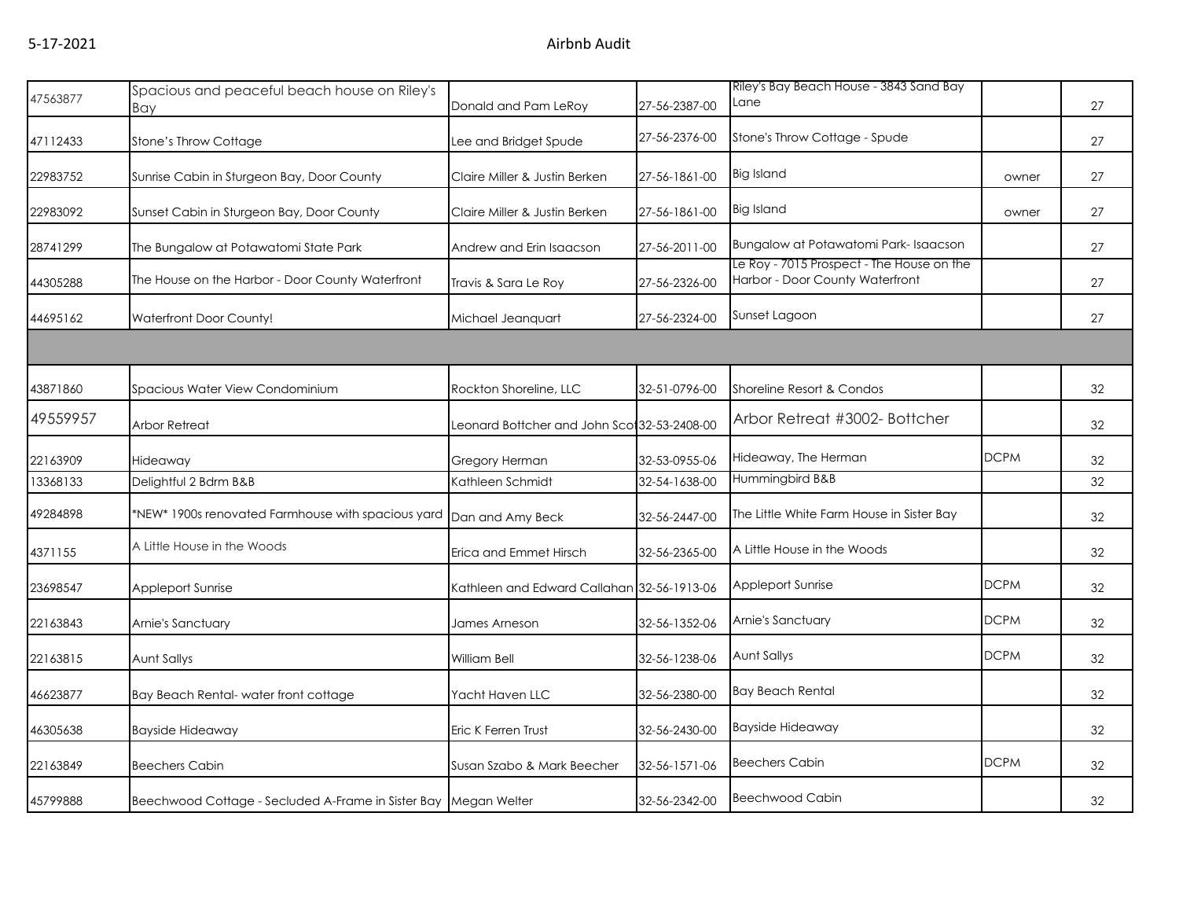| | | | | | | |
|---|---|---|---|---|---|---|
| 47563877 | Spacious and peaceful beach house on Riley's Bay | Donald and Pam LeRoy | 27-56-2387-00 | Riley's Bay Beach House - 3843 Sand Bay Lane | | 27 |
| 47112433 | Stone's Throw Cottage | Lee and Bridget Spude | 27-56-2376-00 | Stone's Throw Cottage - Spude | | 27 |
| 22983752 | Sunrise Cabin in Sturgeon Bay, Door County | Claire Miller & Justin Berken | 27-56-1861-00 | Big Island | owner | 27 |
| 22983092 | Sunset Cabin in Sturgeon Bay, Door County | Claire Miller & Justin Berken | 27-56-1861-00 | Big Island | owner | 27 |
| 28741299 | The Bungalow at Potawatomi State Park | Andrew and Erin Isaacson | 27-56-2011-00 | Bungalow at Potawatomi Park- Isaacson | | 27 |
| 44305288 | The House on the Harbor - Door County Waterfront | Travis & Sara Le Roy | 27-56-2326-00 | Le Roy - 7015 Prospect - The House on the Harbor - Door County Waterfront | | 27 |
| 44695162 | Waterfront Door County! | Michael Jeanquart | 27-56-2324-00 | Sunset Lagoon | | 27 |
| | | | | | | |
| 43871860 | Spacious Water View Condominium | Rockton Shoreline, LLC | 32-51-0796-00 | Shoreline Resort & Condos | | 32 |
| 49559957 | Arbor Retreat | Leonard Bottcher and John Scot | 32-53-2408-00 | Arbor Retreat #3002- Bottcher | | 32 |
| 22163909 | Hideaway | Gregory Herman | 32-53-0955-06 | Hideaway, The Herman | DCPM | 32 |
| 13368133 | Delightful 2 Bdrm B&B | Kathleen Schmidt | 32-54-1638-00 | Hummingbird B&B | | 32 |
| 49284898 | *NEW* 1900s renovated Farmhouse with spacious yard | Dan and Amy Beck | 32-56-2447-00 | The Little White Farm House in Sister Bay | | 32 |
| 4371155 | A Little House in the Woods | Erica and Emmet Hirsch | 32-56-2365-00 | A Little House in the Woods | | 32 |
| 23698547 | Appleport Sunrise | Kathleen and Edward Callahan | 32-56-1913-06 | Appleport Sunrise | DCPM | 32 |
| 22163843 | Arnie's Sanctuary | James Arneson | 32-56-1352-06 | Arnie's Sanctuary | DCPM | 32 |
| 22163815 | Aunt Sallys | William Bell | 32-56-1238-06 | Aunt Sallys | DCPM | 32 |
| 46623877 | Bay Beach Rental- water front cottage | Yacht Haven LLC | 32-56-2380-00 | Bay Beach Rental | | 32 |
| 46305638 | Bayside Hideaway | Eric K Ferren Trust | 32-56-2430-00 | Bayside Hideaway | | 32 |
| 22163849 | Beechers Cabin | Susan Szabo & Mark Beecher | 32-56-1571-06 | Beechers Cabin | DCPM | 32 |
| 45799888 | Beechwood Cottage - Secluded A-Frame in Sister Bay | Megan Welter | 32-56-2342-00 | Beechwood Cabin | | 32 |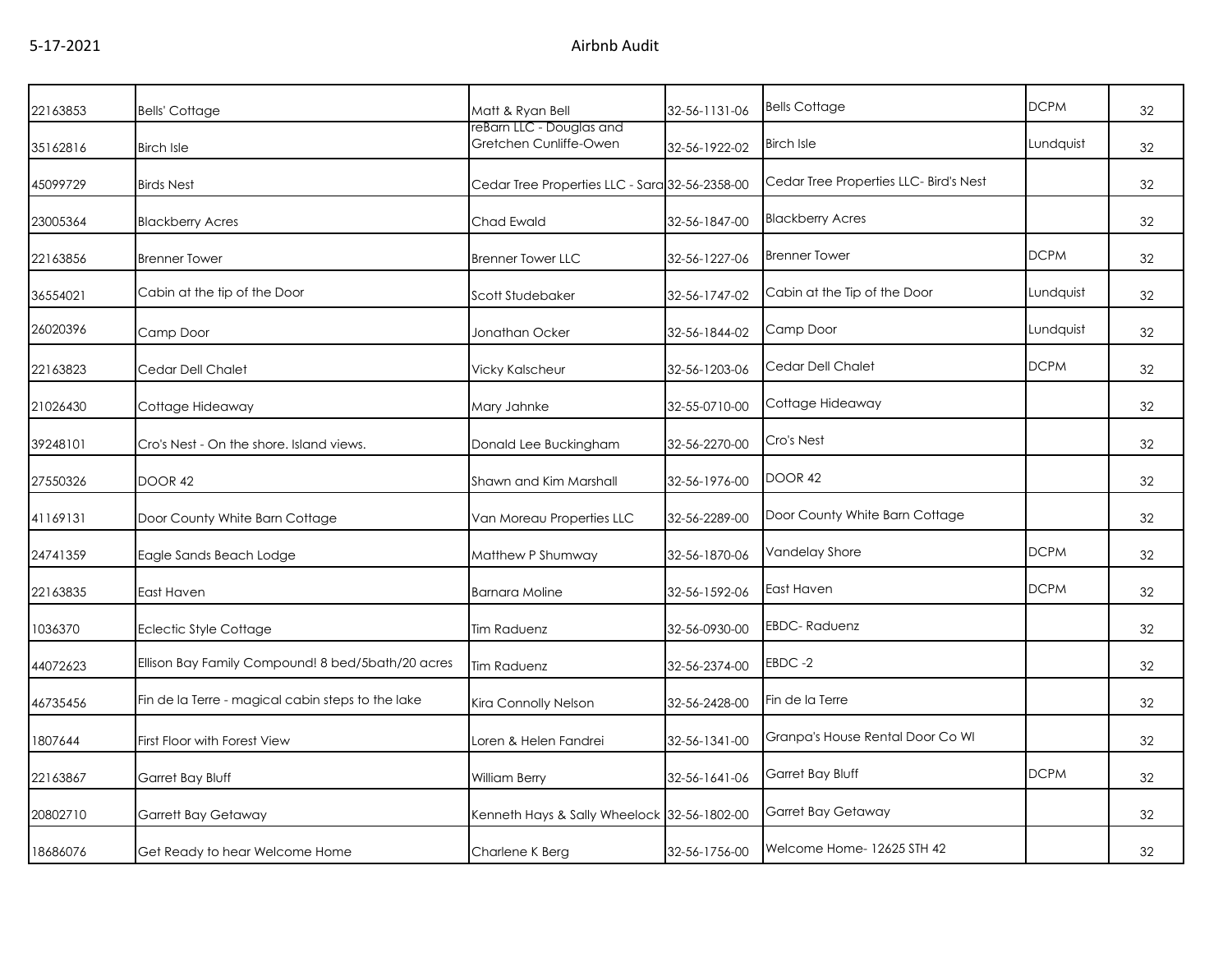| | | | | | | |
|---|---|---|---|---|---|---|
| 22163853 | Bells' Cottage | Matt & Ryan Bell | 32-56-1131-06 | Bells Cottage | DCPM | 32 |
| 35162816 | Birch Isle | reBarn LLC - Douglas and Gretchen Cunliffe-Owen | 32-56-1922-02 | Birch Isle | Lundquist | 32 |
| 45099729 | Birds Nest | Cedar Tree Properties LLC - Sara | 32-56-2358-00 | Cedar Tree Properties LLC- Bird's Nest | | 32 |
| 23005364 | Blackberry Acres | Chad Ewald | 32-56-1847-00 | Blackberry Acres | | 32 |
| 22163856 | Brenner Tower | Brenner Tower LLC | 32-56-1227-06 | Brenner Tower | DCPM | 32 |
| 36554021 | Cabin at the tip of the Door | Scott Studebaker | 32-56-1747-02 | Cabin at the Tip of the Door | Lundquist | 32 |
| 26020396 | Camp Door | Jonathan Ocker | 32-56-1844-02 | Camp Door | Lundquist | 32 |
| 22163823 | Cedar Dell Chalet | Vicky Kalscheur | 32-56-1203-06 | Cedar Dell Chalet | DCPM | 32 |
| 21026430 | Cottage Hideaway | Mary Jahnke | 32-55-0710-00 | Cottage Hideaway | | 32 |
| 39248101 | Cro's Nest - On the shore. Island views. | Donald Lee Buckingham | 32-56-2270-00 | Cro's Nest | | 32 |
| 27550326 | DOOR 42 | Shawn and Kim Marshall | 32-56-1976-00 | DOOR 42 | | 32 |
| 41169131 | Door County White Barn Cottage | Van Moreau Properties LLC | 32-56-2289-00 | Door County White Barn Cottage | | 32 |
| 24741359 | Eagle Sands Beach Lodge | Matthew P Shumway | 32-56-1870-06 | Vandelay Shore | DCPM | 32 |
| 22163835 | East Haven | Barnara Moline | 32-56-1592-06 | East Haven | DCPM | 32 |
| 1036370 | Eclectic Style Cottage | Tim Raduenz | 32-56-0930-00 | EBDC- Raduenz | | 32 |
| 44072623 | Ellison Bay Family Compound! 8 bed/5bath/20 acres | Tim Raduenz | 32-56-2374-00 | EBDC -2 | | 32 |
| 46735456 | Fin de la Terre - magical cabin steps to the lake | Kira Connolly Nelson | 32-56-2428-00 | Fin de la Terre | | 32 |
| 1807644 | First Floor with Forest View | Loren & Helen Fandrei | 32-56-1341-00 | Granpa's House Rental Door Co WI | | 32 |
| 22163867 | Garret Bay Bluff | William Berry | 32-56-1641-06 | Garret Bay Bluff | DCPM | 32 |
| 20802710 | Garrett Bay Getaway | Kenneth Hays & Sally Wheelock | 32-56-1802-00 | Garret Bay Getaway | | 32 |
| 18686076 | Get Ready to hear Welcome Home | Charlene K Berg | 32-56-1756-00 | Welcome Home- 12625 STH 42 | | 32 |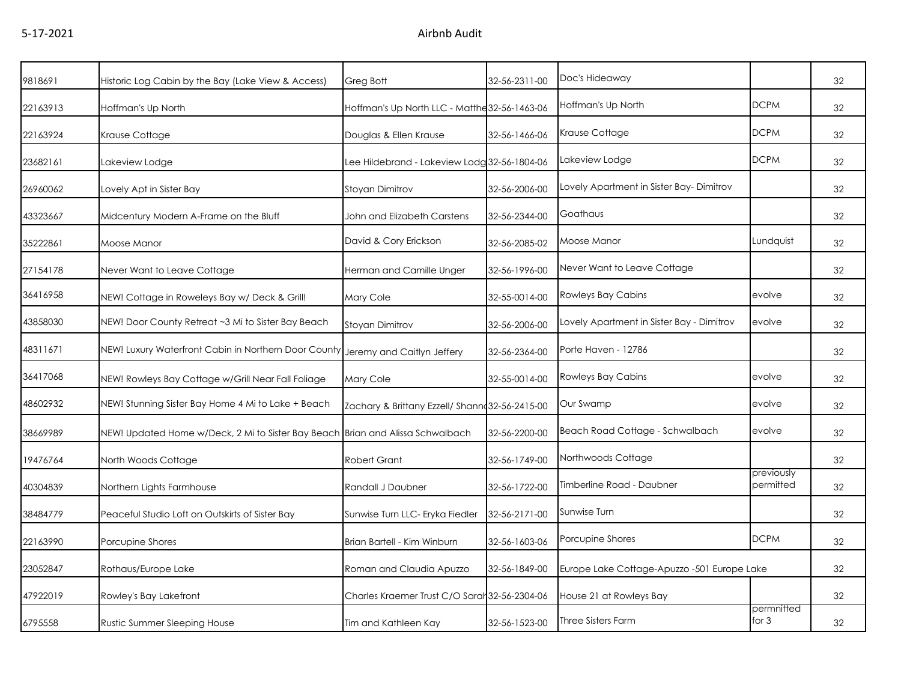| | | | | | | |
|---|---|---|---|---|---|---|
| 9818691 | Historic Log Cabin by the Bay (Lake View & Access) | Greg Bott | 32-56-2311-00 | Doc's Hideaway | | 32 |
| 22163913 | Hoffman's Up North | Hoffman's Up North LLC - Matthe | 32-56-1463-06 | Hoffman's Up North | DCPM | 32 |
| 22163924 | Krause Cottage | Douglas & Ellen Krause | 32-56-1466-06 | Krause Cottage | DCPM | 32 |
| 23682161 | Lakeview Lodge | Lee Hildebrand - Lakeview Lodg | 32-56-1804-06 | Lakeview Lodge | DCPM | 32 |
| 26960062 | Lovely Apt in Sister Bay | Stoyan Dimitrov | 32-56-2006-00 | Lovely Apartment in Sister Bay- Dimitrov | | 32 |
| 43323667 | Midcentury Modern A-Frame on the Bluff | John and Elizabeth Carstens | 32-56-2344-00 | Goathaus | | 32 |
| 35222861 | Moose Manor | David & Cory Erickson | 32-56-2085-02 | Moose Manor | Lundquist | 32 |
| 27154178 | Never Want to Leave Cottage | Herman and Camille Unger | 32-56-1996-00 | Never Want to Leave Cottage | | 32 |
| 36416958 | NEW! Cottage in Roweleys Bay w/ Deck & Grill! | Mary Cole | 32-55-0014-00 | Rowleys Bay Cabins | evolve | 32 |
| 43858030 | NEW! Door County Retreat ~3 Mi to Sister Bay Beach | Stoyan Dimitrov | 32-56-2006-00 | Lovely Apartment in Sister Bay - Dimitrov | evolve | 32 |
| 48311671 | NEW! Luxury Waterfront Cabin in Northern Door County | Jeremy and Caitlyn Jeffery | 32-56-2364-00 | Porte Haven - 12786 | | 32 |
| 36417068 | NEW! Rowleys Bay Cottage w/Grill Near Fall Foliage | Mary Cole | 32-55-0014-00 | Rowleys Bay Cabins | evolve | 32 |
| 48602932 | NEW! Stunning Sister Bay Home 4 Mi to Lake + Beach | Zachary & Brittany Ezzell/ Shann | 32-56-2415-00 | Our Swamp | evolve | 32 |
| 38669989 | NEW! Updated Home w/Deck, 2 Mi to Sister Bay Beach | Brian and Alissa Schwalbach | 32-56-2200-00 | Beach Road Cottage - Schwalbach | evolve | 32 |
| 19476764 | North Woods Cottage | Robert Grant | 32-56-1749-00 | Northwoods Cottage | | 32 |
| 40304839 | Northern Lights Farmhouse | Randall J Daubner | 32-56-1722-00 | Timberline Road - Daubner | previously permitted | 32 |
| 38484779 | Peaceful Studio Loft on Outskirts of Sister Bay | Sunwise Turn LLC- Eryka Fiedler | 32-56-2171-00 | Sunwise Turn | | 32 |
| 22163990 | Porcupine Shores | Brian Bartell - Kim Winburn | 32-56-1603-06 | Porcupine Shores | DCPM | 32 |
| 23052847 | Rothaus/Europe Lake | Roman and Claudia Apuzzo | 32-56-1849-00 | Europe Lake Cottage-Apuzzo -501 Europe Lake | | 32 |
| 47922019 | Rowley's Bay Lakefront | Charles Kraemer Trust C/O Sarah | 32-56-2304-06 | House 21 at Rowleys Bay | | 32 |
| 6795558 | Rustic Summer Sleeping House | Tim and Kathleen Kay | 32-56-1523-00 | Three Sisters Farm | permnitted for 3 | 32 |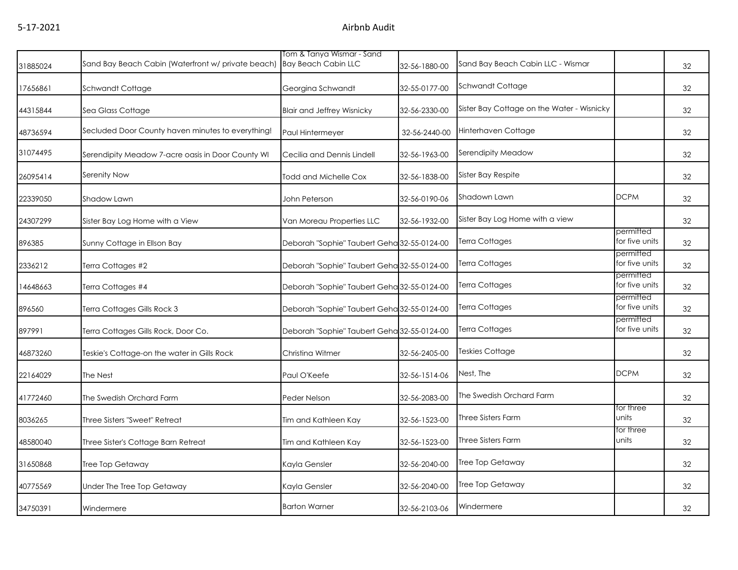| | | | | | | |
|---|---|---|---|---|---|---|
| 31885024 | Sand Bay Beach Cabin (Waterfront w/ private beach) | Tom & Tanya Wismar - Sand Bay Beach Cabin LLC | 32-56-1880-00 | Sand Bay Beach Cabin LLC - Wismar | | 32 |
| 17656861 | Schwandt Cottage | Georgina Schwandt | 32-55-0177-00 | Schwandt Cottage | | 32 |
| 44315844 | Sea Glass Cottage | Blair and Jeffrey Wisnicky | 32-56-2330-00 | Sister Bay Cottage on the Water - Wisnicky | | 32 |
| 48736594 | Secluded Door County haven minutes to everything! | Paul Hintermeyer | 32-56-2440-00 | Hinterhaven Cottage | | 32 |
| 31074495 | Serendipity Meadow 7-acre oasis in Door County WI | Cecilia and Dennis Lindell | 32-56-1963-00 | Serendipity Meadow | | 32 |
| 26095414 | Serenity Now | Todd and Michelle Cox | 32-56-1838-00 | Sister Bay Respite | | 32 |
| 22339050 | Shadow Lawn | John Peterson | 32-56-0190-06 | Shadown Lawn | DCPM | 32 |
| 24307299 | Sister Bay Log Home with a View | Van Moreau Properties LLC | 32-56-1932-00 | Sister Bay Log Home with a view | | 32 |
| 896385 | Sunny Cottage in Ellson Bay | Deborah "Sophie" Taubert Geha | 32-55-0124-00 | Terra Cottages | permitted for five units | 32 |
| 2336212 | Terra Cottages #2 | Deborah "Sophie" Taubert Geha | 32-55-0124-00 | Terra Cottages | permitted for five units | 32 |
| 14648663 | Terra Cottages #4 | Deborah "Sophie" Taubert Geha | 32-55-0124-00 | Terra Cottages | permitted for five units | 32 |
| 896560 | Terra Cottages Gills Rock 3 | Deborah "Sophie" Taubert Geha | 32-55-0124-00 | Terra Cottages | permitted for five units | 32 |
| 897991 | Terra Cottages Gills Rock, Door Co. | Deborah "Sophie" Taubert Geha | 32-55-0124-00 | Terra Cottages | permitted for five units | 32 |
| 46873260 | Teskie's Cottage-on the water in Gills Rock | Christina Witmer | 32-56-2405-00 | Teskies Cottage | | 32 |
| 22164029 | The Nest | Paul O'Keefe | 32-56-1514-06 | Nest, The | DCPM | 32 |
| 41772460 | The Swedish Orchard Farm | Peder Nelson | 32-56-2083-00 | The Swedish Orchard Farm | | 32 |
| 8036265 | Three Sisters "Sweet" Retreat | Tim and Kathleen Kay | 32-56-1523-00 | Three Sisters Farm | for three units | 32 |
| 48580040 | Three Sister's Cottage Barn Retreat | Tim and Kathleen Kay | 32-56-1523-00 | Three Sisters Farm | for three units | 32 |
| 31650868 | Tree Top Getaway | Kayla Gensler | 32-56-2040-00 | Tree Top Getaway | | 32 |
| 40775569 | Under The Tree Top Getaway | Kayla Gensler | 32-56-2040-00 | Tree Top Getaway | | 32 |
| 34750391 | Windermere | Barton Warner | 32-56-2103-06 | Windermere | | 32 |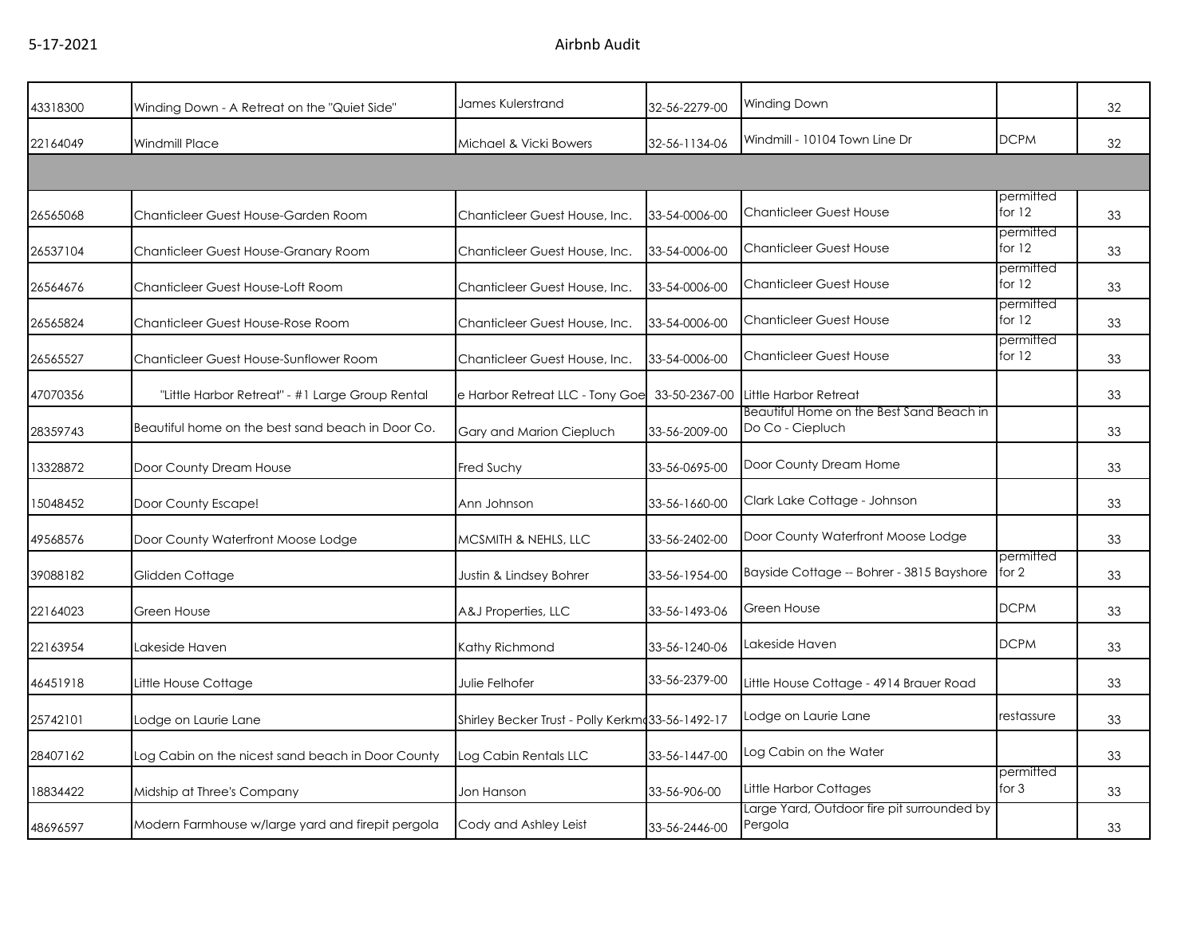| | | | | | | |
|---|---|---|---|---|---|---|
| 43318300 | Winding Down - A Retreat on the "Quiet Side" | James Kulerstrand | 32-56-2279-00 | Winding Down | | 32 |
| 22164049 | Windmill Place | Michael & Vicki Bowers | 32-56-1134-06 | Windmill - 10104 Town Line Dr | DCPM | 32 |
| | | | | | | |
| 26565068 | Chanticleer Guest House-Garden Room | Chanticleer Guest House, Inc. | 33-54-0006-00 | Chanticleer Guest House | permitted for 12 | 33 |
| 26537104 | Chanticleer Guest House-Granary Room | Chanticleer Guest House, Inc. | 33-54-0006-00 | Chanticleer Guest House | permitted for 12 | 33 |
| 26564676 | Chanticleer Guest House-Loft Room | Chanticleer Guest House, Inc. | 33-54-0006-00 | Chanticleer Guest House | permitted for 12 | 33 |
| 26565824 | Chanticleer Guest House-Rose Room | Chanticleer Guest House, Inc. | 33-54-0006-00 | Chanticleer Guest House | permitted for 12 | 33 |
| 26565527 | Chanticleer Guest House-Sunflower Room | Chanticleer Guest House, Inc. | 33-54-0006-00 | Chanticleer Guest House | permitted for 12 | 33 |
| 47070356 | "Little Harbor Retreat" - #1 Large Group Rental | e Harbor Retreat LLC - Tony Goe | 33-50-2367-00 | Little Harbor Retreat | | 33 |
| 28359743 | Beautiful home on the best sand beach in Door Co. | Gary and Marion Ciepluch | 33-56-2009-00 | Beautiful Home on the Best Sand Beach in Do Co - Ciepluch | | 33 |
| 13328872 | Door County Dream House | Fred Suchy | 33-56-0695-00 | Door County Dream Home | | 33 |
| 15048452 | Door County Escape! | Ann Johnson | 33-56-1660-00 | Clark Lake Cottage - Johnson | | 33 |
| 49568576 | Door County Waterfront Moose Lodge | MCSMITH & NEHLS, LLC | 33-56-2402-00 | Door County Waterfront Moose Lodge | | 33 |
| 39088182 | Glidden Cottage | Justin & Lindsey Bohrer | 33-56-1954-00 | Bayside Cottage -- Bohrer - 3815 Bayshore | permitted for 2 | 33 |
| 22164023 | Green House | A&J Properties, LLC | 33-56-1493-06 | Green House | DCPM | 33 |
| 22163954 | Lakeside Haven | Kathy Richmond | 33-56-1240-06 | Lakeside Haven | DCPM | 33 |
| 46451918 | Little House Cottage | Julie Felhofer | 33-56-2379-00 | Little House Cottage - 4914 Brauer Road | | 33 |
| 25742101 | Lodge on Laurie Lane | Shirley Becker Trust - Polly Kerkm | 33-56-1492-17 | Lodge on Laurie Lane | restassure | 33 |
| 28407162 | Log Cabin on the nicest sand beach in Door County | Log Cabin Rentals LLC | 33-56-1447-00 | Log Cabin on the Water | | 33 |
| 18834422 | Midship at Three's Company | Jon Hanson | 33-56-906-00 | Little Harbor Cottages | permitted for 3 | 33 |
| 48696597 | Modern Farmhouse w/large yard and firepit pergola | Cody and Ashley Leist | 33-56-2446-00 | Large Yard, Outdoor fire pit surrounded by Pergola | | 33 |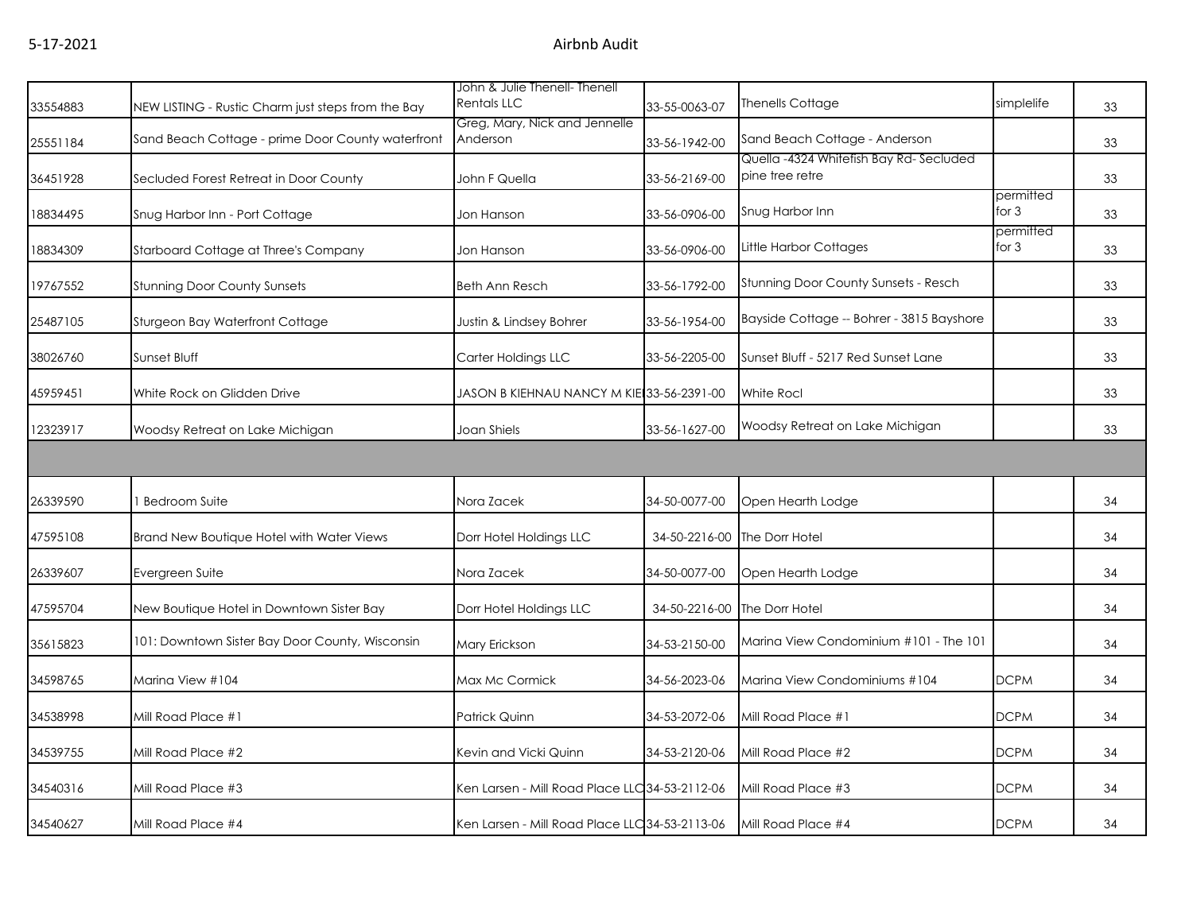| | | | | | | |
|---|---|---|---|---|---|---|
| 33554883 | NEW LISTING - Rustic Charm just steps from the Bay | John & Julie Thenell- Thenell Rentals LLC | 33-55-0063-07 | Thenells Cottage | simplelife | 33 |
| 25551184 | Sand Beach Cottage - prime Door County waterfront | Greg, Mary, Nick and Jennelle Anderson | 33-56-1942-00 | Sand Beach Cottage - Anderson | | 33 |
| 36451928 | Secluded Forest Retreat in Door County | John F Quella | 33-56-2169-00 | Quella -4324 Whitefish Bay Rd- Secluded pine tree retre | | 33 |
| 18834495 | Snug Harbor Inn - Port Cottage | Jon Hanson | 33-56-0906-00 | Snug Harbor Inn | permitted for 3 | 33 |
| 18834309 | Starboard Cottage at Three's Company | Jon Hanson | 33-56-0906-00 | Little Harbor Cottages | permitted for 3 | 33 |
| 19767552 | Stunning Door County Sunsets | Beth Ann Resch | 33-56-1792-00 | Stunning Door County Sunsets - Resch | | 33 |
| 25487105 | Sturgeon Bay Waterfront Cottage | Justin & Lindsey Bohrer | 33-56-1954-00 | Bayside Cottage -- Bohrer - 3815 Bayshore | | 33 |
| 38026760 | Sunset Bluff | Carter Holdings LLC | 33-56-2205-00 | Sunset Bluff - 5217 Red Sunset Lane | | 33 |
| 45959451 | White Rock on Glidden Drive | JASON B KIEHNAU NANCY M KIE | 33-56-2391-00 | White Rocl | | 33 |
| 12323917 | Woodsy Retreat on Lake Michigan | Joan Shiels | 33-56-1627-00 | Woodsy Retreat on Lake Michigan | | 33 |
| | | | | | | |
| 26339590 | 1 Bedroom Suite | Nora Zacek | 34-50-0077-00 | Open Hearth Lodge | | 34 |
| 47595108 | Brand New Boutique Hotel with Water Views | Dorr Hotel Holdings LLC | 34-50-2216-00 | The Dorr Hotel | | 34 |
| 26339607 | Evergreen Suite | Nora Zacek | 34-50-0077-00 | Open Hearth Lodge | | 34 |
| 47595704 | New Boutique Hotel in Downtown Sister Bay | Dorr Hotel Holdings LLC | 34-50-2216-00 | The Dorr Hotel | | 34 |
| 35615823 | 101: Downtown Sister Bay Door County, Wisconsin | Mary Erickson | 34-53-2150-00 | Marina View Condominium #101 - The 101 | | 34 |
| 34598765 | Marina View #104 | Max Mc Cormick | 34-56-2023-06 | Marina View Condominiums #104 | DCPM | 34 |
| 34538998 | Mill Road Place #1 | Patrick Quinn | 34-53-2072-06 | Mill Road Place #1 | DCPM | 34 |
| 34539755 | Mill Road Place #2 | Kevin and Vicki Quinn | 34-53-2120-06 | Mill Road Place #2 | DCPM | 34 |
| 34540316 | Mill Road Place #3 | Ken Larsen - Mill Road Place LLC | 34-53-2112-06 | Mill Road Place #3 | DCPM | 34 |
| 34540627 | Mill Road Place #4 | Ken Larsen - Mill Road Place LLC | 34-53-2113-06 | Mill Road Place #4 | DCPM | 34 |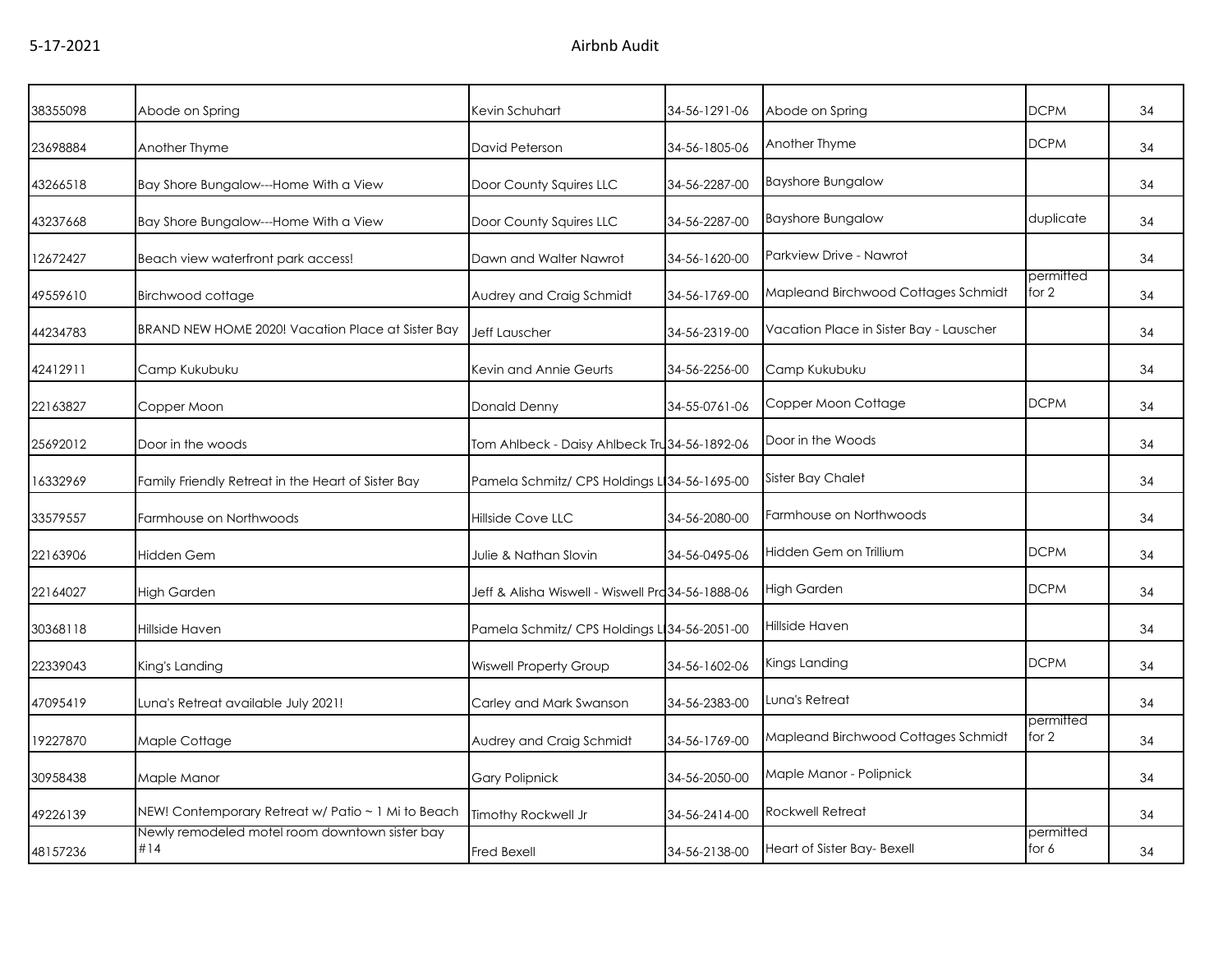| | | | | | | |
|---|---|---|---|---|---|---|
| 38355098 | Abode on Spring | Kevin Schuhart | 34-56-1291-06 | Abode on Spring | DCPM | 34 |
| 23698884 | Another Thyme | David Peterson | 34-56-1805-06 | Another Thyme | DCPM | 34 |
| 43266518 | Bay Shore Bungalow---Home With a View | Door County Squires LLC | 34-56-2287-00 | Bayshore Bungalow | | 34 |
| 43237668 | Bay Shore Bungalow---Home With a View | Door County Squires LLC | 34-56-2287-00 | Bayshore Bungalow | duplicate | 34 |
| 12672427 | Beach view waterfront park access! | Dawn and Walter Nawrot | 34-56-1620-00 | Parkview Drive - Nawrot | | 34 |
| 49559610 | Birchwood cottage | Audrey and Craig Schmidt | 34-56-1769-00 | Mapleand Birchwood Cottages Schmidt | permitted for 2 | 34 |
| 44234783 | BRAND NEW HOME 2020! Vacation Place at Sister Bay | Jeff Lauscher | 34-56-2319-00 | Vacation Place in Sister Bay - Lauscher | | 34 |
| 42412911 | Camp Kukubuku | Kevin and Annie Geurts | 34-56-2256-00 | Camp Kukubuku | | 34 |
| 22163827 | Copper Moon | Donald Denny | 34-55-0761-06 | Copper Moon Cottage | DCPM | 34 |
| 25692012 | Door in the woods | Tom Ahlbeck - Daisy Ahlbeck Tru | 34-56-1892-06 | Door in the Woods | | 34 |
| 16332969 | Family Friendly Retreat in the Heart of Sister Bay | Pamela Schmitz/ CPS Holdings L | 34-56-1695-00 | Sister Bay Chalet | | 34 |
| 33579557 | Farmhouse on Northwoods | Hillside Cove LLC | 34-56-2080-00 | Farmhouse on Northwoods | | 34 |
| 22163906 | Hidden Gem | Julie & Nathan Slovin | 34-56-0495-06 | Hidden Gem on Trillium | DCPM | 34 |
| 22164027 | High Garden | Jeff & Alisha Wiswell - Wiswell Pro | 34-56-1888-06 | High Garden | DCPM | 34 |
| 30368118 | Hillside Haven | Pamela Schmitz/ CPS Holdings L | 34-56-2051-00 | Hillside Haven | | 34 |
| 22339043 | King's Landing | Wiswell Property Group | 34-56-1602-06 | Kings Landing | DCPM | 34 |
| 47095419 | Luna's Retreat available July 2021! | Carley and Mark Swanson | 34-56-2383-00 | Luna's Retreat | | 34 |
| 19227870 | Maple Cottage | Audrey and Craig Schmidt | 34-56-1769-00 | Mapleand Birchwood Cottages Schmidt | permitted for 2 | 34 |
| 30958438 | Maple Manor | Gary Polipnick | 34-56-2050-00 | Maple Manor - Polipnick | | 34 |
| 49226139 | NEW! Contemporary Retreat w/ Patio ~ 1 Mi to Beach | Timothy Rockwell Jr | 34-56-2414-00 | Rockwell Retreat | | 34 |
| 48157236 | Newly remodeled motel room downtown sister bay #14 | Fred Bexell | 34-56-2138-00 | Heart of Sister Bay- Bexell | permitted for 6 | 34 |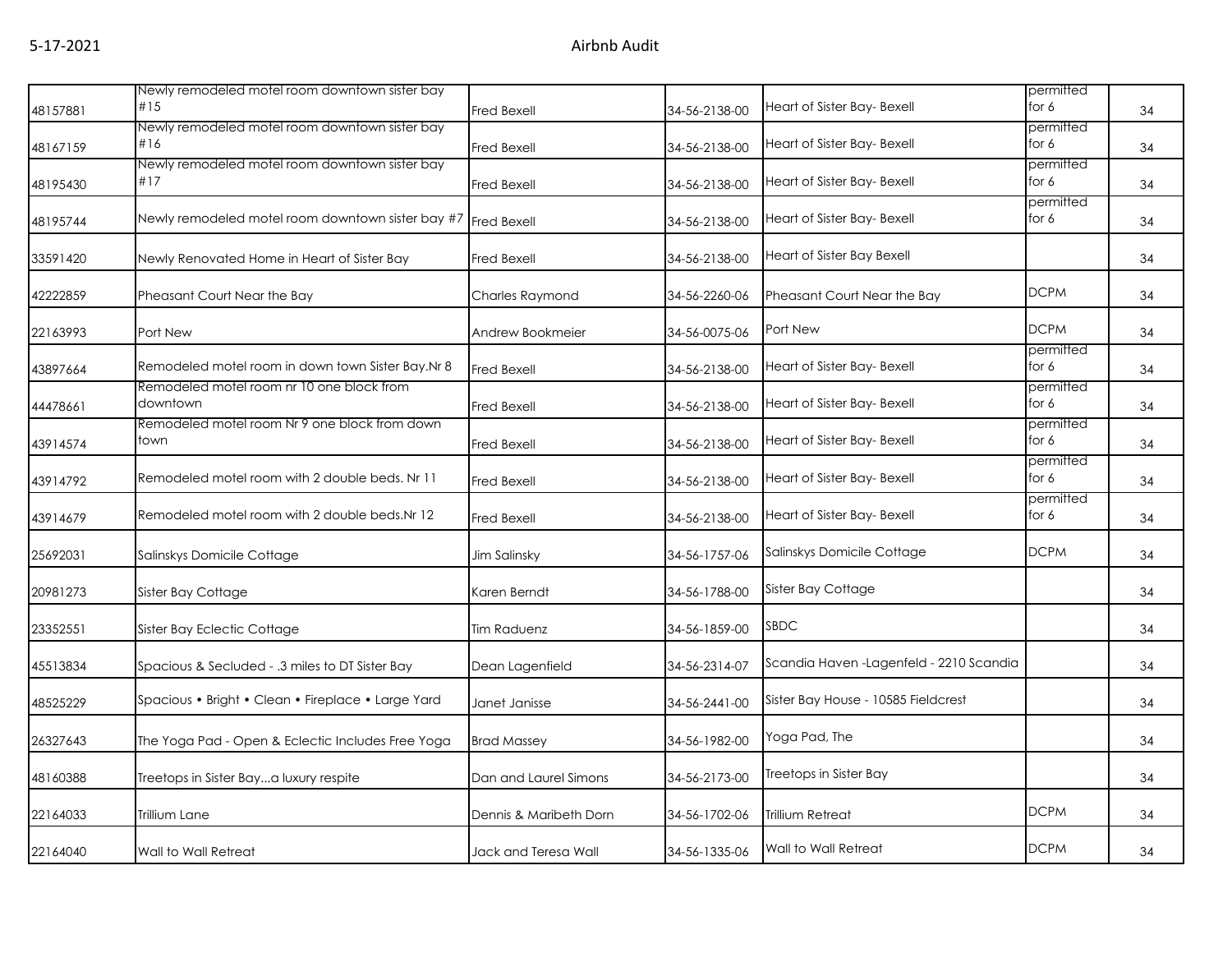| | | | | | | |
|---|---|---|---|---|---|---|
| 48157881 | Newly remodeled motel room downtown sister bay #15 | Fred Bexell | 34-56-2138-00 | Heart of Sister Bay- Bexell | permitted for 6 | 34 |
| 48167159 | Newly remodeled motel room downtown sister bay #16 | Fred Bexell | 34-56-2138-00 | Heart of Sister Bay- Bexell | permitted for 6 | 34 |
| 48195430 | Newly remodeled motel room downtown sister bay #17 | Fred Bexell | 34-56-2138-00 | Heart of Sister Bay- Bexell | permitted for 6 | 34 |
| 48195744 | Newly remodeled motel room downtown sister bay #7 | Fred Bexell | 34-56-2138-00 | Heart of Sister Bay- Bexell | permitted for 6 | 34 |
| 33591420 | Newly Renovated Home in Heart of Sister Bay | Fred Bexell | 34-56-2138-00 | Heart of Sister Bay Bexell | | 34 |
| 42222859 | Pheasant Court Near the Bay | Charles Raymond | 34-56-2260-06 | Pheasant Court Near the Bay | DCPM | 34 |
| 22163993 | Port New | Andrew Bookmeier | 34-56-0075-06 | Port New | DCPM | 34 |
| 43897664 | Remodeled motel room in down town Sister Bay.Nr 8 | Fred Bexell | 34-56-2138-00 | Heart of Sister Bay- Bexell | permitted for 6 | 34 |
| 44478661 | Remodeled motel room nr 10 one block from downtown | Fred Bexell | 34-56-2138-00 | Heart of Sister Bay- Bexell | permitted for 6 | 34 |
| 43914574 | Remodeled motel room Nr 9 one block from down town | Fred Bexell | 34-56-2138-00 | Heart of Sister Bay- Bexell | permitted for 6 | 34 |
| 43914792 | Remodeled motel room with 2 double beds. Nr 11 | Fred Bexell | 34-56-2138-00 | Heart of Sister Bay- Bexell | permitted for 6 | 34 |
| 43914679 | Remodeled motel room with 2 double beds.Nr 12 | Fred Bexell | 34-56-2138-00 | Heart of Sister Bay- Bexell | permitted for 6 | 34 |
| 25692031 | Salinskys Domicile Cottage | Jim Salinsky | 34-56-1757-06 | Salinskys Domicile Cottage | DCPM | 34 |
| 20981273 | Sister Bay Cottage | Karen Berndt | 34-56-1788-00 | Sister Bay Cottage | | 34 |
| 23352551 | Sister Bay Eclectic Cottage | Tim Raduenz | 34-56-1859-00 | SBDC | | 34 |
| 45513834 | Spacious & Secluded - .3 miles to DT Sister Bay | Dean Lagenfield | 34-56-2314-07 | Scandia Haven -Lagenfeld - 2210 Scandia | | 34 |
| 48525229 | Spacious • Bright • Clean • Fireplace • Large Yard | Janet Janisse | 34-56-2441-00 | Sister Bay House - 10585 Fieldcrest | | 34 |
| 26327643 | The Yoga Pad - Open & Eclectic Includes Free Yoga | Brad Massey | 34-56-1982-00 | Yoga Pad, The | | 34 |
| 48160388 | Treetops in Sister Bay...a luxury respite | Dan and Laurel Simons | 34-56-2173-00 | Treetops in Sister Bay | | 34 |
| 22164033 | Trillium Lane | Dennis & Maribeth Dorn | 34-56-1702-06 | Trillium Retreat | DCPM | 34 |
| 22164040 | Wall to Wall Retreat | Jack and Teresa Wall | 34-56-1335-06 | Wall to Wall Retreat | DCPM | 34 |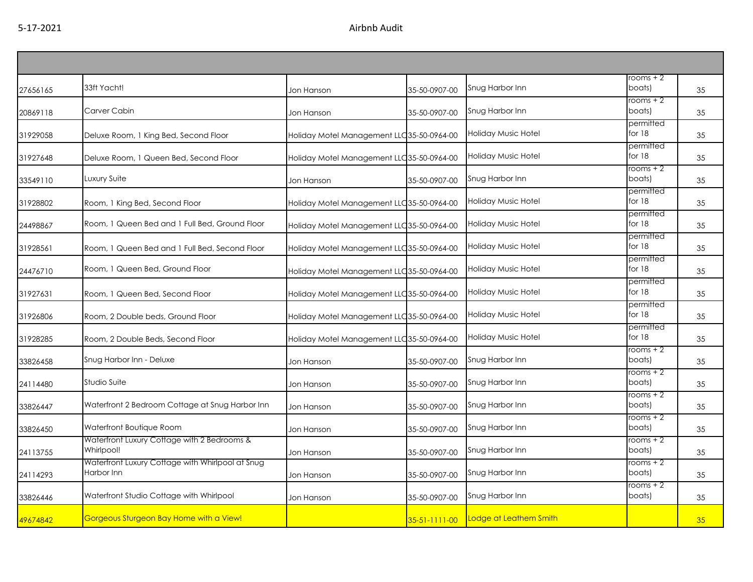| | | | | | | |
|---|---|---|---|---|---|---|
| 27656165 | 33ft Yacht! | Jon Hanson | 35-50-0907-00 | Snug Harbor Inn | rooms + 2 boats) | 35 |
| 20869118 | Carver Cabin | Jon Hanson | 35-50-0907-00 | Snug Harbor Inn | rooms + 2 boats) | 35 |
| 31929058 | Deluxe Room, 1 King Bed, Second Floor | Holiday Motel Management LLC | 35-50-0964-00 | Holiday Music Hotel | permitted for 18 | 35 |
| 31927648 | Deluxe Room, 1 Queen Bed, Second Floor | Holiday Motel Management LLC | 35-50-0964-00 | Holiday Music Hotel | permitted for 18 | 35 |
| 33549110 | Luxury Suite | Jon Hanson | 35-50-0907-00 | Snug Harbor Inn | rooms + 2 boats) | 35 |
| 31928802 | Room, 1 King Bed, Second Floor | Holiday Motel Management LLC | 35-50-0964-00 | Holiday Music Hotel | permitted for 18 | 35 |
| 24498867 | Room, 1 Queen Bed and 1 Full Bed, Ground Floor | Holiday Motel Management LLC | 35-50-0964-00 | Holiday Music Hotel | permitted for 18 | 35 |
| 31928561 | Room, 1 Queen Bed and 1 Full Bed, Second Floor | Holiday Motel Management LLC | 35-50-0964-00 | Holiday Music Hotel | permitted for 18 | 35 |
| 24476710 | Room, 1 Queen Bed, Ground Floor | Holiday Motel Management LLC | 35-50-0964-00 | Holiday Music Hotel | permitted for 18 | 35 |
| 31927631 | Room, 1 Queen Bed, Second Floor | Holiday Motel Management LLC | 35-50-0964-00 | Holiday Music Hotel | permitted for 18 | 35 |
| 31926806 | Room, 2 Double beds, Ground Floor | Holiday Motel Management LLC | 35-50-0964-00 | Holiday Music Hotel | permitted for 18 | 35 |
| 31928285 | Room, 2 Double Beds, Second Floor | Holiday Motel Management LLC | 35-50-0964-00 | Holiday Music Hotel | permitted for 18 | 35 |
| 33826458 | Snug Harbor Inn - Deluxe | Jon Hanson | 35-50-0907-00 | Snug Harbor Inn | rooms + 2 boats) | 35 |
| 24114480 | Studio Suite | Jon Hanson | 35-50-0907-00 | Snug Harbor Inn | rooms + 2 boats) | 35 |
| 33826447 | Waterfront 2 Bedroom Cottage at Snug Harbor Inn | Jon Hanson | 35-50-0907-00 | Snug Harbor Inn | rooms + 2 boats) | 35 |
| 33826450 | Waterfront Boutique Room | Jon Hanson | 35-50-0907-00 | Snug Harbor Inn | rooms + 2 boats) | 35 |
| 24113755 | Waterfront Luxury Cottage with 2 Bedrooms & Whirlpool! | Jon Hanson | 35-50-0907-00 | Snug Harbor Inn | rooms + 2 boats) | 35 |
| 24114293 | Waterfront Luxury Cottage with Whirlpool at Snug Harbor Inn | Jon Hanson | 35-50-0907-00 | Snug Harbor Inn | rooms + 2 boats) | 35 |
| 33826446 | Waterfront Studio Cottage with Whirlpool | Jon Hanson | 35-50-0907-00 | Snug Harbor Inn | rooms + 2 boats) | 35 |
| 49674842 | Gorgeous Sturgeon Bay Home with a View! | | 35-51-1111-00 | Lodge at Leathem Smith | | 35 |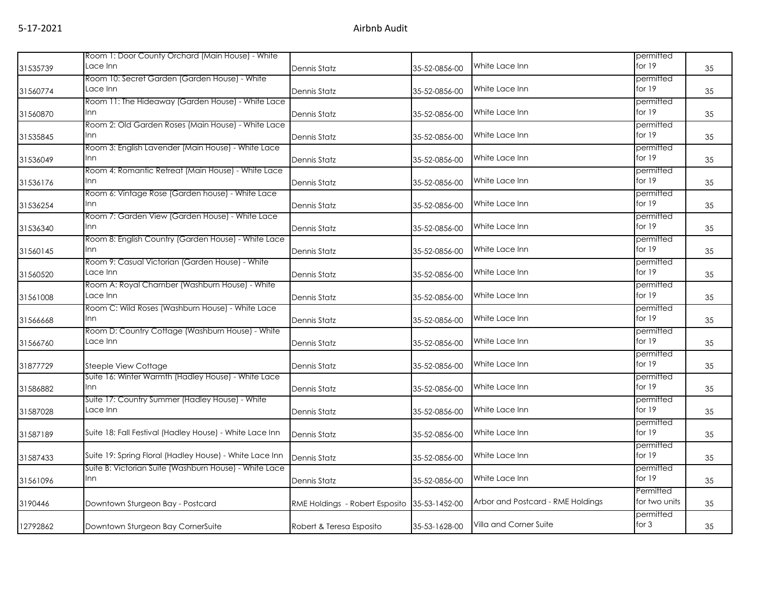| | | | | | | |
|---|---|---|---|---|---|---|
| 31535739 | Room 1: Door County Orchard (Main House) - White Lace Inn | Dennis Statz | 35-52-0856-00 | White Lace Inn | permitted for 19 | 35 |
| 31560774 | Room 10: Secret Garden (Garden House) - White Lace Inn | Dennis Statz | 35-52-0856-00 | White Lace Inn | permitted for 19 | 35 |
| 31560870 | Room 11: The Hideaway (Garden House) - White Lace Inn | Dennis Statz | 35-52-0856-00 | White Lace Inn | permitted for 19 | 35 |
| 31535845 | Room 2: Old Garden Roses (Main House) - White Lace Inn | Dennis Statz | 35-52-0856-00 | White Lace Inn | permitted for 19 | 35 |
| 31536049 | Room 3: English Lavender (Main House) - White Lace Inn | Dennis Statz | 35-52-0856-00 | White Lace Inn | permitted for 19 | 35 |
| 31536176 | Room 4: Romantic Retreat (Main House) - White Lace Inn | Dennis Statz | 35-52-0856-00 | White Lace Inn | permitted for 19 | 35 |
| 31536254 | Room 6: Vintage Rose (Garden house) - White Lace Inn | Dennis Statz | 35-52-0856-00 | White Lace Inn | permitted for 19 | 35 |
| 31536340 | Room 7: Garden View (Garden House) - White Lace Inn | Dennis Statz | 35-52-0856-00 | White Lace Inn | permitted for 19 | 35 |
| 31560145 | Room 8: English Country (Garden House) - White Lace Inn | Dennis Statz | 35-52-0856-00 | White Lace Inn | permitted for 19 | 35 |
| 31560520 | Room 9: Casual Victorian (Garden House) - White Lace Inn | Dennis Statz | 35-52-0856-00 | White Lace Inn | permitted for 19 | 35 |
| 31561008 | Room A: Royal Chamber (Washburn House) - White Lace Inn | Dennis Statz | 35-52-0856-00 | White Lace Inn | permitted for 19 | 35 |
| 31566668 | Room C: Wild Roses (Washburn House) - White Lace Inn | Dennis Statz | 35-52-0856-00 | White Lace Inn | permitted for 19 | 35 |
| 31566760 | Room D: Country Cottage (Washburn House) - White Lace Inn | Dennis Statz | 35-52-0856-00 | White Lace Inn | permitted for 19 | 35 |
| 31877729 | Steeple View Cottage | Dennis Statz | 35-52-0856-00 | White Lace Inn | permitted for 19 | 35 |
| 31586882 | Suite 16: Winter Warmth (Hadley House) - White Lace Inn | Dennis Statz | 35-52-0856-00 | White Lace Inn | permitted for 19 | 35 |
| 31587028 | Suite 17: Country Summer (Hadley House) - White Lace Inn | Dennis Statz | 35-52-0856-00 | White Lace Inn | permitted for 19 | 35 |
| 31587189 | Suite 18: Fall Festival (Hadley House) - White Lace Inn | Dennis Statz | 35-52-0856-00 | White Lace Inn | permitted for 19 | 35 |
| 31587433 | Suite 19: Spring Floral (Hadley House) - White Lace Inn | Dennis Statz | 35-52-0856-00 | White Lace Inn | permitted for 19 | 35 |
| 31561096 | Suite B: Victorian Suite (Washburn House) - White Lace Inn | Dennis Statz | 35-52-0856-00 | White Lace Inn | permitted for 19 | 35 |
| 3190446 | Downtown Sturgeon Bay - Postcard | RME Holdings - Robert Esposito | 35-53-1452-00 | Arbor and Postcard - RME Holdings | Permitted for two units | 35 |
| 12792862 | Downtown Sturgeon Bay CornerSuite | Robert & Teresa Esposito | 35-53-1628-00 | Villa and Corner Suite | permitted for 3 | 35 |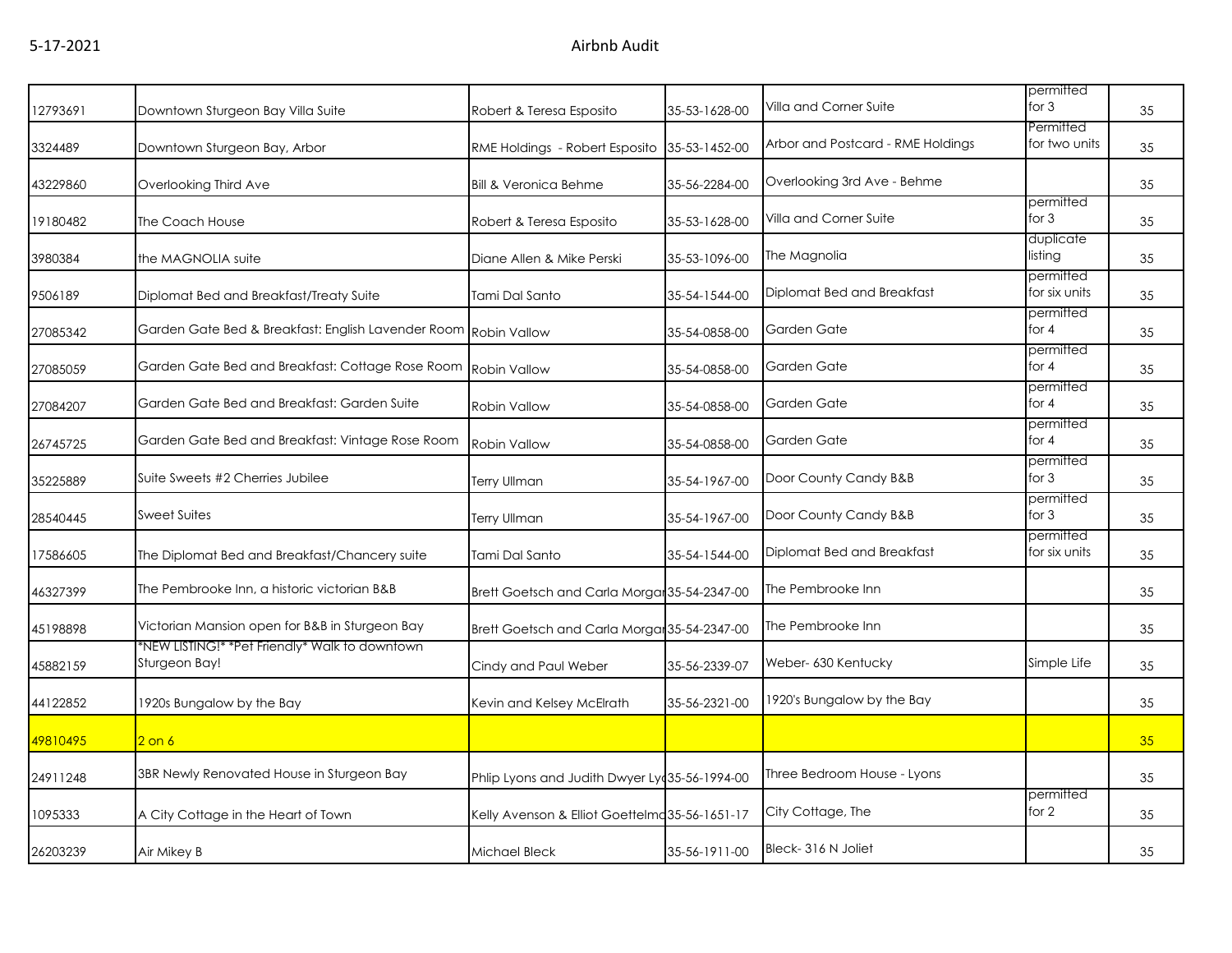5-17-2021 Airbnb Audit

| | | | | | | |
|---|---|---|---|---|---|---|
| 12793691 | Downtown Sturgeon Bay Villa Suite | Robert & Teresa Esposito | 35-53-1628-00 | Villa and Corner Suite | permitted for 3 | 35 |
| 3324489 | Downtown Sturgeon Bay, Arbor | RME Holdings - Robert Esposito | 35-53-1452-00 | Arbor and Postcard - RME Holdings | Permitted for two units | 35 |
| 43229860 | Overlooking Third Ave | Bill & Veronica Behme | 35-56-2284-00 | Overlooking 3rd Ave - Behme | | 35 |
| 19180482 | The Coach House | Robert & Teresa Esposito | 35-53-1628-00 | Villa and Corner Suite | permitted for 3 | 35 |
| 3980384 | the MAGNOLIA suite | Diane Allen & Mike Perski | 35-53-1096-00 | The Magnolia | duplicate listing | 35 |
| 9506189 | Diplomat Bed and Breakfast/Treaty Suite | Tami Dal Santo | 35-54-1544-00 | Diplomat Bed and Breakfast | permitted for six units | 35 |
| 27085342 | Garden Gate Bed & Breakfast: English Lavender Room | Robin Vallow | 35-54-0858-00 | Garden Gate | permitted for 4 | 35 |
| 27085059 | Garden Gate Bed and Breakfast: Cottage Rose Room | Robin Vallow | 35-54-0858-00 | Garden Gate | permitted for 4 | 35 |
| 27084207 | Garden Gate Bed and Breakfast: Garden Suite | Robin Vallow | 35-54-0858-00 | Garden Gate | permitted for 4 | 35 |
| 26745725 | Garden Gate Bed and Breakfast: Vintage Rose Room | Robin Vallow | 35-54-0858-00 | Garden Gate | permitted for 4 | 35 |
| 35225889 | Suite Sweets #2 Cherries Jubilee | Terry Ullman | 35-54-1967-00 | Door County Candy B&B | permitted for 3 | 35 |
| 28540445 | Sweet Suites | Terry Ullman | 35-54-1967-00 | Door County Candy B&B | permitted for 3 | 35 |
| 17586605 | The Diplomat Bed and Breakfast/Chancery suite | Tami Dal Santo | 35-54-1544-00 | Diplomat Bed and Breakfast | permitted for six units | 35 |
| 46327399 | The Pembrooke Inn, a historic victorian B&B | Brett Goetsch and Carla Morgan | 35-54-2347-00 | The Pembrooke Inn | | 35 |
| 45198898 | Victorian Mansion open for B&B in Sturgeon Bay | Brett Goetsch and Carla Morgan | 35-54-2347-00 | The Pembrooke Inn | | 35 |
| 45882159 | *NEW LISTING!* *Pet Friendly* Walk to downtown Sturgeon Bay! | Cindy and Paul Weber | 35-56-2339-07 | Weber- 630 Kentucky | Simple Life | 35 |
| 44122852 | 1920s Bungalow by the Bay | Kevin and Kelsey McElrath | 35-56-2321-00 | 1920's Bungalow by the Bay | | 35 |
| 49810495 | 2 on 6 | | | | | 35 |
| 24911248 | 3BR Newly Renovated House in Sturgeon Bay | Phlip Lyons and Judith Dwyer Lyo | 35-56-1994-00 | Three Bedroom House - Lyons | | 35 |
| 1095333 | A City Cottage in the Heart of Town | Kelly Avenson & Elliot Goettelmo | 35-56-1651-17 | City Cottage, The | permitted for 2 | 35 |
| 26203239 | Air Mikey B | Michael Bleck | 35-56-1911-00 | Bleck- 316 N Joliet | | 35 |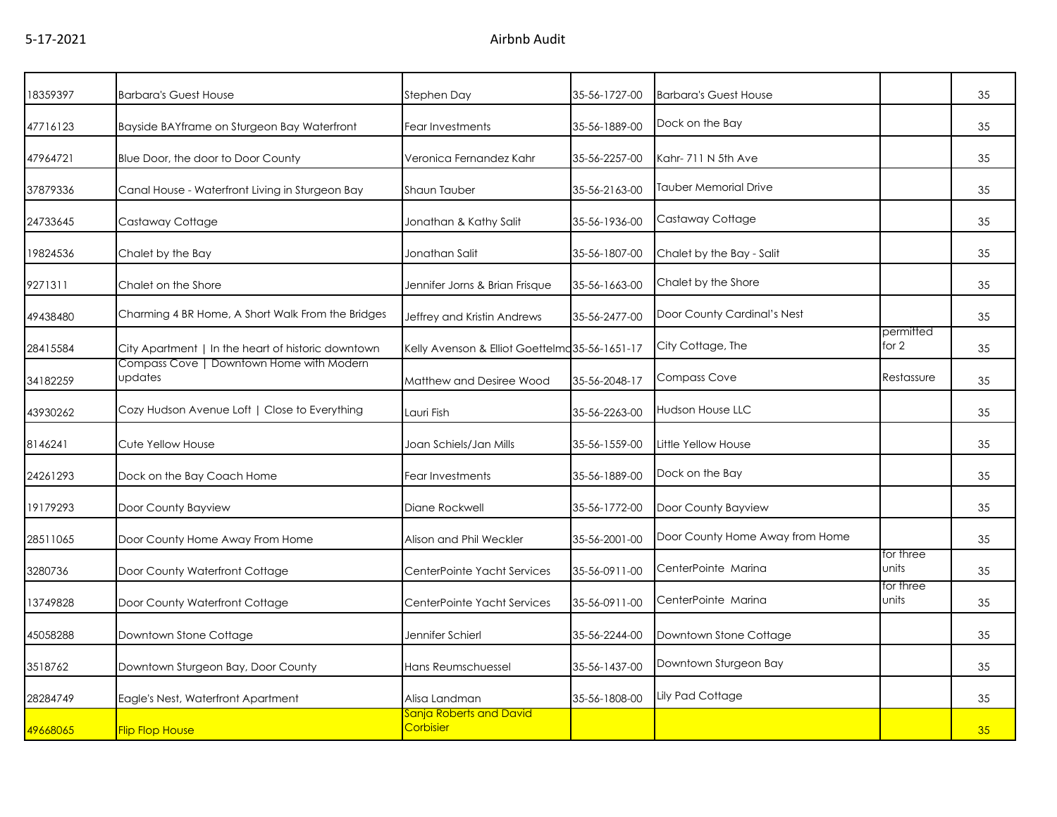| | | | | | | |
|---|---|---|---|---|---|---|
| 18359397 | Barbara's Guest House | Stephen Day | 35-56-1727-00 | Barbara's Guest House | | 35 |
| 47716123 | Bayside BAYframe on Sturgeon Bay Waterfront | Fear Investments | 35-56-1889-00 | Dock on the Bay | | 35 |
| 47964721 | Blue Door, the door to Door County | Veronica Fernandez Kahr | 35-56-2257-00 | Kahr- 711 N 5th Ave | | 35 |
| 37879336 | Canal House - Waterfront Living in Sturgeon Bay | Shaun Tauber | 35-56-2163-00 | Tauber Memorial Drive | | 35 |
| 24733645 | Castaway Cottage | Jonathan & Kathy Salit | 35-56-1936-00 | Castaway Cottage | | 35 |
| 19824536 | Chalet by the Bay | Jonathan Salit | 35-56-1807-00 | Chalet by the Bay - Salit | | 35 |
| 9271311 | Chalet on the Shore | Jennifer Jorns & Brian Frisque | 35-56-1663-00 | Chalet by the Shore | | 35 |
| 49438480 | Charming 4 BR Home, A Short Walk From the Bridges | Jeffrey and Kristin Andrews | 35-56-2477-00 | Door County Cardinal's Nest | | 35 |
| 28415584 | City Apartment \| In the heart of historic downtown | Kelly Avenson & Elliot Goettelma | 35-56-1651-17 | City Cottage, The | permitted for 2 | 35 |
| 34182259 | Compass Cove \| Downtown Home with Modern updates | Matthew and Desiree Wood | 35-56-2048-17 | Compass Cove | Restassure | 35 |
| 43930262 | Cozy Hudson Avenue Loft \| Close to Everything | Lauri Fish | 35-56-2263-00 | Hudson House LLC | | 35 |
| 8146241 | Cute Yellow House | Joan Schiels/Jan Mills | 35-56-1559-00 | Little Yellow House | | 35 |
| 24261293 | Dock on the Bay Coach Home | Fear Investments | 35-56-1889-00 | Dock on the Bay | | 35 |
| 19179293 | Door County Bayview | Diane Rockwell | 35-56-1772-00 | Door County Bayview | | 35 |
| 28511065 | Door County Home Away From Home | Alison and Phil Weckler | 35-56-2001-00 | Door County Home Away from Home | | 35 |
| 3280736 | Door County Waterfront Cottage | CenterPointe Yacht Services | 35-56-0911-00 | CenterPointe Marina | for three units | 35 |
| 13749828 | Door County Waterfront Cottage | CenterPointe Yacht Services | 35-56-0911-00 | CenterPointe Marina | for three units | 35 |
| 45058288 | Downtown Stone Cottage | Jennifer Schierl | 35-56-2244-00 | Downtown Stone Cottage | | 35 |
| 3518762 | Downtown Sturgeon Bay, Door County | Hans Reumschuessel | 35-56-1437-00 | Downtown Sturgeon Bay | | 35 |
| 28284749 | Eagle's Nest, Waterfront Apartment | Alisa Landman | 35-56-1808-00 | Lily Pad Cottage | | 35 |
| 49668065 | Flip Flop House | Sanja Roberts and David Corbisier | | | | 35 |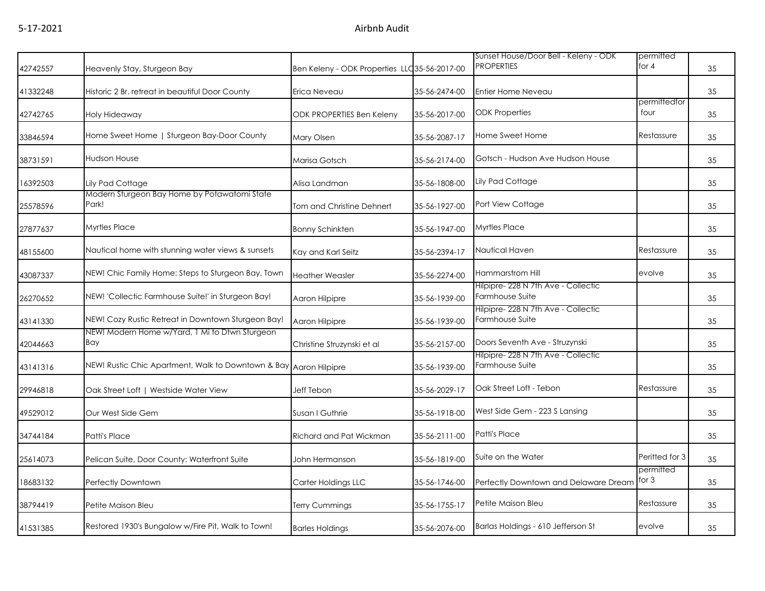| | | | | | | |
|---|---|---|---|---|---|---|
| 42742557 | Heavenly Stay, Sturgeon Bay | Ben Keleny - ODK Properties LLC | 35-56-2017-00 | Sunset House/Door Bell - Keleny - ODK PROPERTIES | permitted for 4 | 35 |
| 41332248 | Historic 2 Br. retreat in beautiful Door County | Erica Neveau | 35-56-2474-00 | Entier Home Neveau | | 35 |
| 42742765 | Holy Hideaway | ODK PROPERTIES Ben Keleny | 35-56-2017-00 | ODK Properties | permittedfor four | 35 |
| 33846594 | Home Sweet Home \| Sturgeon Bay-Door County | Mary Olsen | 35-56-2087-17 | Home Sweet Home | Restassure | 35 |
| 38731591 | Hudson House | Marisa Gotsch | 35-56-2174-00 | Gotsch - Hudson Ave Hudson House | | 35 |
| 16392503 | Lily Pad Cottage | Alisa Landman | 35-56-1808-00 | Lily Pad Cottage | | 35 |
| 25578596 | Modern Sturgeon Bay Home by Potawatomi State Park! | Tom and Christine Dehnert | 35-56-1927-00 | Port View Cottage | | 35 |
| 27877637 | Myrtles Place | Bonny Schinkten | 35-56-1947-00 | Myrtles Place | | 35 |
| 48155600 | Nautical home with stunning water views & sunsets | Kay and Karl Seitz | 35-56-2394-17 | Nautical Haven | Restassure | 35 |
| 43087337 | NEW! Chic Family Home: Steps to Sturgeon Bay, Town | Heather Weasler | 35-56-2274-00 | Hammarstrom Hill | evolve | 35 |
| 26270652 | NEW! 'Collectic Farmhouse Suite!' in Sturgeon Bay! | Aaron Hilpipre | 35-56-1939-00 | Hilpipre- 228 N 7th Ave - Collectic Farmhouse Suite | | 35 |
| 43141330 | NEW! Cozy Rustic Retreat in Downtown Sturgeon Bay! | Aaron Hilpipre | 35-56-1939-00 | Hilpipre- 228 N 7th Ave - Collectic Farmhouse Suite | | 35 |
| 42044663 | NEW! Modern Home w/Yard, 1 Mi to Dtwn Sturgeon Bay | Christine Struzynski et al | 35-56-2157-00 | Doors Seventh Ave - Struzynski | | 35 |
| 43141316 | NEW! Rustic Chic Apartment, Walk to Downtown & Bay | Aaron Hilpipre | 35-56-1939-00 | Hilpipre- 228 N 7th Ave - Collectic Farmhouse Suite | | 35 |
| 29946818 | Oak Street Loft \| Westside Water View | Jeff Tebon | 35-56-2029-17 | Oak Street Loft - Tebon | Restassure | 35 |
| 49529012 | Our West Side Gem | Susan I Guthrie | 35-56-1918-00 | West Side Gem - 223 S Lansing | | 35 |
| 34744184 | Patti's Place | Richard and Pat Wickman | 35-56-2111-00 | Patti's Place | | 35 |
| 25614073 | Pelican Suite, Door County: Waterfront Suite | John Hermanson | 35-56-1819-00 | Suite on the Water | Peritted for 3 | 35 |
| 18683132 | Perfectly Downtown | Carter Holdings LLC | 35-56-1746-00 | Perfectly Downtown and Delaware Dream | permitted for 3 | 35 |
| 38794419 | Petite Maison Bleu | Terry Cummings | 35-56-1755-17 | Petite Maison Bleu | Restassure | 35 |
| 41531385 | Restored 1930's Bungalow w/Fire Pit, Walk to Town! | Barles Holdings | 35-56-2076-00 | Barlas Holdings - 610 Jefferson St | evolve | 35 |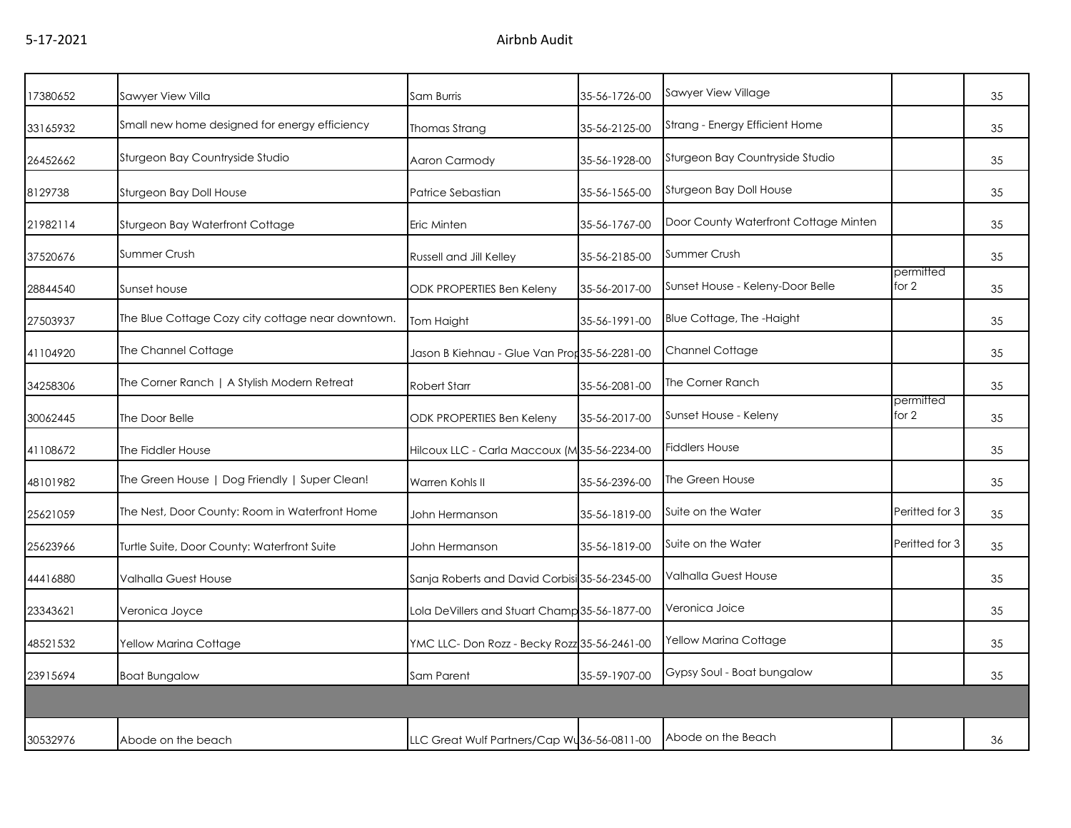| | | | | | | |
|---|---|---|---|---|---|---|
| 17380652 | Sawyer View Villa | Sam Burris | 35-56-1726-00 | Sawyer View Village | | 35 |
| 33165932 | Small new home designed for energy efficiency | Thomas Strang | 35-56-2125-00 | Strang - Energy Efficient Home | | 35 |
| 26452662 | Sturgeon Bay Countryside Studio | Aaron Carmody | 35-56-1928-00 | Sturgeon Bay Countryside Studio | | 35 |
| 8129738 | Sturgeon Bay Doll House | Patrice Sebastian | 35-56-1565-00 | Sturgeon Bay Doll House | | 35 |
| 21982114 | Sturgeon Bay Waterfront Cottage | Eric Minten | 35-56-1767-00 | Door County Waterfront Cottage Minten | | 35 |
| 37520676 | Summer Crush | Russell and Jill Kelley | 35-56-2185-00 | Summer Crush | | 35 |
| 28844540 | Sunset house | ODK PROPERTIES Ben Keleny | 35-56-2017-00 | Sunset House - Keleny-Door Belle | permitted for 2 | 35 |
| 27503937 | The Blue Cottage Cozy city cottage near downtown. | Tom Haight | 35-56-1991-00 | Blue Cottage, The -Haight | | 35 |
| 41104920 | The Channel Cottage | Jason B Kiehnau - Glue Van Prop | 35-56-2281-00 | Channel Cottage | | 35 |
| 34258306 | The Corner Ranch \| A Stylish Modern Retreat | Robert Starr | 35-56-2081-00 | The Corner Ranch | | 35 |
| 30062445 | The Door Belle | ODK PROPERTIES Ben Keleny | 35-56-2017-00 | Sunset House - Keleny | permitted for 2 | 35 |
| 41108672 | The Fiddler House | Hilcoux LLC - Carla Maccoux (M | 35-56-2234-00 | Fiddlers House | | 35 |
| 48101982 | The Green House \| Dog Friendly \| Super Clean! | Warren Kohls II | 35-56-2396-00 | The Green House | | 35 |
| 25621059 | The Nest, Door County: Room in Waterfront Home | John Hermanson | 35-56-1819-00 | Suite on the Water | Peritted for 3 | 35 |
| 25623966 | Turtle Suite, Door County: Waterfront Suite | John Hermanson | 35-56-1819-00 | Suite on the Water | Peritted for 3 | 35 |
| 44416880 | Valhalla Guest House | Sanja Roberts and David Corbisi | 35-56-2345-00 | Valhalla Guest House | | 35 |
| 23343621 | Veronica Joyce | Lola DeVillers and Stuart Champ | 35-56-1877-00 | Veronica Joice | | 35 |
| 48521532 | Yellow Marina Cottage | YMC LLC- Don Rozz - Becky Rozz | 35-56-2461-00 | Yellow Marina Cottage | | 35 |
| 23915694 | Boat Bungalow | Sam Parent | 35-59-1907-00 | Gypsy Soul - Boat bungalow | | 35 |
| | | | | | | |
| 30532976 | Abode on the beach | LLC Great Wulf Partners/Cap Wu | 36-56-0811-00 | Abode on the Beach | | 36 |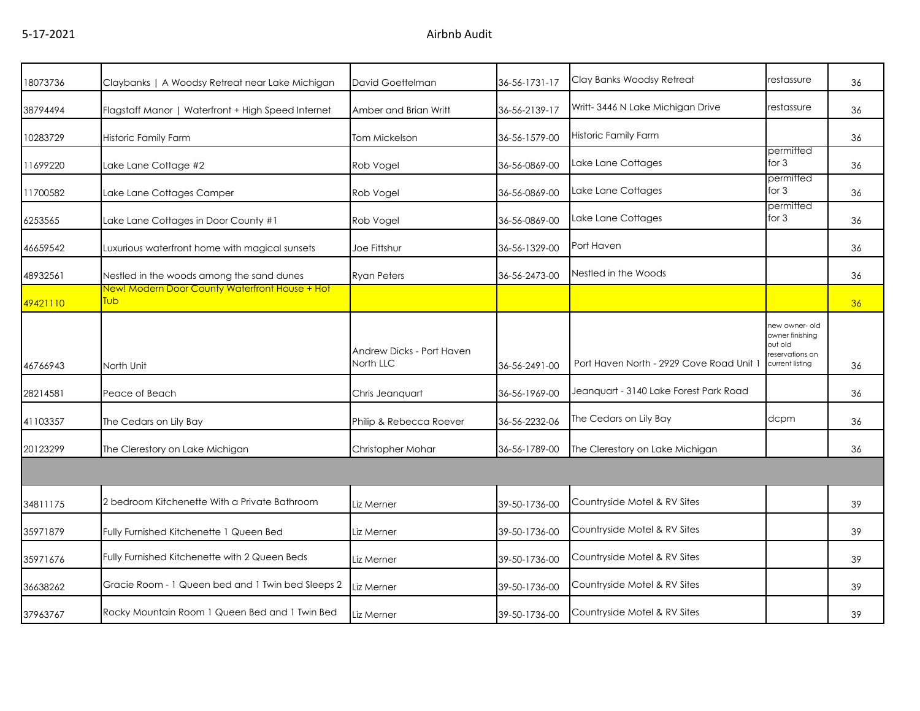| | | | | | | |
|---|---|---|---|---|---|---|
| 18073736 | Claybanks \| A Woodsy Retreat near Lake Michigan | David Goettelman | 36-56-1731-17 | Clay Banks Woodsy Retreat | restassure | 36 |
| 38794494 | Flagstaff Manor \| Waterfront + High Speed Internet | Amber and Brian Writt | 36-56-2139-17 | Writt- 3446 N Lake Michigan Drive | restassure | 36 |
| 10283729 | Historic Family Farm | Tom Mickelson | 36-56-1579-00 | Historic Family Farm | | 36 |
| 11699220 | Lake Lane Cottage #2 | Rob Vogel | 36-56-0869-00 | Lake Lane Cottages | permitted for 3 | 36 |
| 11700582 | Lake Lane Cottages Camper | Rob Vogel | 36-56-0869-00 | Lake Lane Cottages | permitted for 3 | 36 |
| 6253565 | Lake Lane Cottages in Door County #1 | Rob Vogel | 36-56-0869-00 | Lake Lane Cottages | permitted for 3 | 36 |
| 46659542 | Luxurious waterfront home with magical sunsets | Joe Fittshur | 36-56-1329-00 | Port Haven | | 36 |
| 48932561 | Nestled in the woods among the sand dunes | Ryan Peters | 36-56-2473-00 | Nestled in the Woods | | 36 |
| 49421110 | New! Modern Door County Waterfront House + Hot Tub | | | | | 36 |
| 46766943 | North Unit | Andrew Dicks - Port Haven North LLC | 36-56-2491-00 | Port Haven North - 2929 Cove Road Unit 1 | new owner- old owner finishing out old reservations on current listing | 36 |
| 28214581 | Peace of Beach | Chris Jeanquart | 36-56-1969-00 | Jeanquart - 3140 Lake Forest Park Road | | 36 |
| 41103357 | The Cedars on Lily Bay | Philip & Rebecca Roever | 36-56-2232-06 | The Cedars on Lily Bay | dcpm | 36 |
| 20123299 | The Clerestory on Lake Michigan | Christopher Mohar | 36-56-1789-00 | The Clerestory on Lake Michigan | | 36 |
| | | | | | | |
| 34811175 | 2 bedroom Kitchenette With a Private Bathroom | Liz Merner | 39-50-1736-00 | Countryside Motel & RV Sites | | 39 |
| 35971879 | Fully Furnished Kitchenette 1 Queen Bed | Liz Merner | 39-50-1736-00 | Countryside Motel & RV Sites | | 39 |
| 35971676 | Fully Furnished Kitchenette with 2 Queen Beds | Liz Merner | 39-50-1736-00 | Countryside Motel & RV Sites | | 39 |
| 36638262 | Gracie Room - 1 Queen bed and 1 Twin bed Sleeps 2 | Liz Merner | 39-50-1736-00 | Countryside Motel & RV Sites | | 39 |
| 37963767 | Rocky Mountain Room 1 Queen Bed and 1 Twin Bed | Liz Merner | 39-50-1736-00 | Countryside Motel & RV Sites | | 39 |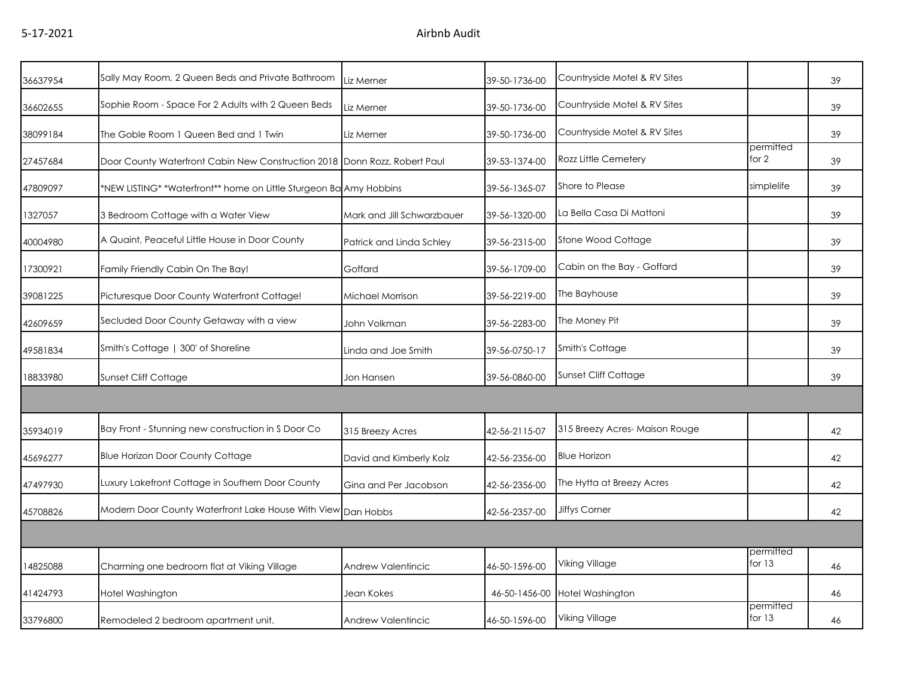| | | | | | | |
|---|---|---|---|---|---|---|
| 36637954 | Sally May Room, 2 Queen Beds and Private Bathroom | Liz Merner | 39-50-1736-00 | Countryside Motel & RV Sites | | 39 |
| 36602655 | Sophie Room - Space For 2 Adults with 2 Queen Beds | Liz Merner | 39-50-1736-00 | Countryside Motel & RV Sites | | 39 |
| 38099184 | The Goble Room 1 Queen Bed and 1 Twin | Liz Merner | 39-50-1736-00 | Countryside Motel & RV Sites | | 39 |
| 27457684 | Door County Waterfront Cabin New Construction 2018 | Donn Rozz, Robert Paul | 39-53-1374-00 | Rozz Little Cemetery | permitted for 2 | 39 |
| 47809097 | *NEW LISTING* *Waterfront** home on Little Sturgeon Ba | Amy Hobbins | 39-56-1365-07 | Shore to Please | simplelife | 39 |
| 1327057 | 3 Bedroom Cottage with a Water View | Mark and Jill Schwarzbauer | 39-56-1320-00 | La Bella Casa Di Mattoni | | 39 |
| 40004980 | A Quaint, Peaceful Little House in Door County | Patrick and Linda Schley | 39-56-2315-00 | Stone Wood Cottage | | 39 |
| 17300921 | Family Friendly Cabin On The Bay! | Goffard | 39-56-1709-00 | Cabin on the Bay - Goffard | | 39 |
| 39081225 | Picturesque Door County Waterfront Cottage! | Michael Morrison | 39-56-2219-00 | The Bayhouse | | 39 |
| 42609659 | Secluded Door County Getaway with a view | John Volkman | 39-56-2283-00 | The Money Pit | | 39 |
| 49581834 | Smith's Cottage \| 300' of Shoreline | Linda and Joe Smith | 39-56-0750-17 | Smith's Cottage | | 39 |
| 18833980 | Sunset Cliff Cottage | Jon Hansen | 39-56-0860-00 | Sunset Cliff Cottage | | 39 |
| | | | | | | |
| 35934019 | Bay Front - Stunning new construction in S Door Co | 315 Breezy Acres | 42-56-2115-07 | 315 Breezy Acres- Maison Rouge | | 42 |
| 45696277 | Blue Horizon Door County Cottage | David and Kimberly Kolz | 42-56-2356-00 | Blue Horizon | | 42 |
| 47497930 | Luxury Lakefront Cottage in Southern Door County | Gina and Per Jacobson | 42-56-2356-00 | The Hytta at Breezy Acres | | 42 |
| 45708826 | Modern Door County Waterfront Lake House With View | Dan Hobbs | 42-56-2357-00 | Jiffys Corner | | 42 |
| | | | | | | |
| 14825088 | Charming one bedroom flat at Viking Village | Andrew Valentincic | 46-50-1596-00 | Viking Village | permitted for 13 | 46 |
| 41424793 | Hotel Washington | Jean Kokes | 46-50-1456-00 | Hotel Washington | | 46 |
| 33796800 | Remodeled 2 bedroom apartment unit. | Andrew Valentincic | 46-50-1596-00 | Viking Village | permitted for 13 | 46 |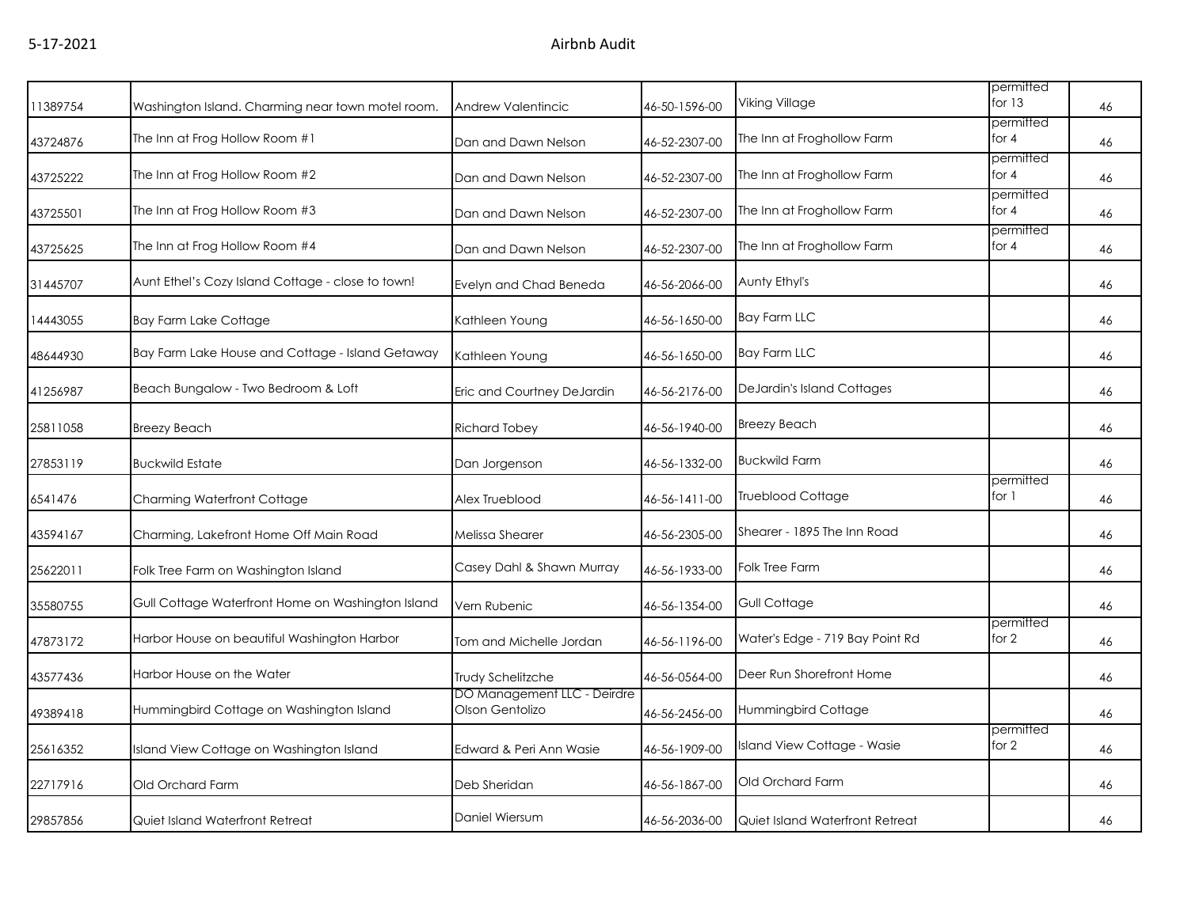| | | | | | | |
|---|---|---|---|---|---|---|
| 11389754 | Washington Island. Charming near town motel room. | Andrew Valentincic | 46-50-1596-00 | Viking Village | permitted for 13 | 46 |
| 43724876 | The Inn at Frog Hollow Room #1 | Dan and Dawn Nelson | 46-52-2307-00 | The Inn at Froghollow Farm | permitted for 4 | 46 |
| 43725222 | The Inn at Frog Hollow Room #2 | Dan and Dawn Nelson | 46-52-2307-00 | The Inn at Froghollow Farm | permitted for 4 | 46 |
| 43725501 | The Inn at Frog Hollow Room #3 | Dan and Dawn Nelson | 46-52-2307-00 | The Inn at Froghollow Farm | permitted for 4 | 46 |
| 43725625 | The Inn at Frog Hollow Room #4 | Dan and Dawn Nelson | 46-52-2307-00 | The Inn at Froghollow Farm | permitted for 4 | 46 |
| 31445707 | Aunt Ethel's Cozy Island Cottage - close to town! | Evelyn and Chad Beneda | 46-56-2066-00 | Aunty Ethyl's | | 46 |
| 14443055 | Bay Farm Lake Cottage | Kathleen Young | 46-56-1650-00 | Bay Farm LLC | | 46 |
| 48644930 | Bay Farm Lake House and Cottage - Island Getaway | Kathleen Young | 46-56-1650-00 | Bay Farm LLC | | 46 |
| 41256987 | Beach Bungalow - Two Bedroom & Loft | Eric and Courtney DeJardin | 46-56-2176-00 | DeJardin's Island Cottages | | 46 |
| 25811058 | Breezy Beach | Richard Tobey | 46-56-1940-00 | Breezy Beach | | 46 |
| 27853119 | Buckwild Estate | Dan Jorgenson | 46-56-1332-00 | Buckwild Farm | | 46 |
| 6541476 | Charming Waterfront Cottage | Alex Trueblood | 46-56-1411-00 | Trueblood Cottage | permitted for 1 | 46 |
| 43594167 | Charming, Lakefront Home Off Main Road | Melissa Shearer | 46-56-2305-00 | Shearer - 1895 The Inn Road | | 46 |
| 25622011 | Folk Tree Farm on Washington Island | Casey Dahl & Shawn Murray | 46-56-1933-00 | Folk Tree Farm | | 46 |
| 35580755 | Gull Cottage Waterfront Home on Washington Island | Vern Rubenic | 46-56-1354-00 | Gull Cottage | | 46 |
| 47873172 | Harbor House on beautiful Washington Harbor | Tom and Michelle Jordan | 46-56-1196-00 | Water's Edge - 719 Bay Point Rd | permitted for 2 | 46 |
| 43577436 | Harbor House on the Water | Trudy Schelitzche | 46-56-0564-00 | Deer Run Shorefront Home | | 46 |
| 49389418 | Hummingbird Cottage on Washington Island | DO Management LLC - Deirdre Olson Gentolizo | 46-56-2456-00 | Hummingbird Cottage | | 46 |
| 25616352 | Island View Cottage on Washington Island | Edward & Peri Ann Wasie | 46-56-1909-00 | Island View Cottage - Wasie | permitted for 2 | 46 |
| 22717916 | Old Orchard Farm | Deb Sheridan | 46-56-1867-00 | Old Orchard Farm | | 46 |
| 29857856 | Quiet Island Waterfront Retreat | Daniel Wiersum | 46-56-2036-00 | Quiet Island Waterfront Retreat | | 46 |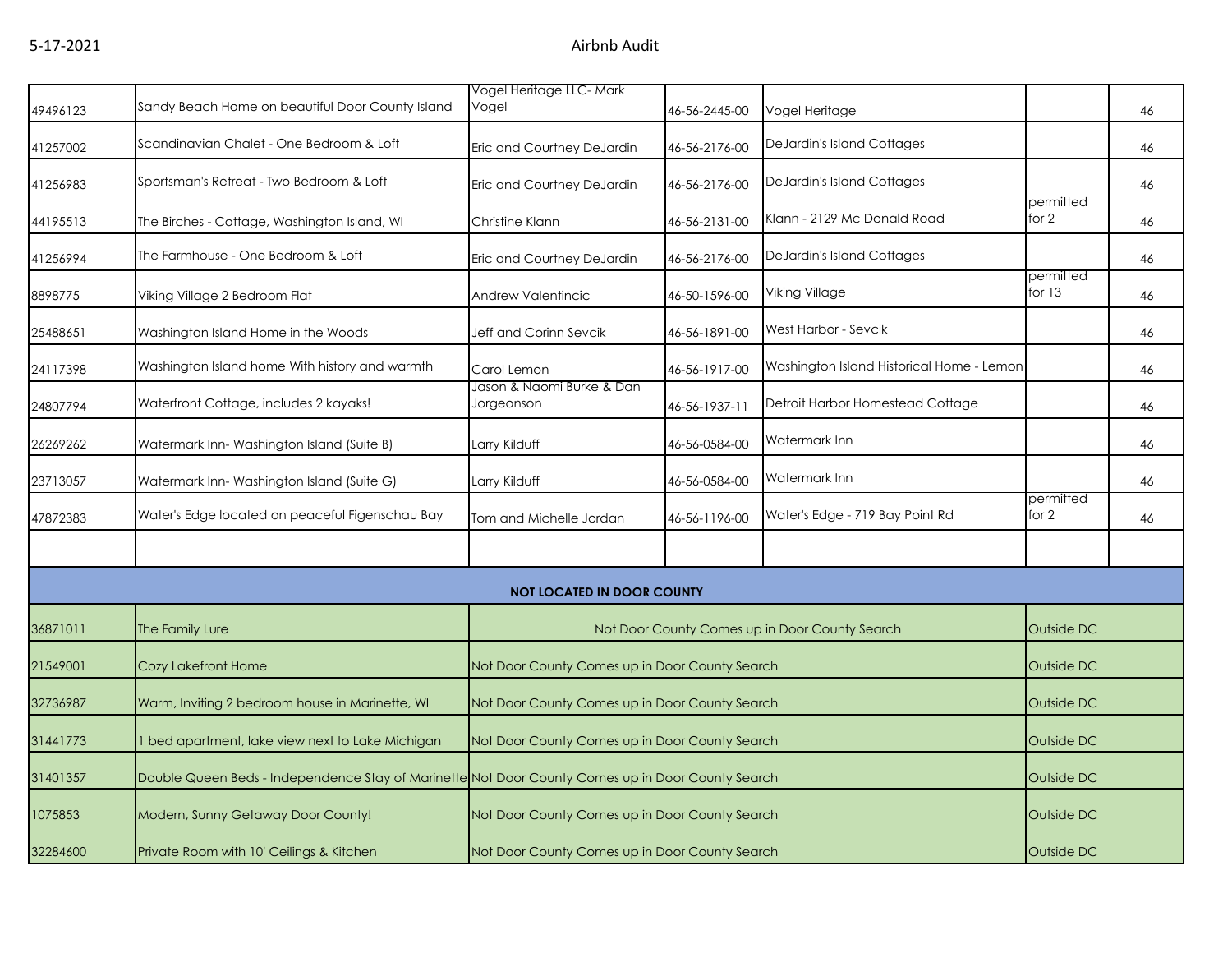| | | | | | | |
|---|---|---|---|---|---|---|
| 49496123 | Sandy Beach Home on beautiful Door County Island | Vogel Heritage LLC- Mark Vogel | 46-56-2445-00 | Vogel Heritage | | 46 |
| 41257002 | Scandinavian Chalet - One Bedroom & Loft | Eric and Courtney DeJardin | 46-56-2176-00 | DeJardin's Island Cottages | | 46 |
| 41256983 | Sportsman's Retreat - Two Bedroom & Loft | Eric and Courtney DeJardin | 46-56-2176-00 | DeJardin's Island Cottages | | 46 |
| 44195513 | The Birches - Cottage, Washington Island, WI | Christine Klann | 46-56-2131-00 | Klann - 2129 Mc Donald Road | permitted for 2 | 46 |
| 41256994 | The Farmhouse - One Bedroom & Loft | Eric and Courtney DeJardin | 46-56-2176-00 | DeJardin's Island Cottages | | 46 |
| 8898775 | Viking Village 2 Bedroom Flat | Andrew Valentincic | 46-50-1596-00 | Viking Village | permitted for 13 | 46 |
| 25488651 | Washington Island Home in the Woods | Jeff and Corinn Sevcik | 46-56-1891-00 | West Harbor - Sevcik | | 46 |
| 24117398 | Washington Island home With history and warmth | Carol Lemon | 46-56-1917-00 | Washington Island Historical Home - Lemon | | 46 |
| 24807794 | Waterfront Cottage, includes 2 kayaks! | Jason & Naomi Burke & Dan Jorgeonson | 46-56-1937-11 | Detroit Harbor Homestead Cottage | | 46 |
| 26269262 | Watermark Inn- Washington Island (Suite B) | Larry Kilduff | 46-56-0584-00 | Watermark Inn | | 46 |
| 23713057 | Watermark Inn- Washington Island (Suite G) | Larry Kilduff | 46-56-0584-00 | Watermark Inn | | 46 |
| 47872383 | Water's Edge located on peaceful Figenschau Bay | Tom and Michelle Jordan | 46-56-1196-00 | Water's Edge - 719 Bay Point Rd | permitted for 2 | 46 |
| | | | | | | |
| | | **NOT LOCATED IN DOOR COUNTY** | | | | |
| 36871011 | The Family Lure | Not Door County Comes up in Door County Search | | | Outside DC | |
| 21549001 | Cozy Lakefront Home | Not Door County Comes up in Door County Search | | | Outside DC | |
| 32736987 | Warm, Inviting 2 bedroom house in Marinette, WI | Not Door County Comes up in Door County Search | | | Outside DC | |
| 31441773 | 1 bed apartment, lake view next to Lake Michigan | Not Door County Comes up in Door County Search | | | Outside DC | |
| 31401357 | Double Queen Beds - Independence Stay of Marinette | Not Door County Comes up in Door County Search | | | Outside DC | |
| 1075853 | Modern, Sunny Getaway Door County! | Not Door County Comes up in Door County Search | | | Outside DC | |
| 32284600 | Private Room with 10' Ceilings & Kitchen | Not Door County Comes up in Door County Search | | | Outside DC | |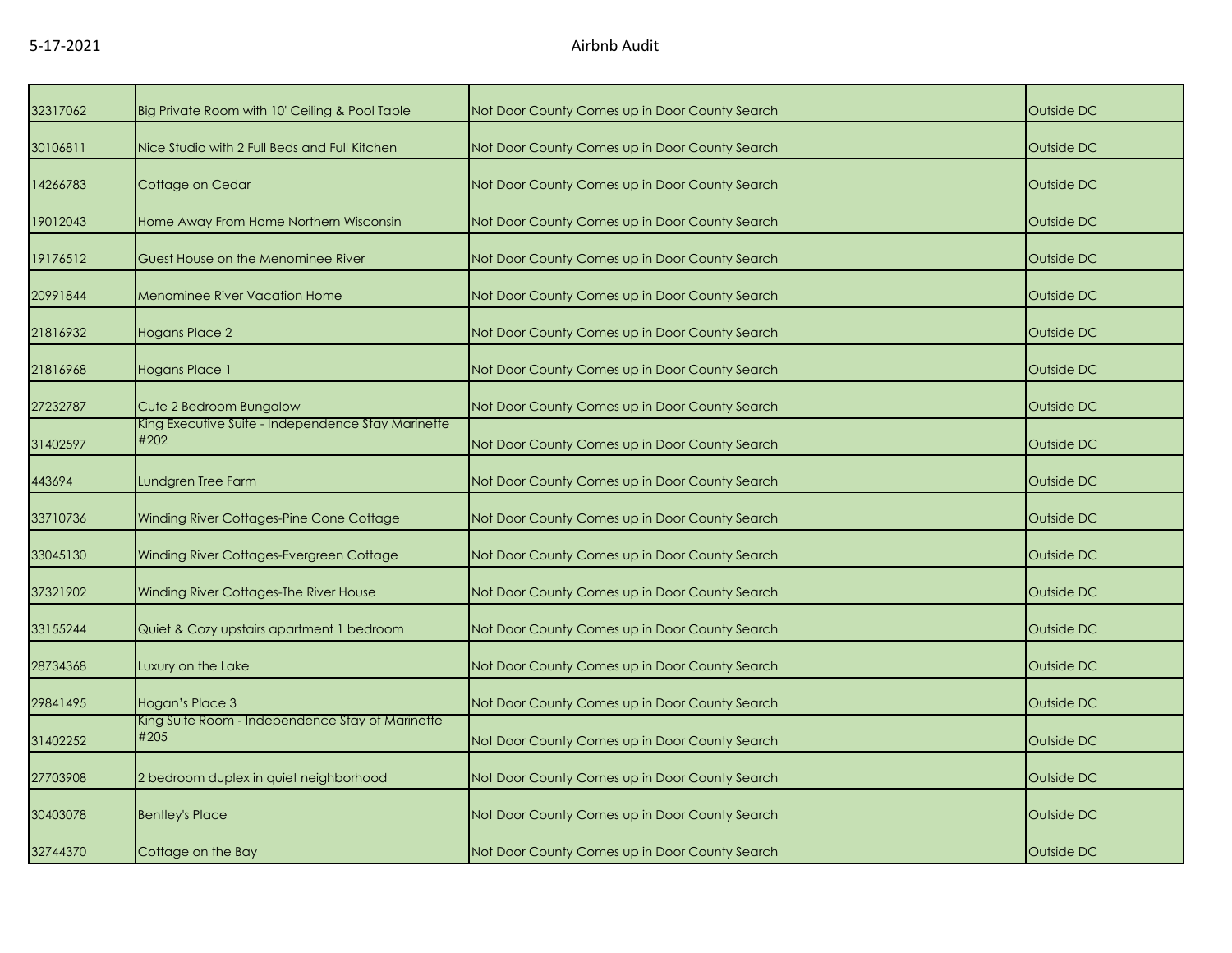| 32317062 | Big Private Room with 10' Ceiling & Pool Table | Not Door County Comes up in Door County Search | Outside DC |
|---|---|---|---|
| 30106811 | Nice Studio with 2 Full Beds and Full Kitchen | Not Door County Comes up in Door County Search | Outside DC |
| 14266783 | Cottage on Cedar | Not Door County Comes up in Door County Search | Outside DC |
| 19012043 | Home Away From Home Northern Wisconsin | Not Door County Comes up in Door County Search | Outside DC |
| 19176512 | Guest House on the Menominee River | Not Door County Comes up in Door County Search | Outside DC |
| 20991844 | Menominee River Vacation Home | Not Door County Comes up in Door County Search | Outside DC |
| 21816932 | Hogans Place 2 | Not Door County Comes up in Door County Search | Outside DC |
| 21816968 | Hogans Place 1 | Not Door County Comes up in Door County Search | Outside DC |
| 27232787 | Cute 2 Bedroom Bungalow | Not Door County Comes up in Door County Search | Outside DC |
| 31402597 | King Executive Suite - Independence Stay Marinette #202 | Not Door County Comes up in Door County Search | Outside DC |
| 443694 | Lundgren Tree Farm | Not Door County Comes up in Door County Search | Outside DC |
| 33710736 | Winding River Cottages-Pine Cone Cottage | Not Door County Comes up in Door County Search | Outside DC |
| 33045130 | Winding River Cottages-Evergreen Cottage | Not Door County Comes up in Door County Search | Outside DC |
| 37321902 | Winding River Cottages-The River House | Not Door County Comes up in Door County Search | Outside DC |
| 33155244 | Quiet & Cozy upstairs apartment 1 bedroom | Not Door County Comes up in Door County Search | Outside DC |
| 28734368 | Luxury on the Lake | Not Door County Comes up in Door County Search | Outside DC |
| 29841495 | Hogan's Place 3 | Not Door County Comes up in Door County Search | Outside DC |
| 31402252 | King Suite Room - Independence Stay of Marinette #205 | Not Door County Comes up in Door County Search | Outside DC |
| 27703908 | 2 bedroom duplex in quiet neighborhood | Not Door County Comes up in Door County Search | Outside DC |
| 30403078 | Bentley's Place | Not Door County Comes up in Door County Search | Outside DC |
| 32744370 | Cottage on the Bay | Not Door County Comes up in Door County Search | Outside DC |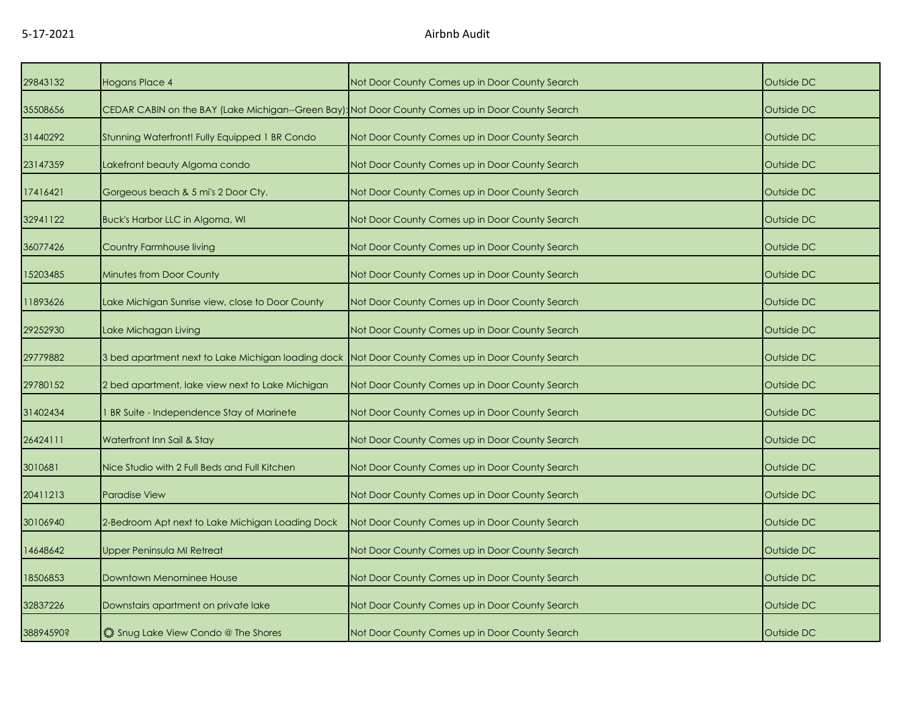| 29843132 | Hogans Place 4 | Not Door County Comes up in Door County Search | Outside DC |
|---|---|---|---|
| 35508656 | CEDAR CABIN on the BAY (Lake Michigan--Green Bay): | Not Door County Comes up in Door County Search | Outside DC |
| 31440292 | Stunning Waterfront! Fully Equipped 1 BR Condo | Not Door County Comes up in Door County Search | Outside DC |
| 23147359 | Lakefront beauty Algoma condo | Not Door County Comes up in Door County Search | Outside DC |
| 17416421 | Gorgeous beach & 5 mi's 2 Door Cty. | Not Door County Comes up in Door County Search | Outside DC |
| 32941122 | Buck's Harbor LLC in Algoma, WI | Not Door County Comes up in Door County Search | Outside DC |
| 36077426 | Country Farmhouse living | Not Door County Comes up in Door County Search | Outside DC |
| 15203485 | Minutes from Door County | Not Door County Comes up in Door County Search | Outside DC |
| 11893626 | Lake Michigan Sunrise view, close to Door County | Not Door County Comes up in Door County Search | Outside DC |
| 29252930 | Lake Michagan Living | Not Door County Comes up in Door County Search | Outside DC |
| 29779882 | 3 bed apartment next to Lake Michigan loading dock | Not Door County Comes up in Door County Search | Outside DC |
| 29780152 | 2 bed apartment, lake view next to Lake Michigan | Not Door County Comes up in Door County Search | Outside DC |
| 31402434 | 1 BR Suite - Independence Stay of Marinete | Not Door County Comes up in Door County Search | Outside DC |
| 26424111 | Waterfront Inn Sail & Stay | Not Door County Comes up in Door County Search | Outside DC |
| 3010681 | Nice Studio with 2 Full Beds and Full Kitchen | Not Door County Comes up in Door County Search | Outside DC |
| 20411213 | Paradise View | Not Door County Comes up in Door County Search | Outside DC |
| 30106940 | 2-Bedroom Apt next to Lake Michigan Loading Dock | Not Door County Comes up in Door County Search | Outside DC |
| 14648642 | Upper Peninsula MI Retreat | Not Door County Comes up in Door County Search | Outside DC |
| 18506853 | Downtown Menominee House | Not Door County Comes up in Door County Search | Outside DC |
| 32837226 | Downstairs apartment on private lake | Not Door County Comes up in Door County Search | Outside DC |
| 38894590? | ۞ Snug Lake View Condo @ The Shores | Not Door County Comes up in Door County Search | Outside DC |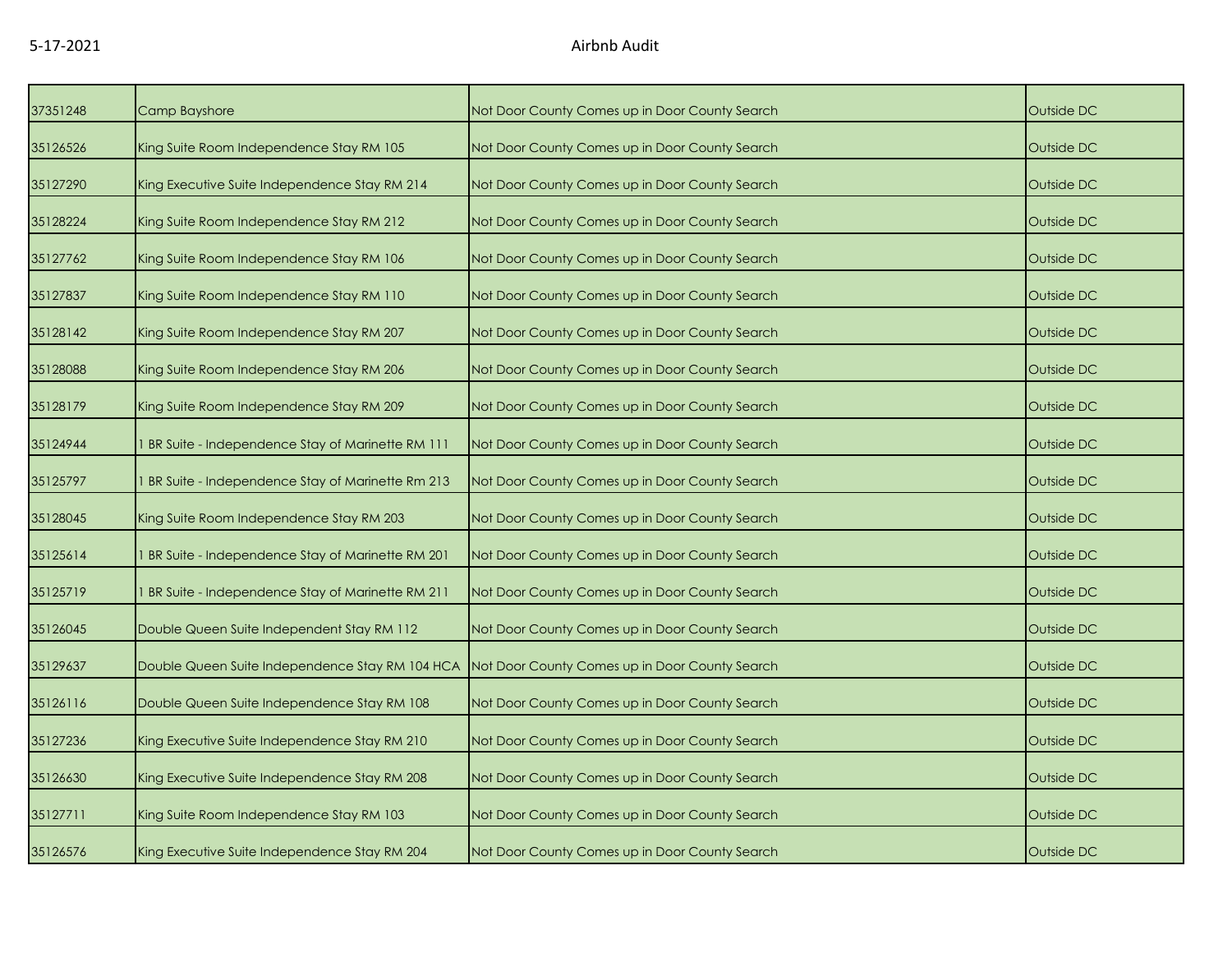| | | | |
|---|---|---|---|
| 37351248 | Camp Bayshore | Not Door County Comes up in Door County Search | Outside DC |
| 35126526 | King Suite Room Independence Stay RM 105 | Not Door County Comes up in Door County Search | Outside DC |
| 35127290 | King Executive Suite Independence Stay RM 214 | Not Door County Comes up in Door County Search | Outside DC |
| 35128224 | King Suite Room Independence Stay RM 212 | Not Door County Comes up in Door County Search | Outside DC |
| 35127762 | King Suite Room Independence Stay RM 106 | Not Door County Comes up in Door County Search | Outside DC |
| 35127837 | King Suite Room Independence Stay RM 110 | Not Door County Comes up in Door County Search | Outside DC |
| 35128142 | King Suite Room Independence Stay RM 207 | Not Door County Comes up in Door County Search | Outside DC |
| 35128088 | King Suite Room Independence Stay RM 206 | Not Door County Comes up in Door County Search | Outside DC |
| 35128179 | King Suite Room Independence Stay RM 209 | Not Door County Comes up in Door County Search | Outside DC |
| 35124944 | 1 BR Suite - Independence Stay of Marinette RM 111 | Not Door County Comes up in Door County Search | Outside DC |
| 35125797 | 1 BR Suite - Independence Stay of Marinette Rm 213 | Not Door County Comes up in Door County Search | Outside DC |
| 35128045 | King Suite Room Independence Stay RM 203 | Not Door County Comes up in Door County Search | Outside DC |
| 35125614 | 1 BR Suite - Independence Stay of Marinette RM 201 | Not Door County Comes up in Door County Search | Outside DC |
| 35125719 | 1 BR Suite - Independence Stay of Marinette RM 211 | Not Door County Comes up in Door County Search | Outside DC |
| 35126045 | Double Queen Suite Independent Stay RM 112 | Not Door County Comes up in Door County Search | Outside DC |
| 35129637 | Double Queen Suite Independence Stay RM 104 HCA | Not Door County Comes up in Door County Search | Outside DC |
| 35126116 | Double Queen Suite Independence Stay RM 108 | Not Door County Comes up in Door County Search | Outside DC |
| 35127236 | King Executive Suite Independence Stay RM 210 | Not Door County Comes up in Door County Search | Outside DC |
| 35126630 | King Executive Suite Independence Stay RM 208 | Not Door County Comes up in Door County Search | Outside DC |
| 35127711 | King Suite Room Independence Stay RM 103 | Not Door County Comes up in Door County Search | Outside DC |
| 35126576 | King Executive Suite Independence Stay RM 204 | Not Door County Comes up in Door County Search | Outside DC |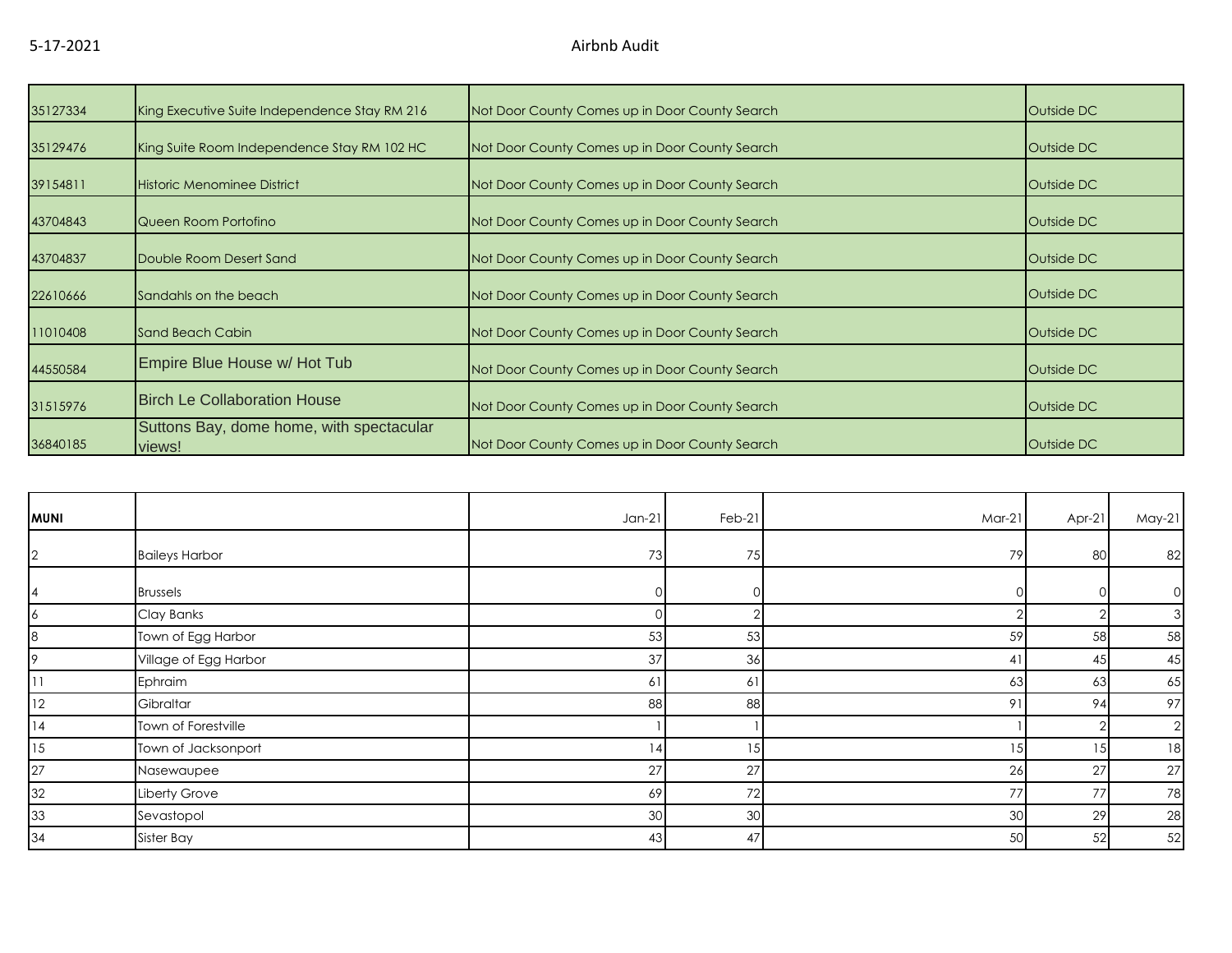| | | | |
|---|---|---|---|
| 35127334 | King Executive Suite Independence Stay RM 216 | Not Door County Comes up in Door County Search | Outside DC |
| 35129476 | King Suite Room Independence Stay RM 102 HC | Not Door County Comes up in Door County Search | Outside DC |
| 39154811 | Historic Menominee District | Not Door County Comes up in Door County Search | Outside DC |
| 43704843 | Queen Room Portofino | Not Door County Comes up in Door County Search | Outside DC |
| 43704837 | Double Room Desert Sand | Not Door County Comes up in Door County Search | Outside DC |
| 22610666 | Sandahls on the beach | Not Door County Comes up in Door County Search | Outside DC |
| 11010408 | Sand Beach Cabin | Not Door County Comes up in Door County Search | Outside DC |
| 44550584 | Empire Blue House w/ Hot Tub | Not Door County Comes up in Door County Search | Outside DC |
| 31515976 | Birch Le Collaboration House | Not Door County Comes up in Door County Search | Outside DC |
| 36840185 | Suttons Bay, dome home, with spectacular views! | Not Door County Comes up in Door County Search | Outside DC |

| MUNI | | Jan-21 | Feb-21 | Mar-21 | Apr-21 | May-21 |
|---|---|---|---|---|---|---|
| 2 | Baileys Harbor | 73 | 75 | 79 | 80 | 82 |
| 4 | Brussels | 0 | 0 | 0 | 0 | 0 |
| 6 | Clay Banks | 0 | 2 | 2 | 2 | 3 |
| 8 | Town of Egg Harbor | 53 | 53 | 59 | 58 | 58 |
| 9 | Village of Egg Harbor | 37 | 36 | 41 | 45 | 45 |
| 11 | Ephraim | 61 | 61 | 63 | 63 | 65 |
| 12 | Gibraltar | 88 | 88 | 91 | 94 | 97 |
| 14 | Town of Forestville | 1 | 1 | 1 | 2 | 2 |
| 15 | Town of Jacksonport | 14 | 15 | 15 | 15 | 18 |
| 27 | Nasewaupee | 27 | 27 | 26 | 27 | 27 |
| 32 | Liberty Grove | 69 | 72 | 77 | 77 | 78 |
| 33 | Sevastopol | 30 | 30 | 30 | 29 | 28 |
| 34 | Sister Bay | 43 | 47 | 50 | 52 | 52 |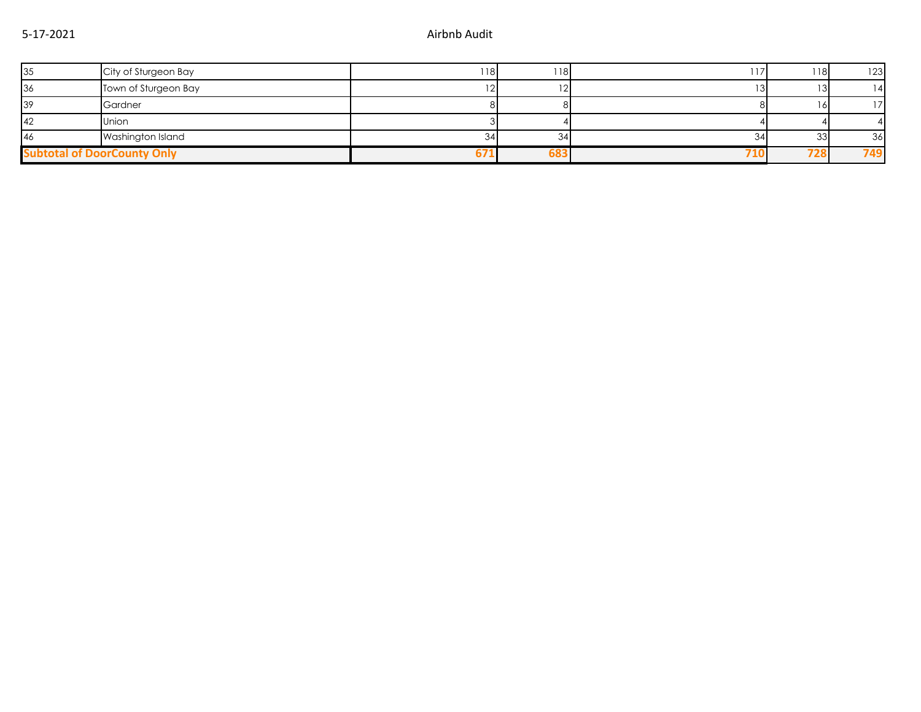| | | | | | | |
|---|---|---|---|---|---|---|
| 35 | City of Sturgeon Bay | 118 | 118 | 117 | 118 | 123 |
| 36 | Town of Sturgeon Bay | 12 | 12 | 13 | 13 | 14 |
| 39 | Gardner | 8 | 8 | 8 | 16 | 17 |
| 42 | Union | 3 | 4 | 4 | 4 | 4 |
| 46 | Washington Island | 34 | 34 | 34 | 33 | 36 |
| **Subtotal of DoorCounty Only** | | **671** | **683** | **710** | **728** | **749** |